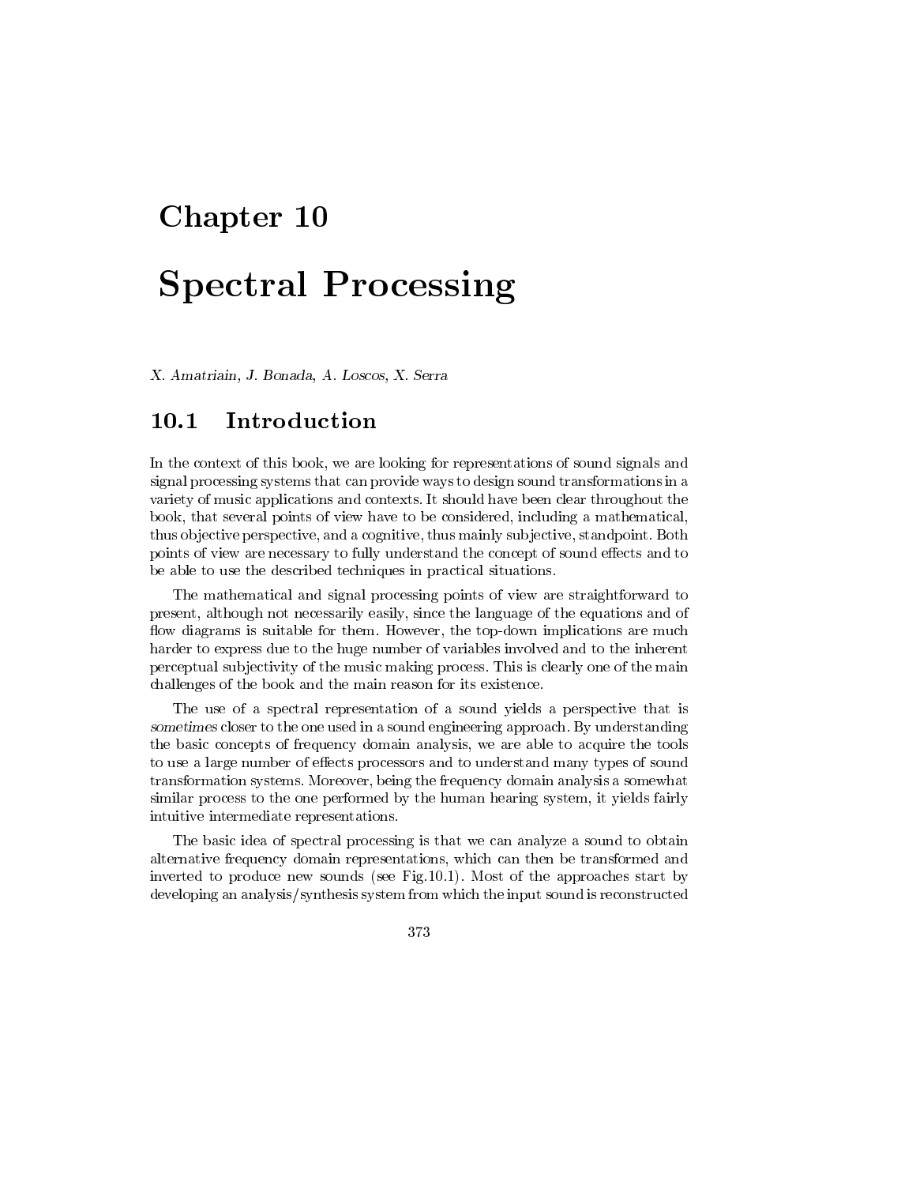# Chapter 10

# Spectral Processing

*X. Amatriain, J. Bonada, A. Loscos, X. Serra*

## 10.1 Introduction

In the context of this book, we are looking for representations of sound signals and signal processing systems that can provide ways to design sound transformations in a variety of music applications and contexts. It should have been clear throughout the book, that several points of view have to be considered, including a mathematical, thus objective perspective, and a cognitive, thus mainly subjective, standpoint. Both points of view are necessary to fully understand the concept of sound effects and to be able to use the described techniques in practical situations.

The mathematical and signal processing points of view are straightforward to present, although not necessarily easily, since the language of the equations and of flow diagrams is suitable for them. However, the top-down implications are much harder to express due to the huge number of variables involved and to the inherent perceptual subjectivity of the music making process. This is clearly one of the main challenges of the book and the main reason for its existence.

The use of a spectral representation of a sound yields a perspective that is *sometimes* closer to the one used in a sound engineering approach. By understanding the basic concepts of frequency domain analysis, we are able to acquire the tools to use a large number of effects processors and to understand many types of sound transformation systems. Moreover, being the frequency domain analysis a somewhat similar process to the one performed by the human hearing system, it yields fairly intuitive intermediate representations.

The basic idea of spectral processing is that we can analyze a sound to obtain alternative frequency domain representations, which can then be transformed and inverted to produce new sounds (see Fig.10.1). Most of the approaches start by developing an analysis/synthesis system from which the input sound is reconstructed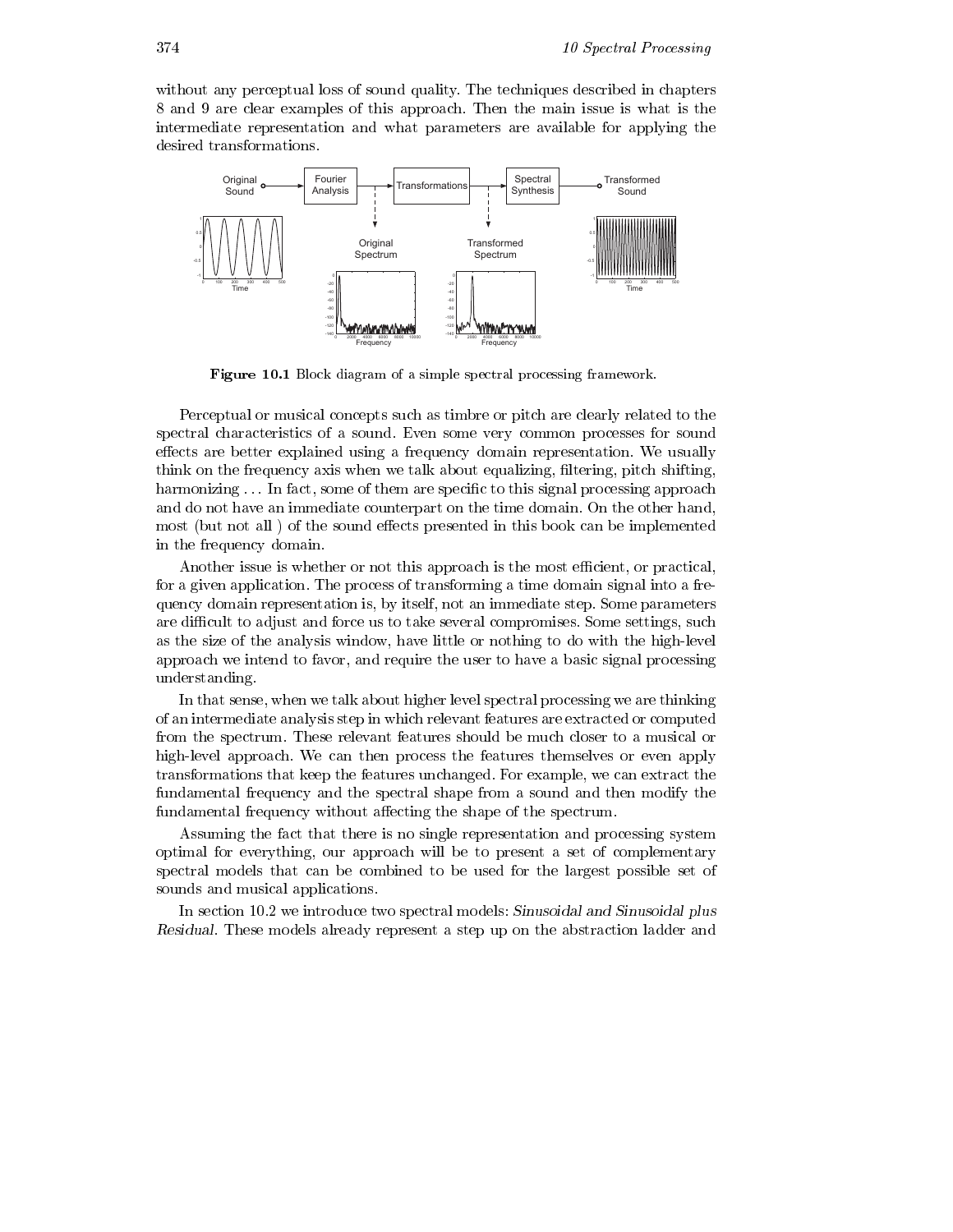without any perceptual loss of sound quality. The techniques described in chapters 8 and 9 are clear examples of this approach. Then the main issue is what is the intermediate representation and what parameters are available for applying the desired transformations.

Original Sound
Fourier Analysis
Transformations
Spectral Synthesis
Transformed Sound
Original Spectrum
Transformed Spectrum
Time
Time
Frequency
Frequency

**Figure 10.1** Block diagram of a simple spectral processing framework.

Perceptual or musical concepts such as timbre or pitch are clearly related to the spectral characteristics of a sound. Even some very common processes for sound effects are better explained using a frequency domain representation. We usually think on the frequency axis when we talk about equalizing, filtering, pitch shifting, harmonizing ... In fact, some of them are specific to this signal processing approach and do not have an immediate counterpart on the time domain. On the other hand, most (but not all ) of the sound effects presented in this book can be implemented in the frequency domain.

Another issue is whether or not this approach is the most efficient, or practical, for a given application. The process of transforming a time domain signal into a frequency domain representation is, by itself, not an immediate step. Some parameters are difficult to adjust and force us to take several compromises. Some settings, such as the size of the analysis window, have little or nothing to do with the high-level approach we intend to favor, and require the user to have a basic signal processing understanding.

In that sense, when we talk about higher level spectral processing we are thinking of an intermediate analysis step in which relevant features are extracted or computed from the spectrum. These relevant features should be much closer to a musical or high-level approach. We can then process the features themselves or even apply transformations that keep the features unchanged. For example, we can extract the fundamental frequency and the spectral shape from a sound and then modify the fundamental frequency without affecting the shape of the spectrum.

Assuming the fact that there is no single representation and processing system optimal for everything, our approach will be to present a set of complementary spectral models that can be combined to be used for the largest possible set of sounds and musical applications.

In section 10.2 we introduce two spectral models: *Sinusoidal and Sinusoidal plus Residual*. These models already represent a step up on the abstraction ladder and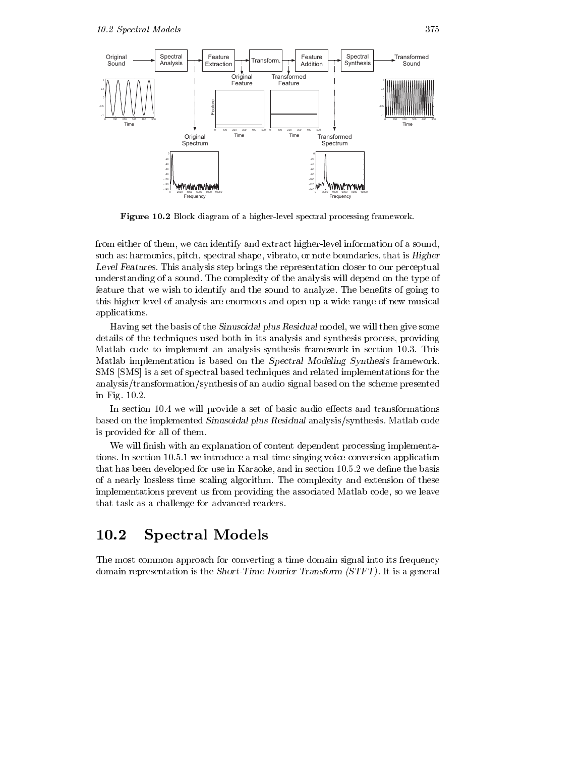**Figure 10.2** Block diagram of a higher-level spectral processing framework.

from either of them, we can identify and extract higher-level information of a sound, such as: harmonics, pitch, spectral shape, vibrato, or note boundaries, that is *Higher Level Features*. This analysis step brings the representation closer to our perceptual understanding of a sound. The complexity of the analysis will depend on the type of feature that we wish to identify and the sound to analyze. The benefits of going to this higher level of analysis are enormous and open up a wide range of new musical applications.

Having set the basis of the *Sinusoidal plus Residual* model, we will then give some details of the techniques used both in its analysis and synthesis process, providing Matlab code to implement an analysis-synthesis framework in section 10.3. This Matlab implementation is based on the *Spectral Modeling Synthesis* framework. SMS [SMS] is a set of spectral based techniques and related implementations for the analysis/transformation/synthesis of an audio signal based on the scheme presented in Fig. 10.2.

In section 10.4 we will provide a set of basic audio effects and transformations based on the implemented *Sinusoidal plus Residual* analysis/synthesis. Matlab code is provided for all of them.

We will finish with an explanation of content dependent processing implementations. In section 10.5.1 we introduce a real-time singing voice conversion application that has been developed for use in Karaoke, and in section 10.5.2 we define the basis of a nearly lossless time scaling algorithm. The complexity and extension of these implementations prevent us from providing the associated Matlab code, so we leave that task as a challenge for advanced readers.

## 10.2 Spectral Models

The most common approach for converting a time domain signal into its frequency domain representation is the *Short-Time Fourier Transform (STFT)*. It is a general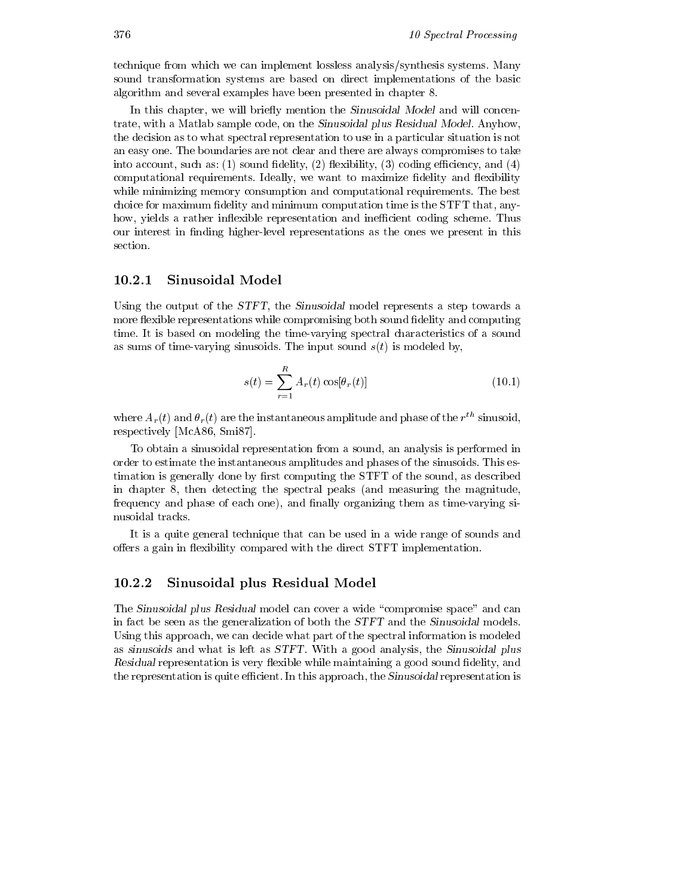technique from which we can implement lossless analysis/synthesis systems. Many sound transformation systems are based on direct implementations of the basic algorithm and several examples have been presented in chapter 8.

In this chapter, we will briefly mention the *Sinusoidal Model* and will concentrate, with a Matlab sample code, on the *Sinusoidal plus Residual Model*. Anyhow, the decision as to what spectral representation to use in a particular situation is not an easy one. The boundaries are not clear and there are always compromises to take into account, such as: (1) sound fidelity, (2) flexibility, (3) coding efficiency, and (4) computational requirements. Ideally, we want to maximize fidelity and flexibility while minimizing memory consumption and computational requirements. The best choice for maximum fidelity and minimum computation time is the STFT that, anyhow, yields a rather inflexible representation and inefficient coding scheme. Thus our interest in finding higher-level representations as the ones we present in this section.

### 10.2.1 Sinusoidal Model

Using the output of the *STFT*, the *Sinusoidal* model represents a step towards a more flexible representations while compromising both sound fidelity and computing time. It is based on modeling the time-varying spectral characteristics of a sound as sums of time-varying sinusoids. The input sound $s(t)$ is modeled by,

$$s(t) = \sum_{r=1}^{R} A_r(t) \cos[\theta_r(t)] \tag{10.1}$$

where $A_r(t)$ and $\theta_r(t)$ are the instantaneous amplitude and phase of the $r^{th}$ sinusoid, respectively [McA86, Smi87].

To obtain a sinusoidal representation from a sound, an analysis is performed in order to estimate the instantaneous amplitudes and phases of the sinusoids. This estimation is generally done by first computing the STFT of the sound, as described in chapter 8, then detecting the spectral peaks (and measuring the magnitude, frequency and phase of each one), and finally organizing them as time-varying sinusoidal tracks.

It is a quite general technique that can be used in a wide range of sounds and offers a gain in flexibility compared with the direct STFT implementation.

### 10.2.2 Sinusoidal plus Residual Model

The *Sinusoidal plus Residual* model can cover a wide "compromise space" and can in fact be seen as the generalization of both the *STFT* and the *Sinusoidal* models. Using this approach, we can decide what part of the spectral information is modeled as *sinusoids* and what is left as *STFT*. With a good analysis, the *Sinusoidal plus Residual* representation is very flexible while maintaining a good sound fidelity, and the representation is quite efficient. In this approach, the *Sinusoidal* representation is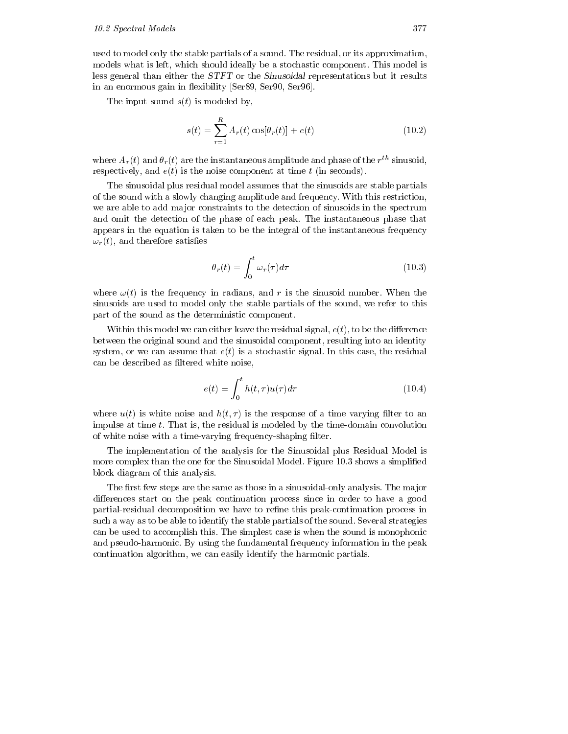used to model only the stable partials of a sound. The residual, or its approximation, models what is left, which should ideally be a stochastic component. This model is less general than either the *STFT* or the *Sinusoidal* representations but it results in an enormous gain in flexibility [Ser89, Ser90, Ser96].

The input sound $s(t)$ is modeled by,

$$s(t) = \sum_{r=1}^{R} A_r(t) \cos[\theta_r(t)] + e(t) \tag{10.2}$$

where $A_r(t)$ and $\theta_r(t)$ are the instantaneous amplitude and phase of the $r^{th}$ sinusoid, respectively, and $e(t)$ is the noise component at time $t$ (in seconds).

The sinusoidal plus residual model assumes that the sinusoids are stable partials of the sound with a slowly changing amplitude and frequency. With this restriction, we are able to add major constraints to the detection of sinusoids in the spectrum and omit the detection of the phase of each peak. The instantaneous phase that appears in the equation is taken to be the integral of the instantaneous frequency $\omega_r(t)$, and therefore satisfies

$$\theta_r(t) = \int_0^t \omega_r(\tau) d\tau \tag{10.3}$$

where $\omega(t)$ is the frequency in radians, and $r$ is the sinusoid number. When the sinusoids are used to model only the stable partials of the sound, we refer to this part of the sound as the deterministic component.

Within this model we can either leave the residual signal, $e(t)$, to be the difference between the original sound and the sinusoidal component, resulting into an identity system, or we can assume that $e(t)$ is a stochastic signal. In this case, the residual can be described as filtered white noise,

$$e(t) = \int_0^t h(t, \tau) u(\tau) d\tau \tag{10.4}$$

where $u(t)$ is white noise and $h(t, \tau)$ is the response of a time varying filter to an impulse at time $t$. That is, the residual is modeled by the time-domain convolution of white noise with a time-varying frequency-shaping filter.

The implementation of the analysis for the Sinusoidal plus Residual Model is more complex than the one for the Sinusoidal Model. Figure 10.3 shows a simplified block diagram of this analysis.

The first few steps are the same as those in a sinusoidal-only analysis. The major differences start on the peak continuation process since in order to have a good partial-residual decomposition we have to refine this peak-continuation process in such a way as to be able to identify the stable partials of the sound. Several strategies can be used to accomplish this. The simplest case is when the sound is monophonic and pseudo-harmonic. By using the fundamental frequency information in the peak continuation algorithm, we can easily identify the harmonic partials.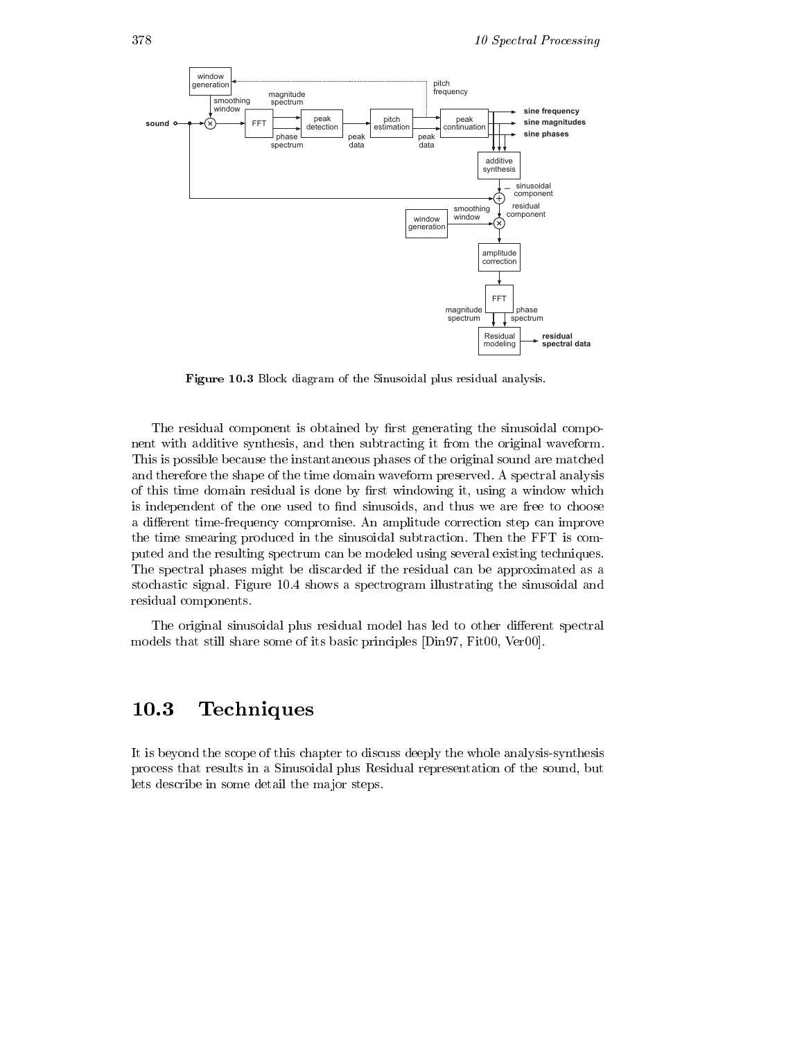Figure 10.3 Block diagram of the Sinusoidal plus residual analysis.

The residual component is obtained by first generating the sinusoidal component with additive synthesis, and then subtracting it from the original waveform. This is possible because the instantaneous phases of the original sound are matched and therefore the shape of the time domain waveform preserved. A spectral analysis of this time domain residual is done by first windowing it, using a window which is independent of the one used to find sinusoids, and thus we are free to choose a different time-frequency compromise. An amplitude correction step can improve the time smearing produced in the sinusoidal subtraction. Then the FFT is computed and the resulting spectrum can be modeled using several existing techniques. The spectral phases might be discarded if the residual can be approximated as a stochastic signal. Figure 10.4 shows a spectrogram illustrating the sinusoidal and residual components.

The original sinusoidal plus residual model has led to other different spectral models that still share some of its basic principles [Din97, Fit00, Ver00].

## 10.3 Techniques

It is beyond the scope of this chapter to discuss deeply the whole analysis-synthesis process that results in a Sinusoidal plus Residual representation of the sound, but lets describe in some detail the major steps.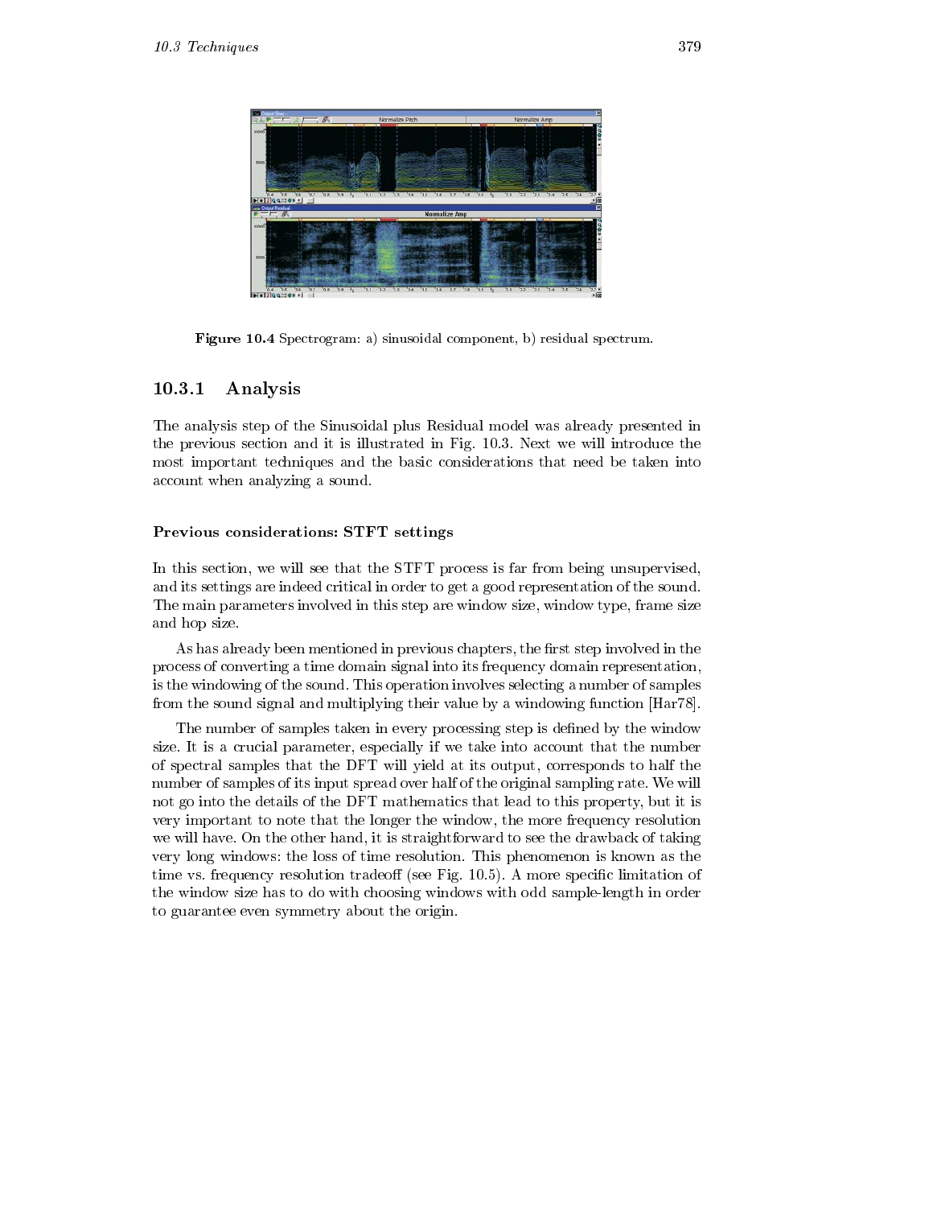**Figure 10.4** Spectrogram: a) sinusoidal component, b) residual spectrum.

### 10.3.1 Analysis

The analysis step of the Sinusoidal plus Residual model was already presented in the previous section and it is illustrated in Fig. 10.3. Next we will introduce the most important techniques and the basic considerations that need be taken into account when analyzing a sound.

#### Previous considerations: STFT settings

In this section, we will see that the STFT process is far from being unsupervised, and its settings are indeed critical in order to get a good representation of the sound. The main parameters involved in this step are window size, window type, frame size and hop size.

As has already been mentioned in previous chapters, the first step involved in the process of converting a time domain signal into its frequency domain representation, is the windowing of the sound. This operation involves selecting a number of samples from the sound signal and multiplying their value by a windowing function [Har78].

The number of samples taken in every processing step is defined by the window size. It is a crucial parameter, especially if we take into account that the number of spectral samples that the DFT will yield at its output, corresponds to half the number of samples of its input spread over half of the original sampling rate. We will not go into the details of the DFT mathematics that lead to this property, but it is very important to note that the longer the window, the more frequency resolution we will have. On the other hand, it is straightforward to see the drawback of taking very long windows: the loss of time resolution. This phenomenon is known as the time vs. frequency resolution tradeoff (see Fig. 10.5). A more specific limitation of the window size has to do with choosing windows with odd sample-length in order to guarantee even symmetry about the origin.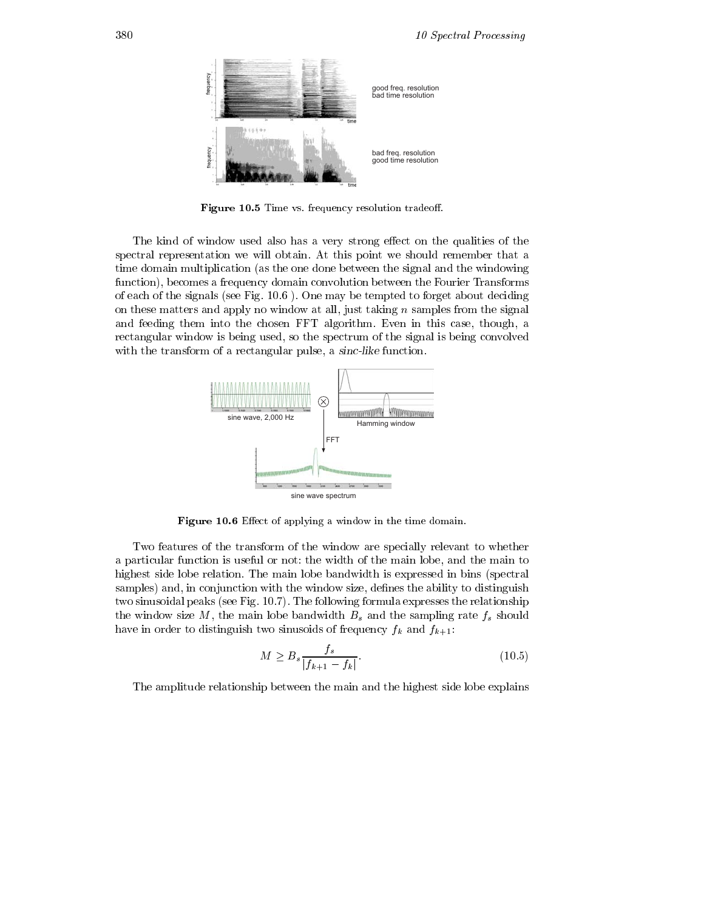**Figure 10.5** Time vs. frequency resolution tradeoff.

The kind of window used also has a very strong effect on the qualities of the spectral representation we will obtain. At this point we should remember that a time domain multiplication (as the one done between the signal and the windowing function), becomes a frequency domain convolution between the Fourier Transforms of each of the signals (see Fig. 10.6 ). One may be tempted to forget about deciding on these matters and apply no window at all, just taking $n$ samples from the signal and feeding them into the chosen FFT algorithm. Even in this case, though, a rectangular window is being used, so the spectrum of the signal is being convolved with the transform of a rectangular pulse, a *sinc-like* function.

**Figure 10.6** Effect of applying a window in the time domain.

Two features of the transform of the window are specially relevant to whether a particular function is useful or not: the width of the main lobe, and the main to highest side lobe relation. The main lobe bandwidth is expressed in bins (spectral samples) and, in conjunction with the window size, defines the ability to distinguish two sinusoidal peaks (see Fig. 10.7). The following formula expresses the relationship the window size $M$, the main lobe bandwidth $B_s$ and the sampling rate $f_s$ should have in order to distinguish two sinusoids of frequency $f_k$ and $f_{k+1}$:

$$M \geq B_s \frac{f_s}{|f_{k+1} - f_k|}. \tag{10.5}$$

The amplitude relationship between the main and the highest side lobe explains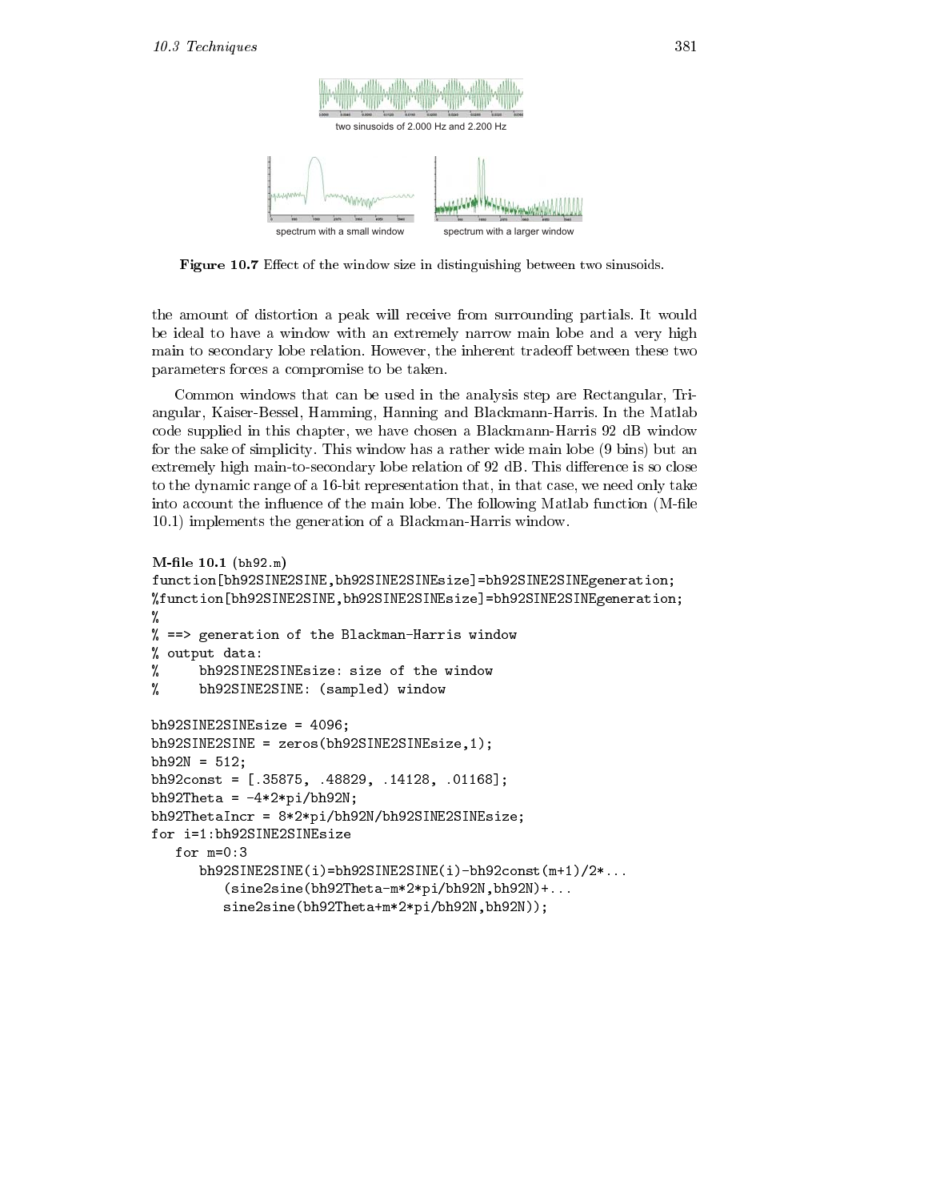two sinusoids of 2.000 Hz and 2.200 Hz

spectrum with a small window

spectrum with a larger window

**Figure 10.7** Effect of the window size in distinguishing between two sinusoids.

the amount of distortion a peak will receive from surrounding partials. It would be ideal to have a window with an extremely narrow main lobe and a very high main to secondary lobe relation. However, the inherent tradeoff between these two parameters forces a compromise to be taken.

Common windows that can be used in the analysis step are Rectangular, Triangular, Kaiser-Bessel, Hamming, Hanning and Blackmann-Harris. In the Matlab code supplied in this chapter, we have chosen a Blackmann-Harris 92 dB window for the sake of simplicity. This window has a rather wide main lobe (9 bins) but an extremely high main-to-secondary lobe relation of 92 dB. This difference is so close to the dynamic range of a 16-bit representation that, in that case, we need only take into account the influence of the main lobe. The following Matlab function (M-file 10.1) implements the generation of a Blackman-Harris window.

**M-file 10.1** (bh92.m)

```
function[bh92SINE2SINE,bh92SINE2SINEsize]=bh92SINE2SINEgeneration;
%function[bh92SINE2SINE,bh92SINE2SINEsize]=bh92SINE2SINEgeneration;
%
% ==> generation of the Blackman-Harris window
% output data:
%     bh92SINE2SINEsize: size of the window
%     bh92SINE2SINE: (sampled) window

bh92SINE2SINEsize = 4096;
bh92SINE2SINE = zeros(bh92SINE2SINEsize,1);
bh92N = 512;
bh92const = [.35875, .48829, .14128, .01168];
bh92Theta = -4*2*pi/bh92N;
bh92ThetaIncr = 8*2*pi/bh92N/bh92SINE2SINEsize;
for i=1:bh92SINE2SINEsize
   for m=0:3
      bh92SINE2SINE(i)=bh92SINE2SINE(i)-bh92const(m+1)/2*...
         (sine2sine(bh92Theta-m*2*pi/bh92N,bh92N)+...
         sine2sine(bh92Theta+m*2*pi/bh92N,bh92N));
```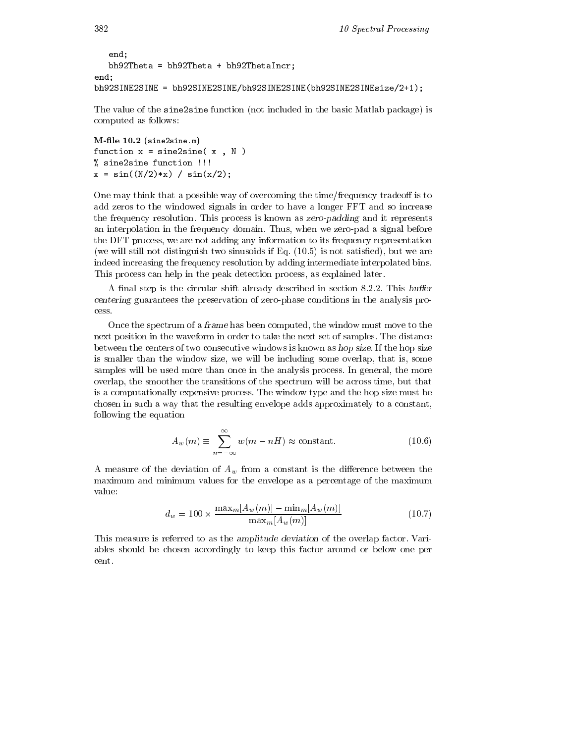```
   end;
   bh92Theta = bh92Theta + bh92ThetaIncr;
end;
bh92SINE2SINE = bh92SINE2SINE/bh92SINE2SINE(bh92SINE2SINEsize/2+1);
```

The value of the `sine2sine` function (not included in the basic Matlab package) is computed as follows:

**M-file 10.2** (`sine2sine.m`)

```
function x = sine2sine( x , N )
% sine2sine function !!!
x = sin((N/2)*x) / sin(x/2);
```

One may think that a possible way of overcoming the time/frequency tradeoff is to add zeros to the windowed signals in order to have a longer FFT and so increase the frequency resolution. This process is known as *zero-padding* and it represents an interpolation in the frequency domain. Thus, when we zero-pad a signal before the DFT process, we are not adding any information to its frequency representation (we will still not distinguish two sinusoids if Eq. (10.5) is not satisfied), but we are indeed increasing the frequency resolution by adding intermediate interpolated bins. This process can help in the peak detection process, as explained later.

A final step is the circular shift already described in section 8.2.2. This *buffer centering* guarantees the preservation of zero-phase conditions in the analysis process.

Once the spectrum of a *frame* has been computed, the window must move to the next position in the waveform in order to take the next set of samples. The distance between the centers of two consecutive windows is known as *hop size*. If the hop size is smaller than the window size, we will be including some overlap, that is, some samples will be used more than once in the analysis process. In general, the more overlap, the smoother the transitions of the spectrum will be across time, but that is a computationally expensive process. The window type and the hop size must be chosen in such a way that the resulting envelope adds approximately to a constant, following the equation

$$A_w(m) \equiv \sum_{n=-\infty}^{\infty} w(m - nH) \approx \text{constant}. \tag{10.6}$$

A measure of the deviation of $A_w$ from a constant is the difference between the maximum and minimum values for the envelope as a percentage of the maximum value:

$$d_w = 100 \times \frac{\max_m[A_w(m)] - \min_m[A_w(m)]}{\max_m[A_w(m)]} \tag{10.7}$$

This measure is referred to as the *amplitude deviation* of the overlap factor. Variables should be chosen accordingly to keep this factor around or below one per cent.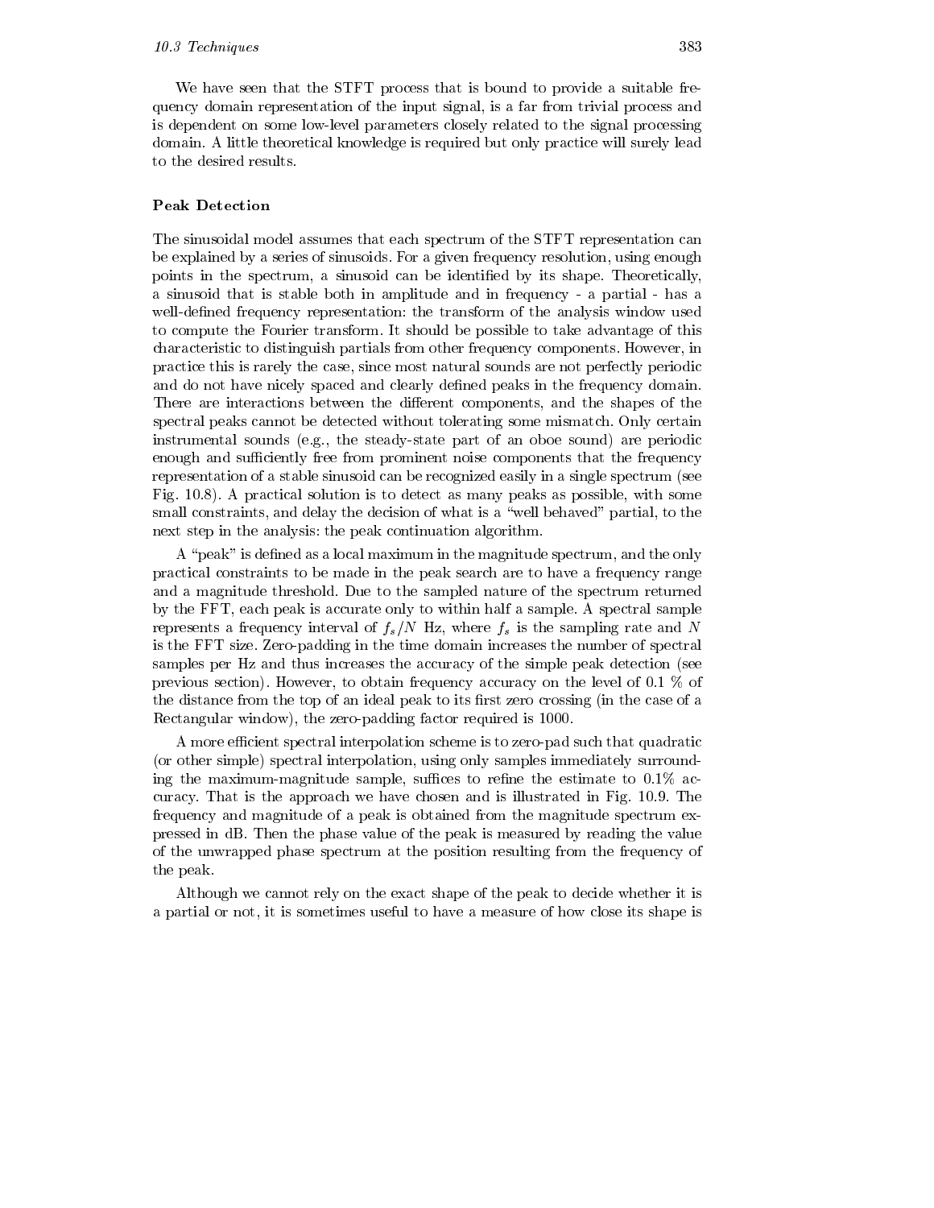We have seen that the STFT process that is bound to provide a suitable frequency domain representation of the input signal, is a far from trivial process and is dependent on some low-level parameters closely related to the signal processing domain. A little theoretical knowledge is required but only practice will surely lead to the desired results.

### Peak Detection

The sinusoidal model assumes that each spectrum of the STFT representation can be explained by a series of sinusoids. For a given frequency resolution, using enough points in the spectrum, a sinusoid can be identified by its shape. Theoretically, a sinusoid that is stable both in amplitude and in frequency - a partial - has a well-defined frequency representation: the transform of the analysis window used to compute the Fourier transform. It should be possible to take advantage of this characteristic to distinguish partials from other frequency components. However, in practice this is rarely the case, since most natural sounds are not perfectly periodic and do not have nicely spaced and clearly defined peaks in the frequency domain. There are interactions between the different components, and the shapes of the spectral peaks cannot be detected without tolerating some mismatch. Only certain instrumental sounds (e.g., the steady-state part of an oboe sound) are periodic enough and sufficiently free from prominent noise components that the frequency representation of a stable sinusoid can be recognized easily in a single spectrum (see Fig. 10.8). A practical solution is to detect as many peaks as possible, with some small constraints, and delay the decision of what is a "well behaved" partial, to the next step in the analysis: the peak continuation algorithm.

A "peak" is defined as a local maximum in the magnitude spectrum, and the only practical constraints to be made in the peak search are to have a frequency range and a magnitude threshold. Due to the sampled nature of the spectrum returned by the FFT, each peak is accurate only to within half a sample. A spectral sample represents a frequency interval of $f_s/N$ Hz, where $f_s$ is the sampling rate and $N$ is the FFT size. Zero-padding in the time domain increases the number of spectral samples per Hz and thus increases the accuracy of the simple peak detection (see previous section). However, to obtain frequency accuracy on the level of 0.1 % of the distance from the top of an ideal peak to its first zero crossing (in the case of a Rectangular window), the zero-padding factor required is 1000.

A more efficient spectral interpolation scheme is to zero-pad such that quadratic (or other simple) spectral interpolation, using only samples immediately surrounding the maximum-magnitude sample, suffices to refine the estimate to 0.1% accuracy. That is the approach we have chosen and is illustrated in Fig. 10.9. The frequency and magnitude of a peak is obtained from the magnitude spectrum expressed in dB. Then the phase value of the peak is measured by reading the value of the unwrapped phase spectrum at the position resulting from the frequency of the peak.

Although we cannot rely on the exact shape of the peak to decide whether it is a partial or not, it is sometimes useful to have a measure of how close its shape is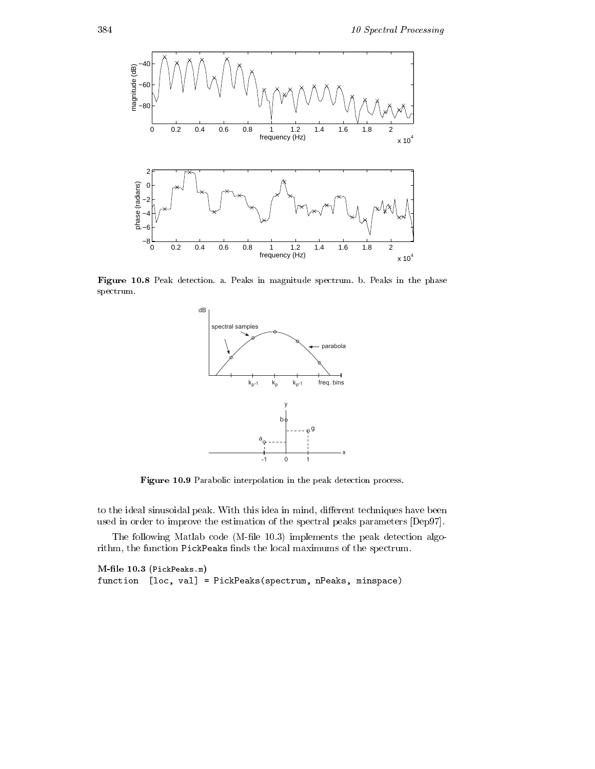**Figure 10.8** Peak detection. a. Peaks in magnitude spectrum. b. Peaks in the phase spectrum.

**Figure 10.9** Parabolic interpolation in the peak detection process.

to the ideal sinusoidal peak. With this idea in mind, different techniques have been used in order to improve the estimation of the spectral peaks parameters [Dep97].

The following Matlab code (M-file 10.3) implements the peak detection algorithm, the function `PickPeaks` finds the local maximums of the spectrum.

**M-file 10.3** (`PickPeaks.m`)

```
function  [loc, val] = PickPeaks(spectrum, nPeaks, minspace)
```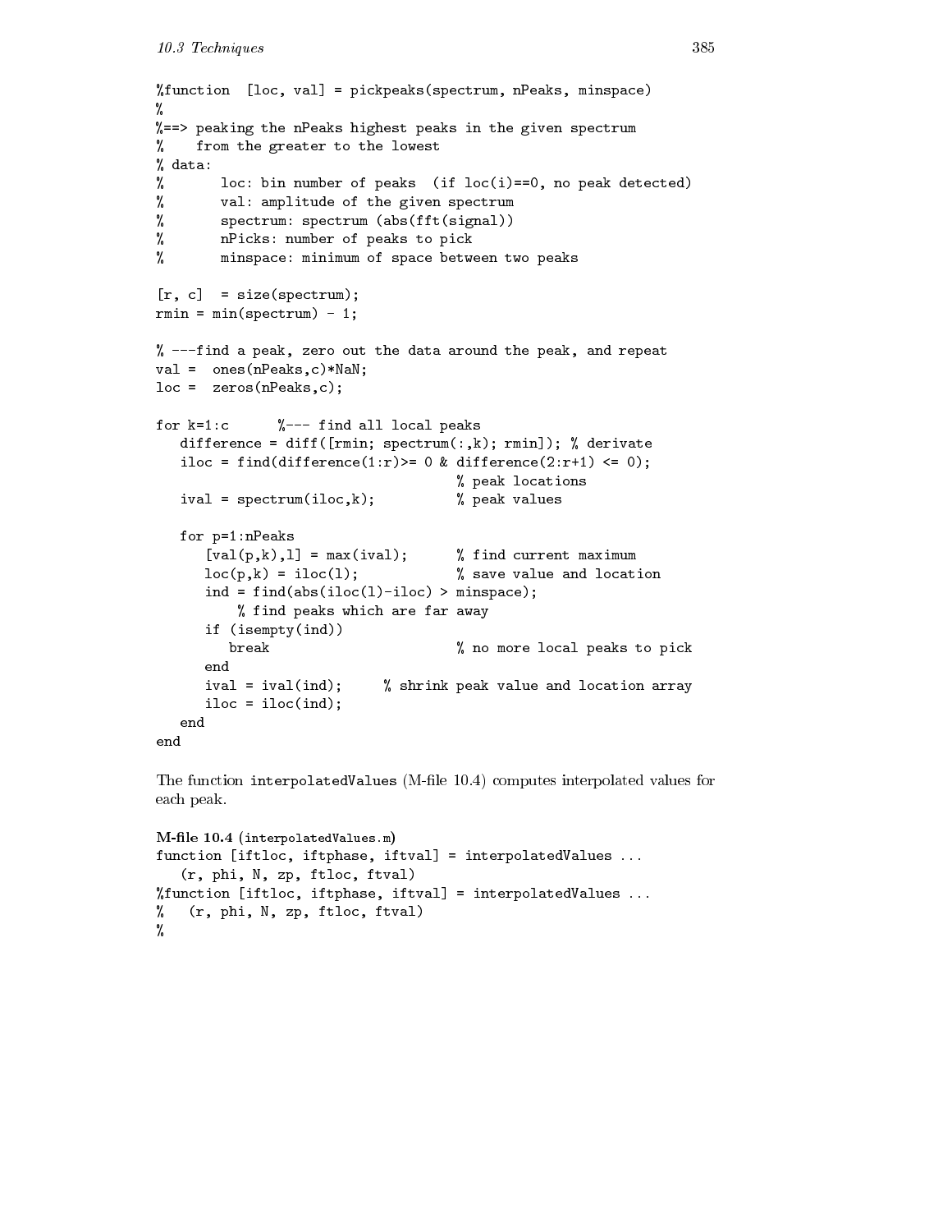```
%function  [loc, val] = pickpeaks(spectrum, nPeaks, minspace)
%
%==> peaking the nPeaks highest peaks in the given spectrum
%    from the greater to the lowest
% data:
%       loc: bin number of peaks  (if loc(i)==0, no peak detected)
%       val: amplitude of the given spectrum
%       spectrum: spectrum (abs(fft(signal))
%       nPicks: number of peaks to pick
%       minspace: minimum of space between two peaks

[r, c]  = size(spectrum);
rmin = min(spectrum) - 1;

% ---find a peak, zero out the data around the peak, and repeat
val =  ones(nPeaks,c)*NaN;
loc =  zeros(nPeaks,c);

for k=1:c      %--- find all local peaks
   difference = diff([rmin; spectrum(:,k); rmin]); % derivate
   iloc = find(difference(1:r)>= 0 & difference(2:r+1) <= 0);
                                     % peak locations
   ival = spectrum(iloc,k);          % peak values

   for p=1:nPeaks
      [val(p,k),l] = max(ival);      % find current maximum
      loc(p,k) = iloc(l);            % save value and location
      ind = find(abs(iloc(l)-iloc) > minspace);
          % find peaks which are far away
      if (isempty(ind))
         break                       % no more local peaks to pick
      end
      ival = ival(ind);     % shrink peak value and location array
      iloc = iloc(ind);
   end
end
```

The function `interpolatedValues` (M-file 10.4) computes interpolated values for each peak.

**M-file 10.4** (`interpolatedValues.m`)

```
function [iftloc, iftphase, iftval] = interpolatedValues ...
   (r, phi, N, zp, ftloc, ftval)
%function [iftloc, iftphase, iftval] = interpolatedValues ...
%   (r, phi, N, zp, ftloc, ftval)
%
```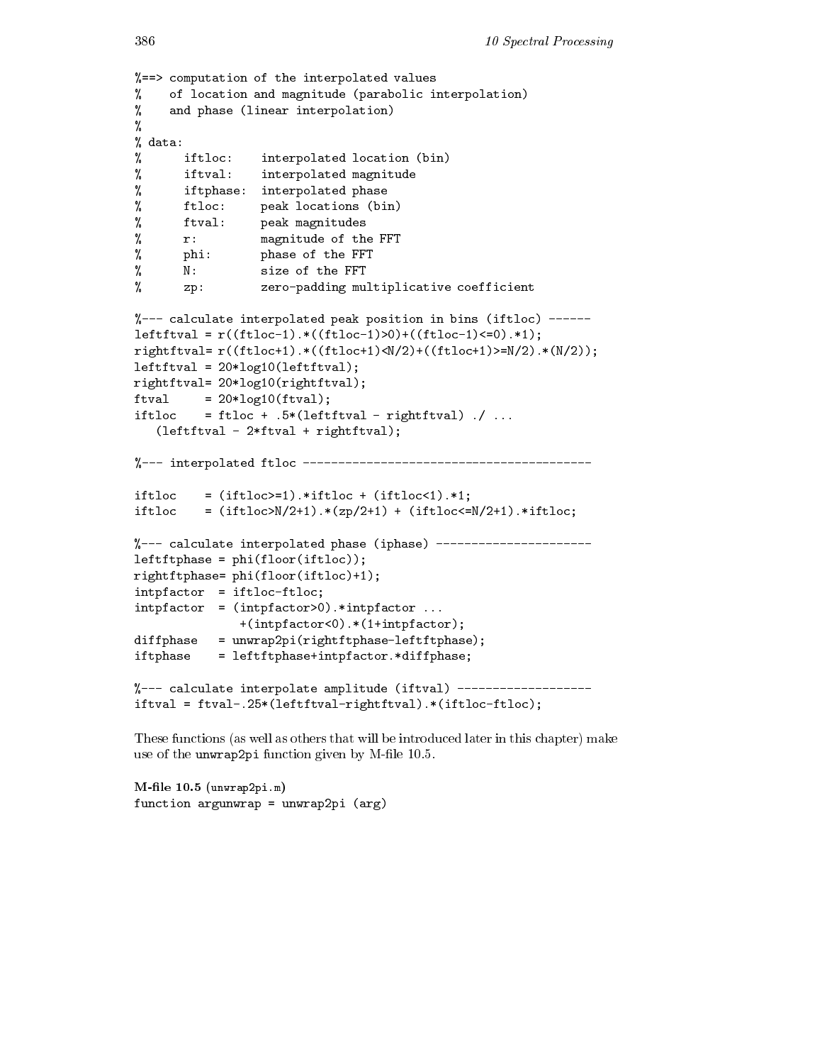```
%==> computation of the interpolated values
%    of location and magnitude (parabolic interpolation)
%    and phase (linear interpolation)
%
% data:
%      iftloc:    interpolated location (bin)
%      iftval:    interpolated magnitude
%      iftphase:  interpolated phase
%      ftloc:     peak locations (bin)
%      ftval:     peak magnitudes
%      r:         magnitude of the FFT
%      phi:       phase of the FFT
%      N:         size of the FFT
%      zp:        zero-padding multiplicative coefficient

%--- calculate interpolated peak position in bins (iftloc) ------
leftftval = r((ftloc-1).*((ftloc-1)>0)+((ftloc-1)<=0).*1);
rightftval= r((ftloc+1).*((ftloc+1)<N/2)+((ftloc+1)>=N/2).*(N/2));
leftftval = 20*log10(leftftval);
rightftval= 20*log10(rightftval);
ftval     = 20*log10(ftval);
iftloc    = ftloc + .5*(leftftval - rightftval) ./ ...
   (leftftval - 2*ftval + rightftval);

%--- interpolated ftloc ---------------------------------------

iftloc    = (iftloc>=1).*iftloc + (iftloc<1).*1;
iftloc    = (iftloc>N/2+1).*(zp/2+1) + (iftloc<=N/2+1).*iftloc;

%--- calculate interpolated phase (iphase) ---------------------
leftftphase = phi(floor(iftloc));
rightftphase= phi(floor(iftloc)+1);
intpfactor  = iftloc-ftloc;
intpfactor  = (intpfactor>0).*intpfactor ...
               +(intpfactor<0).*(1+intpfactor);
diffphase   = unwrap2pi(rightftphase-leftftphase);
iftphase    = leftftphase+intpfactor.*diffphase;

%--- calculate interpolate amplitude (iftval) ------------------
iftval = ftval-.25*(leftftval-rightftval).*(iftloc-ftloc);
```

These functions (as well as others that will be introduced later in this chapter) make use of the unwrap2pi function given by M-file 10.5.

**M-file 10.5** (unwrap2pi.m)

```
function argunwrap = unwrap2pi (arg)
```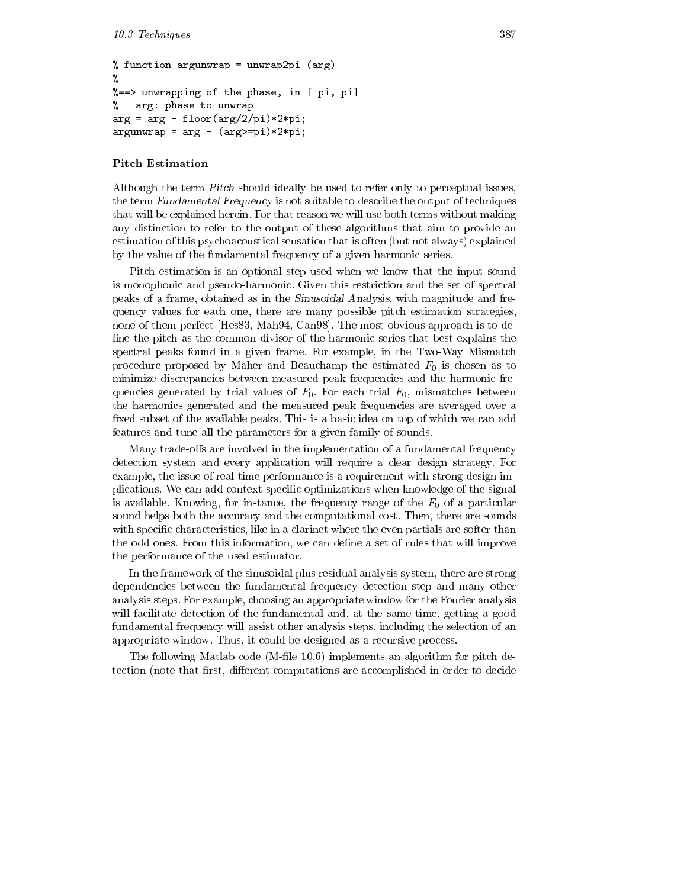```
% function argunwrap = unwrap2pi (arg)
%
%==> unwrapping of the phase, in [-pi, pi]
%   arg: phase to unwrap
arg = arg - floor(arg/2/pi)*2*pi;
argunwrap = arg - (arg>=pi)*2*pi;
```

#### Pitch Estimation

Although the term *Pitch* should ideally be used to refer only to perceptual issues, the term *Fundamental Frequency* is not suitable to describe the output of techniques that will be explained herein. For that reason we will use both terms without making any distinction to refer to the output of these algorithms that aim to provide an estimation of this psychoacoustical sensation that is often (but not always) explained by the value of the fundamental frequency of a given harmonic series.

Pitch estimation is an optional step used when we know that the input sound is monophonic and pseudo-harmonic. Given this restriction and the set of spectral peaks of a frame, obtained as in the *Sinusoidal Analysis*, with magnitude and frequency values for each one, there are many possible pitch estimation strategies, none of them perfect [Hes83, Mah94, Can98]. The most obvious approach is to define the pitch as the common divisor of the harmonic series that best explains the spectral peaks found in a given frame. For example, in the Two-Way Mismatch procedure proposed by Maher and Beauchamp the estimated $F_0$ is chosen as to minimize discrepancies between measured peak frequencies and the harmonic frequencies generated by trial values of $F_0$. For each trial $F_0$, mismatches between the harmonics generated and the measured peak frequencies are averaged over a fixed subset of the available peaks. This is a basic idea on top of which we can add features and tune all the parameters for a given family of sounds.

Many trade-offs are involved in the implementation of a fundamental frequency detection system and every application will require a clear design strategy. For example, the issue of real-time performance is a requirement with strong design implications. We can add context specific optimizations when knowledge of the signal is available. Knowing, for instance, the frequency range of the $F_0$ of a particular sound helps both the accuracy and the computational cost. Then, there are sounds with specific characteristics, like in a clarinet where the even partials are softer than the odd ones. From this information, we can define a set of rules that will improve the performance of the used estimator.

In the framework of the sinusoidal plus residual analysis system, there are strong dependencies between the fundamental frequency detection step and many other analysis steps. For example, choosing an appropriate window for the Fourier analysis will facilitate detection of the fundamental and, at the same time, getting a good fundamental frequency will assist other analysis steps, including the selection of an appropriate window. Thus, it could be designed as a recursive process.

The following Matlab code (M-file 10.6) implements an algorithm for pitch detection (note that first, different computations are accomplished in order to decide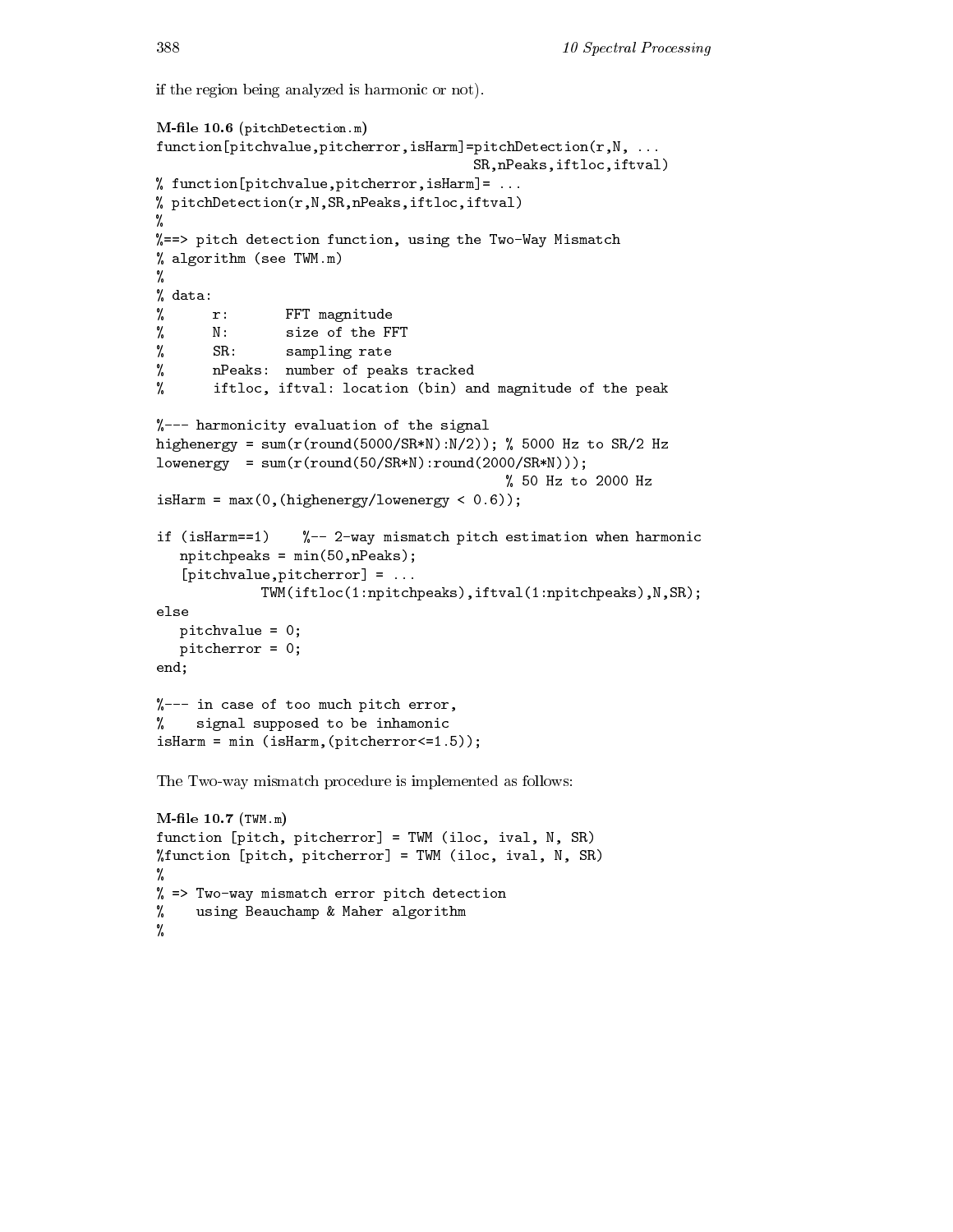if the region being analyzed is harmonic or not).

**M-file 10.6** (pitchDetection.m)

```
function[pitchvalue,pitcherror,isHarm]=pitchDetection(r,N, ...
                                        SR,nPeaks,iftloc,iftval)
% function[pitchvalue,pitcherror,isHarm]= ...
% pitchDetection(r,N,SR,nPeaks,iftloc,iftval)
%
%==> pitch detection function, using the Two-Way Mismatch
% algorithm (see TWM.m)
%
% data:
%      r:       FFT magnitude
%      N:       size of the FFT
%      SR:      sampling rate
%      nPeaks:  number of peaks tracked
%      iftloc, iftval: location (bin) and magnitude of the peak

%--- harmonicity evaluation of the signal
highenergy = sum(r(round(5000/SR*N):N/2)); % 5000 Hz to SR/2 Hz
lowenergy  = sum(r(round(50/SR*N):round(2000/SR*N)));
                                           % 50 Hz to 2000 Hz
isHarm = max(0,(highenergy/lowenergy < 0.6));

if (isHarm==1)    %-- 2-way mismatch pitch estimation when harmonic
   npitchpeaks = min(50,nPeaks);
   [pitchvalue,pitcherror] = ...
            TWM(iftloc(1:npitchpeaks),iftval(1:npitchpeaks),N,SR);
else
   pitchvalue = 0;
   pitcherror = 0;
end;

%--- in case of too much pitch error,
%    signal supposed to be inhamonic
isHarm = min (isHarm,(pitcherror<=1.5));
```

The Two-way mismatch procedure is implemented as follows:

**M-file 10.7** (TWM.m)

```
function [pitch, pitcherror] = TWM (iloc, ival, N, SR)
%function [pitch, pitcherror] = TWM (iloc, ival, N, SR)
%
% => Two-way mismatch error pitch detection
%    using Beauchamp & Maher algorithm
%
```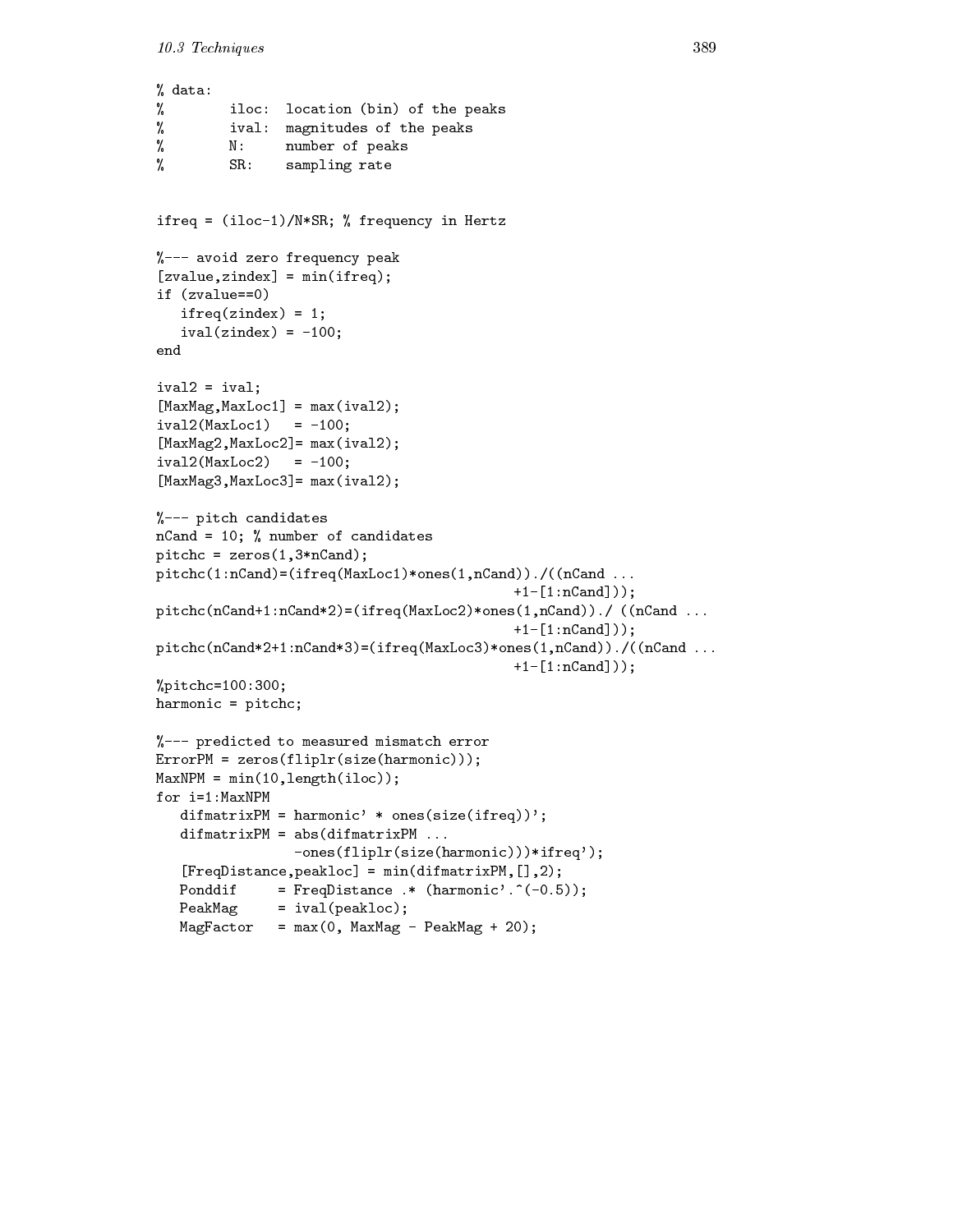```
% data:
%        iloc:  location (bin) of the peaks
%        ival:  magnitudes of the peaks
%        N:     number of peaks
%        SR:    sampling rate


ifreq = (iloc-1)/N*SR; % frequency in Hertz

%--- avoid zero frequency peak
[zvalue,zindex] = min(ifreq);
if (zvalue==0)
   ifreq(zindex) = 1;
   ival(zindex) = -100;
end

ival2 = ival;
[MaxMag,MaxLoc1] = max(ival2);
ival2(MaxLoc1)   = -100;
[MaxMag2,MaxLoc2]= max(ival2);
ival2(MaxLoc2)   = -100;
[MaxMag3,MaxLoc3]= max(ival2);

%--- pitch candidates
nCand = 10; % number of candidates
pitchc = zeros(1,3*nCand);
pitchc(1:nCand)=(ifreq(MaxLoc1)*ones(1,nCand))./((nCand ...
                                             +1-[1:nCand]));
pitchc(nCand+1:nCand*2)=(ifreq(MaxLoc2)*ones(1,nCand))./ ((nCand ...
                                             +1-[1:nCand]));
pitchc(nCand*2+1:nCand*3)=(ifreq(MaxLoc3)*ones(1,nCand))./((nCand ...
                                             +1-[1:nCand]));
%pitchc=100:300;
harmonic = pitchc;

%--- predicted to measured mismatch error
ErrorPM = zeros(fliplr(size(harmonic)));
MaxNPM = min(10,length(iloc));
for i=1:MaxNPM
   difmatrixPM = harmonic' * ones(size(ifreq))';
   difmatrixPM = abs(difmatrixPM ...
                 -ones(fliplr(size(harmonic)))*ifreq');
   [FreqDistance,peakloc] = min(difmatrixPM,[],2);
   Ponddif     = FreqDistance .* (harmonic'.^(-0.5));
   PeakMag     = ival(peakloc);
   MagFactor   = max(0, MaxMag - PeakMag + 20);
```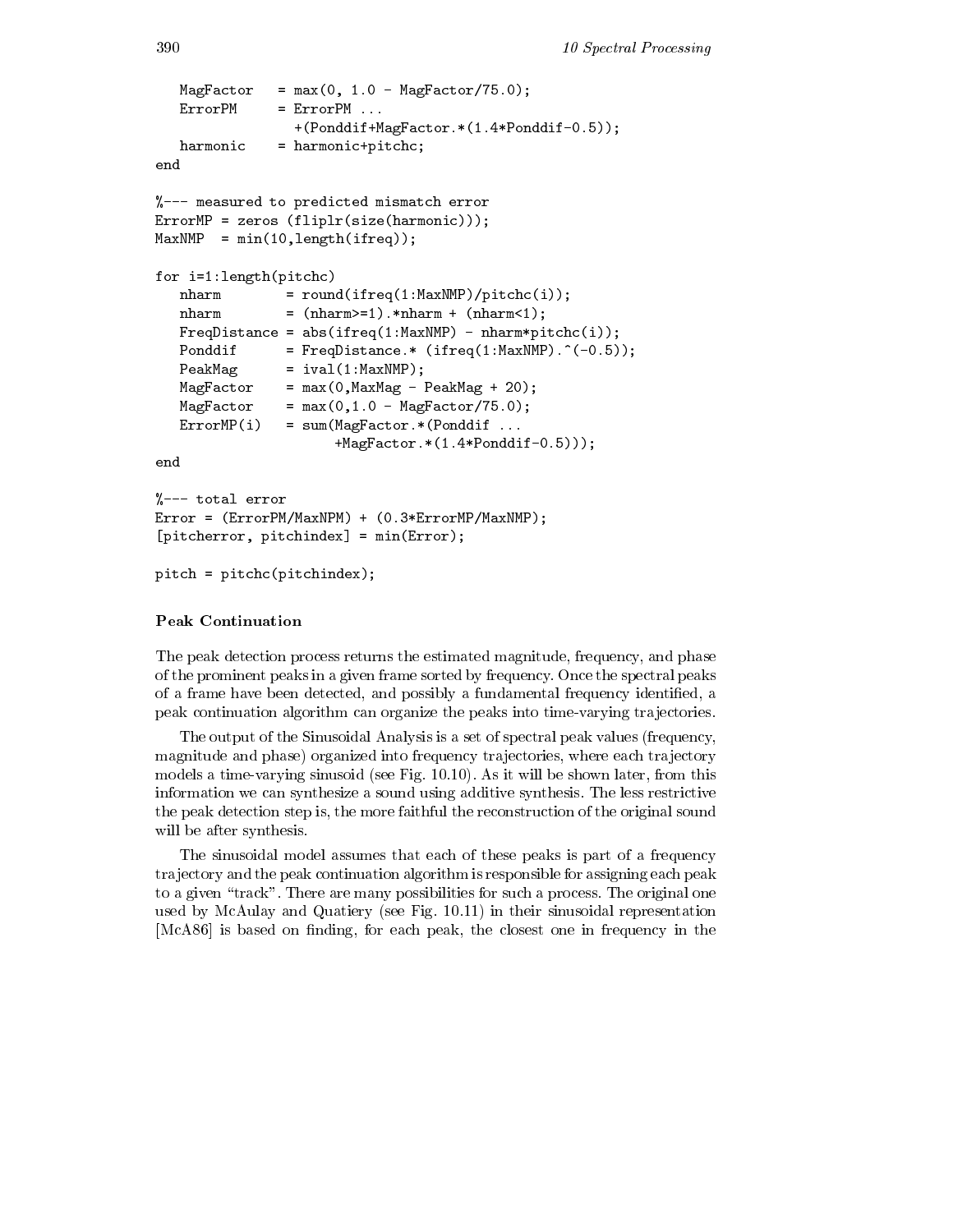```
   MagFactor   = max(0, 1.0 - MagFactor/75.0);
   ErrorPM     = ErrorPM ...
                 +(Ponddif+MagFactor.*(1.4*Ponddif-0.5));
   harmonic    = harmonic+pitchc;
end

%--- measured to predicted mismatch error
ErrorMP = zeros (fliplr(size(harmonic)));
MaxNMP  = min(10,length(ifreq));

for i=1:length(pitchc)
   nharm        = round(ifreq(1:MaxNMP)/pitchc(i));
   nharm        = (nharm>=1).*nharm + (nharm<1);
   FreqDistance = abs(ifreq(1:MaxNMP) - nharm*pitchc(i));
   Ponddif      = FreqDistance.* (ifreq(1:MaxNMP).^(-0.5));
   PeakMag      = ival(1:MaxNMP);
   MagFactor    = max(0,MaxMag - PeakMag + 20);
   MagFactor    = max(0,1.0 - MagFactor/75.0);
   ErrorMP(i)   = sum(MagFactor.*(Ponddif ...
                      +MagFactor.*(1.4*Ponddif-0.5)));
end

%--- total error
Error = (ErrorPM/MaxNPM) + (0.3*ErrorMP/MaxNMP);
[pitcherror, pitchindex] = min(Error);

pitch = pitchc(pitchindex);
```

### Peak Continuation

The peak detection process returns the estimated magnitude, frequency, and phase of the prominent peaks in a given frame sorted by frequency. Once the spectral peaks of a frame have been detected, and possibly a fundamental frequency identified, a peak continuation algorithm can organize the peaks into time-varying trajectories.

The output of the Sinusoidal Analysis is a set of spectral peak values (frequency, magnitude and phase) organized into frequency trajectories, where each trajectory models a time-varying sinusoid (see Fig. 10.10). As it will be shown later, from this information we can synthesize a sound using additive synthesis. The less restrictive the peak detection step is, the more faithful the reconstruction of the original sound will be after synthesis.

The sinusoidal model assumes that each of these peaks is part of a frequency trajectory and the peak continuation algorithm is responsible for assigning each peak to a given "track". There are many possibilities for such a process. The original one used by McAulay and Quatiery (see Fig. 10.11) in their sinusoidal representation [McA86] is based on finding, for each peak, the closest one in frequency in the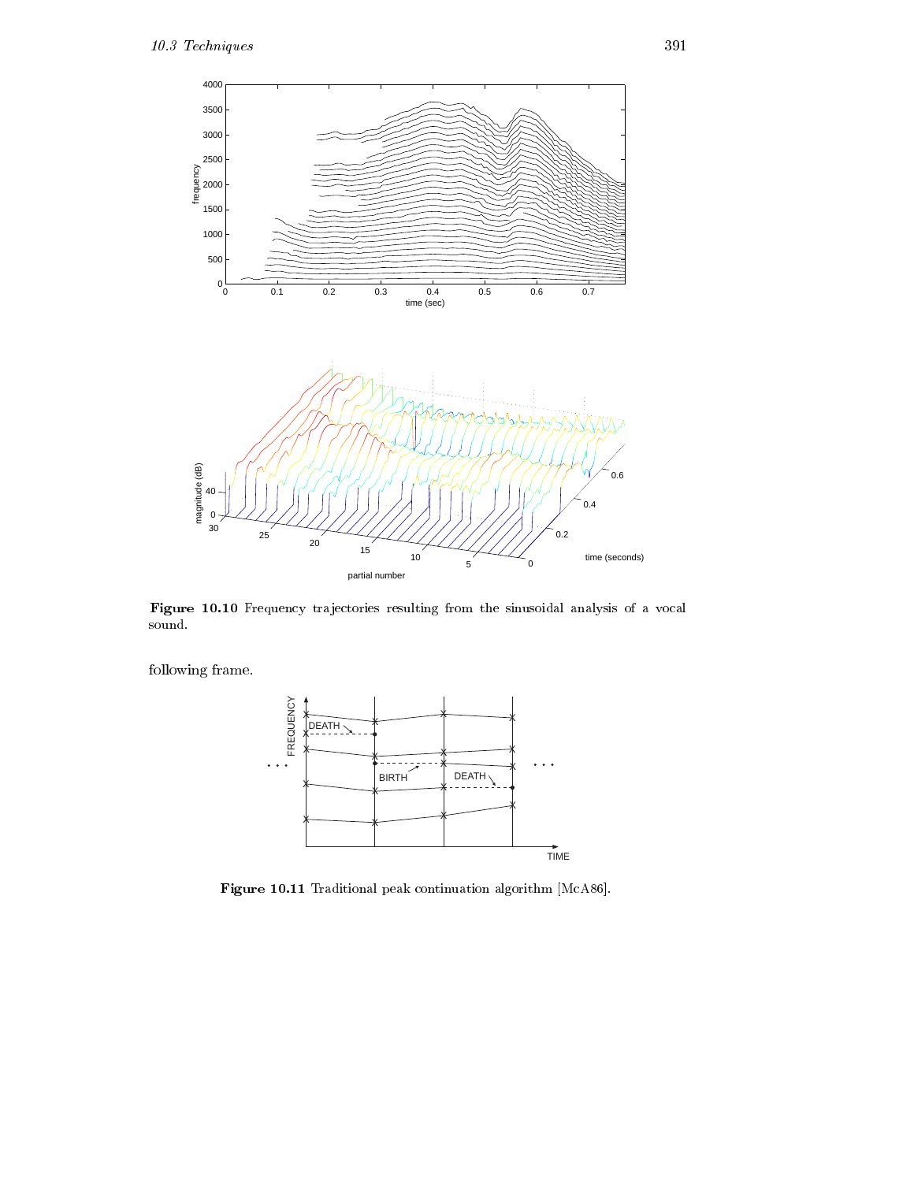**Figure 10.10** Frequency trajectories resulting from the sinusoidal analysis of a vocal sound.

following frame.

**Figure 10.11** Traditional peak continuation algorithm [McA86].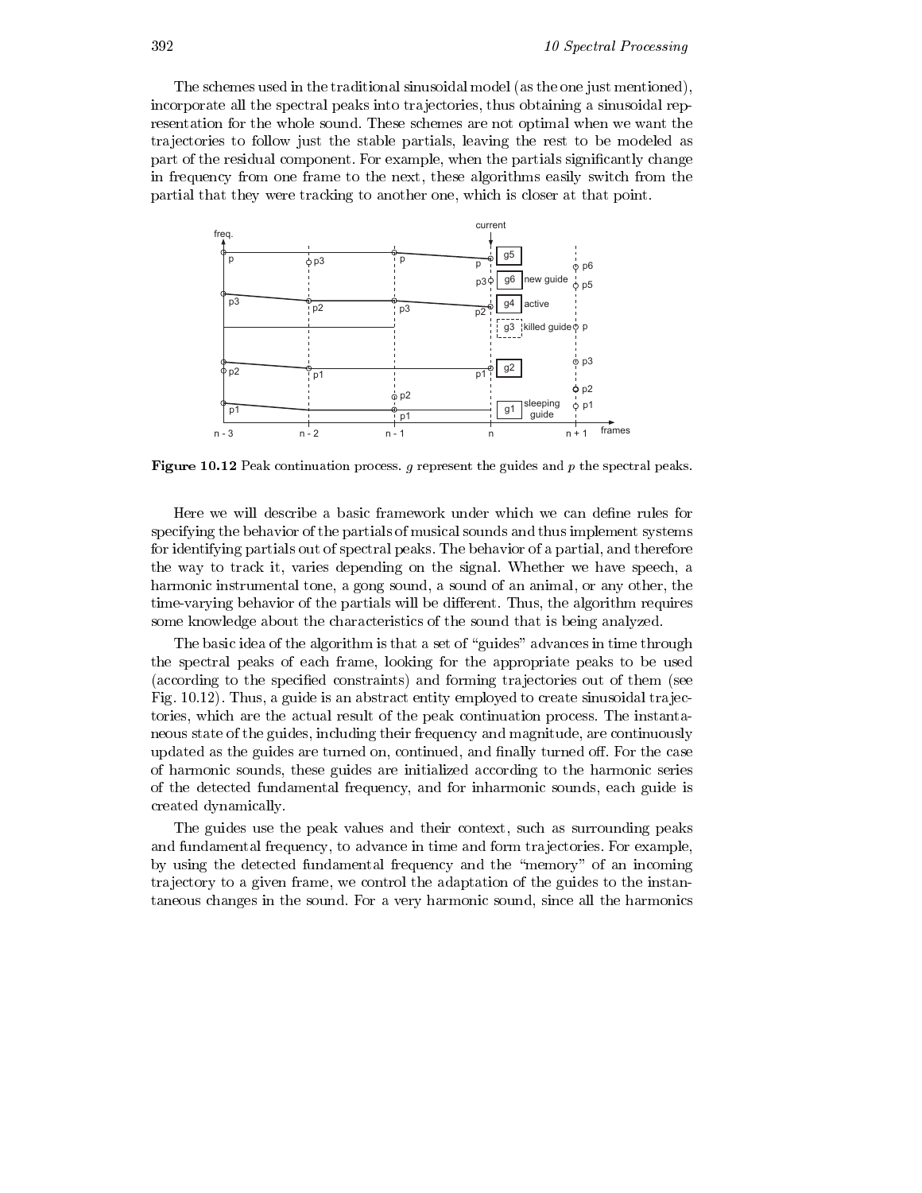The schemes used in the traditional sinusoidal model (as the one just mentioned), incorporate all the spectral peaks into trajectories, thus obtaining a sinusoidal representation for the whole sound. These schemes are not optimal when we want the trajectories to follow just the stable partials, leaving the rest to be modeled as part of the residual component. For example, when the partials significantly change in frequency from one frame to the next, these algorithms easily switch from the partial that they were tracking to another one, which is closer at that point.

**Figure 10.12** Peak continuation process. $g$ represent the guides and $p$ the spectral peaks.

Here we will describe a basic framework under which we can define rules for specifying the behavior of the partials of musical sounds and thus implement systems for identifying partials out of spectral peaks. The behavior of a partial, and therefore the way to track it, varies depending on the signal. Whether we have speech, a harmonic instrumental tone, a gong sound, a sound of an animal, or any other, the time-varying behavior of the partials will be different. Thus, the algorithm requires some knowledge about the characteristics of the sound that is being analyzed.

The basic idea of the algorithm is that a set of "guides" advances in time through the spectral peaks of each frame, looking for the appropriate peaks to be used (according to the specified constraints) and forming trajectories out of them (see Fig. 10.12). Thus, a guide is an abstract entity employed to create sinusoidal trajectories, which are the actual result of the peak continuation process. The instantaneous state of the guides, including their frequency and magnitude, are continuously updated as the guides are turned on, continued, and finally turned off. For the case of harmonic sounds, these guides are initialized according to the harmonic series of the detected fundamental frequency, and for inharmonic sounds, each guide is created dynamically.

The guides use the peak values and their context, such as surrounding peaks and fundamental frequency, to advance in time and form trajectories. For example, by using the detected fundamental frequency and the "memory" of an incoming trajectory to a given frame, we control the adaptation of the guides to the instantaneous changes in the sound. For a very harmonic sound, since all the harmonics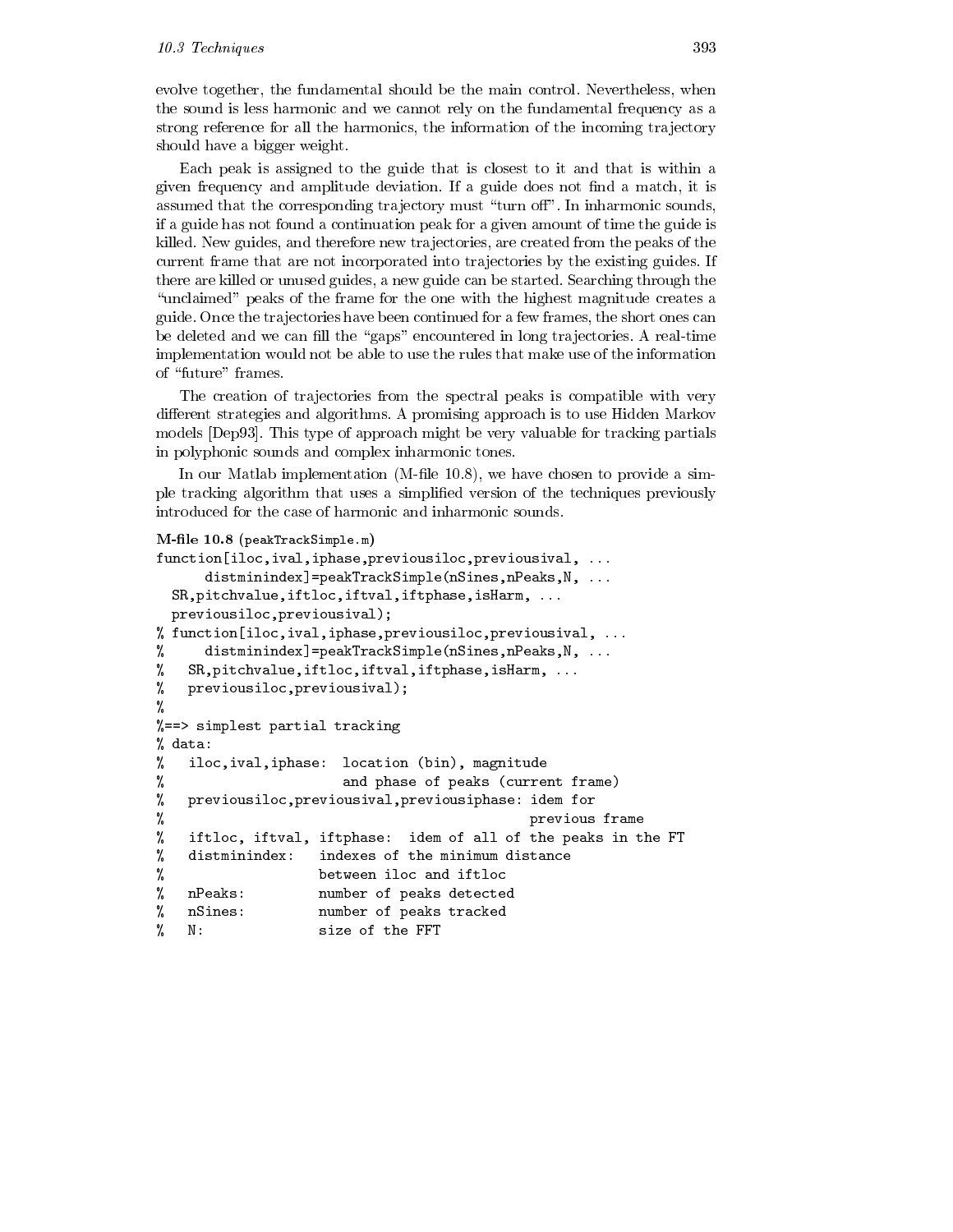evolve together, the fundamental should be the main control. Nevertheless, when the sound is less harmonic and we cannot rely on the fundamental frequency as a strong reference for all the harmonics, the information of the incoming trajectory should have a bigger weight.

Each peak is assigned to the guide that is closest to it and that is within a given frequency and amplitude deviation. If a guide does not find a match, it is assumed that the corresponding trajectory must "turn off". In inharmonic sounds, if a guide has not found a continuation peak for a given amount of time the guide is killed. New guides, and therefore new trajectories, are created from the peaks of the current frame that are not incorporated into trajectories by the existing guides. If there are killed or unused guides, a new guide can be started. Searching through the "unclaimed" peaks of the frame for the one with the highest magnitude creates a guide. Once the trajectories have been continued for a few frames, the short ones can be deleted and we can fill the "gaps" encountered in long trajectories. A real-time implementation would not be able to use the rules that make use of the information of "future" frames.

The creation of trajectories from the spectral peaks is compatible with very different strategies and algorithms. A promising approach is to use Hidden Markov models [Dep93]. This type of approach might be very valuable for tracking partials in polyphonic sounds and complex inharmonic tones.

In our Matlab implementation (M-file 10.8), we have chosen to provide a simple tracking algorithm that uses a simplified version of the techniques previously introduced for the case of harmonic and inharmonic sounds.

**M-file 10.8** (`peakTrackSimple.m`)

```
function[iloc,ival,iphase,previousiloc,previousival, ...
      distminindex]=peakTrackSimple(nSines,nPeaks,N, ...
  SR,pitchvalue,iftloc,iftval,iftphase,isHarm, ...
  previousiloc,previousival);
% function[iloc,ival,iphase,previousiloc,previousival, ...
%      distminindex]=peakTrackSimple(nSines,nPeaks,N, ...
%   SR,pitchvalue,iftloc,iftval,iftphase,isHarm, ...
%   previousiloc,previousival);
%
%==> simplest partial tracking
% data:
%   iloc,ival,iphase:  location (bin), magnitude
%                      and phase of peaks (current frame)
%   previousiloc,previousival,previousiphase: idem for
%                                             previous frame
%   iftloc, iftval, iftphase:  idem of all of the peaks in the FT
%   distminindex:   indexes of the minimum distance
%                   between iloc and iftloc
%   nPeaks:         number of peaks detected
%   nSines:         number of peaks tracked
%   N:              size of the FFT
```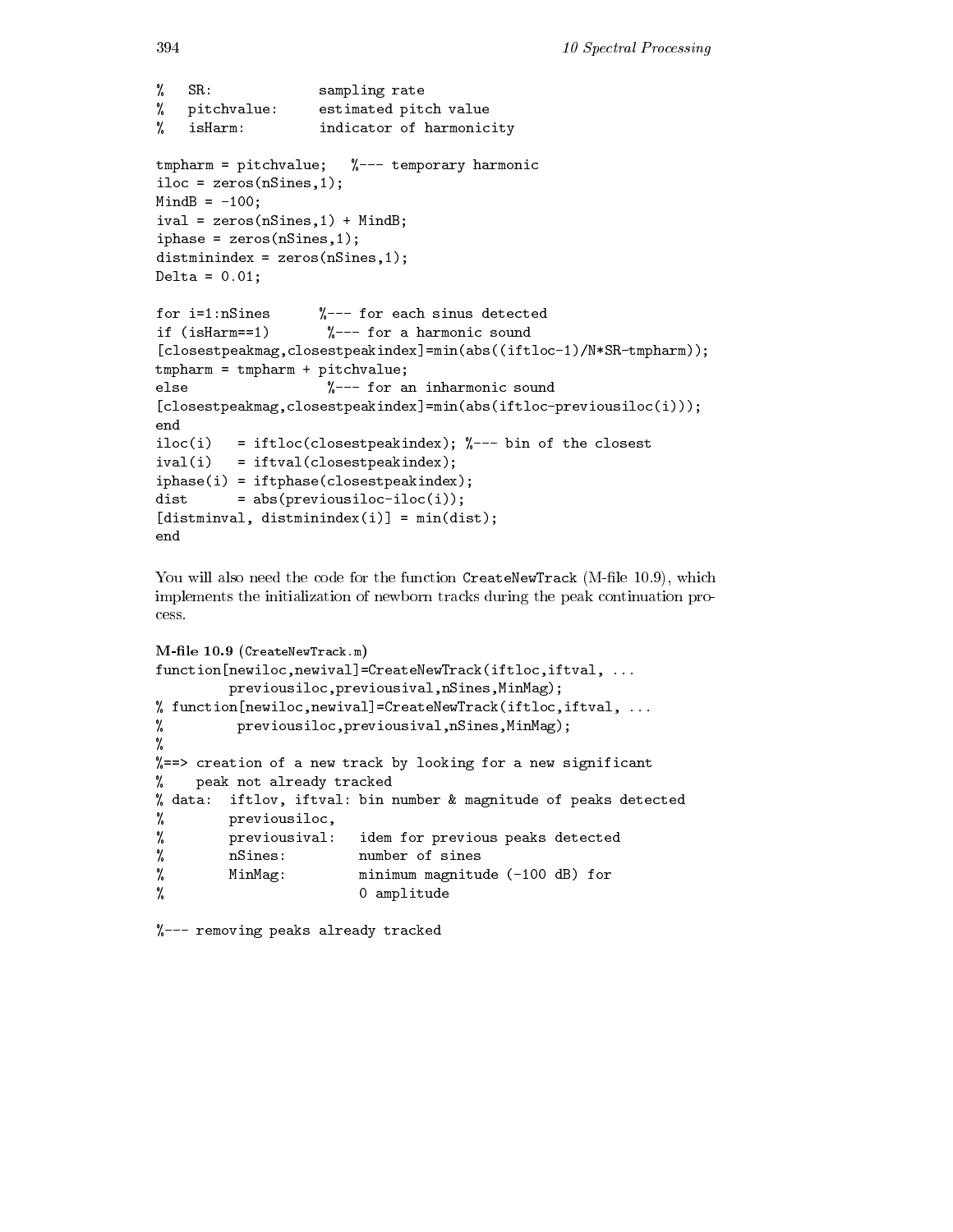```
%   SR:             sampling rate
%   pitchvalue:     estimated pitch value
%   isHarm:         indicator of harmonicity

tmpharm = pitchvalue;   %--- temporary harmonic
iloc = zeros(nSines,1);
MindB = -100;
ival = zeros(nSines,1) + MindB;
iphase = zeros(nSines,1);
distminindex = zeros(nSines,1);
Delta = 0.01;

for i=1:nSines      %--- for each sinus detected
if (isHarm==1)       %--- for a harmonic sound
[closestpeakmag,closestpeakindex]=min(abs((iftloc-1)/N*SR-tmpharm));
tmpharm = tmpharm + pitchvalue;
else                 %--- for an inharmonic sound
[closestpeakmag,closestpeakindex]=min(abs(iftloc-previousiloc(i)));
end
iloc(i)   = iftloc(closestpeakindex); %--- bin of the closest
ival(i)   = iftval(closestpeakindex);
iphase(i) = iftphase(closestpeakindex);
dist      = abs(previousiloc-iloc(i));
[distminval, distminindex(i)] = min(dist);
end
```

You will also need the code for the function `CreateNewTrack` (M-file 10.9), which implements the initialization of newborn tracks during the peak continuation process.

**M-file 10.9** (`CreateNewTrack.m`)

```
function[newiloc,newival]=CreateNewTrack(iftloc,iftval, ...
         previousiloc,previousival,nSines,MinMag);
% function[newiloc,newival]=CreateNewTrack(iftloc,iftval, ...
%          previousiloc,previousival,nSines,MinMag);
%
%==> creation of a new track by looking for a new significant
%    peak not already tracked
% data:  iftlov, iftval: bin number & magnitude of peaks detected
%        previousiloc,
%        previousival:   idem for previous peaks detected
%        nSines:         number of sines
%        MinMag:         minimum magnitude (-100 dB) for
%                        0 amplitude

%--- removing peaks already tracked
```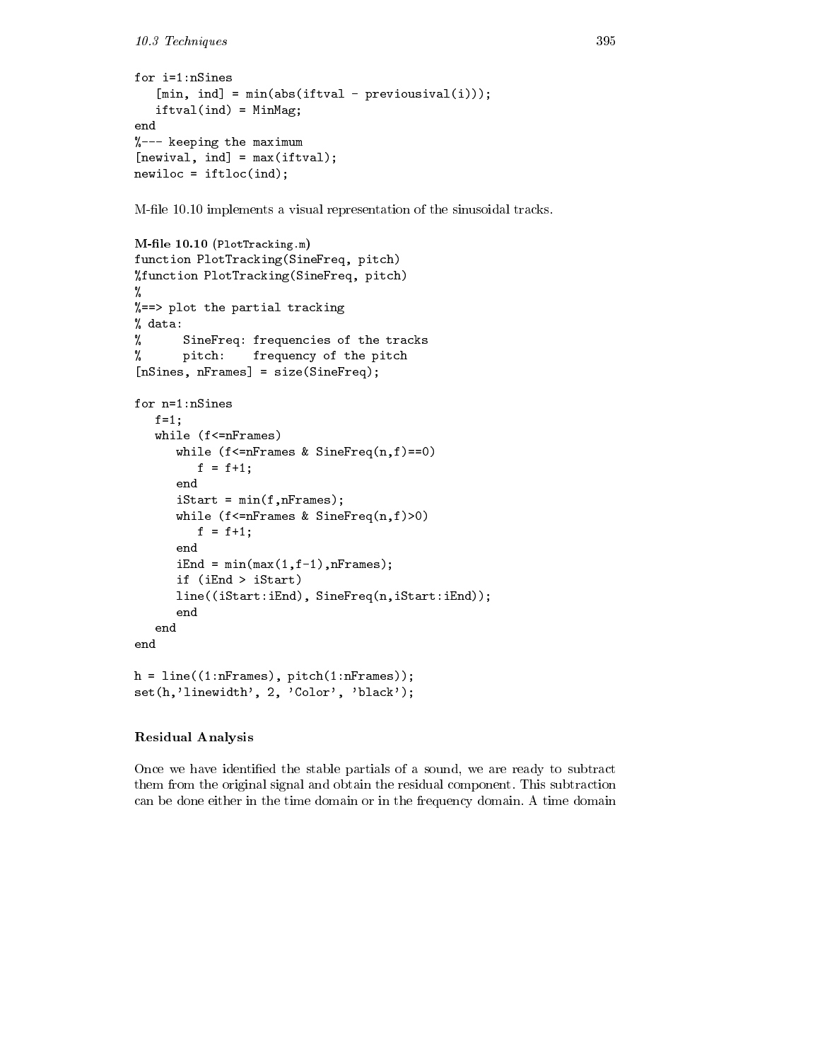```
for i=1:nSines
   [min, ind] = min(abs(iftval - previousival(i)));
   iftval(ind) = MinMag;
end
%--- keeping the maximum
[newival, ind] = max(iftval);
newiloc = iftloc(ind);
```

M-file 10.10 implements a visual representation of the sinusoidal tracks.

**M-file 10.10** (PlotTracking.m)

```
function PlotTracking(SineFreq, pitch)
%function PlotTracking(SineFreq, pitch)
%
%==> plot the partial tracking
% data:
%      SineFreq: frequencies of the tracks
%      pitch:    frequency of the pitch
[nSines, nFrames] = size(SineFreq);

for n=1:nSines
   f=1;
   while (f<=nFrames)
      while (f<=nFrames & SineFreq(n,f)==0)
         f = f+1;
      end
      iStart = min(f,nFrames);
      while (f<=nFrames & SineFreq(n,f)>0)
         f = f+1;
      end
      iEnd = min(max(1,f-1),nFrames);
      if (iEnd > iStart)
      line((iStart:iEnd), SineFreq(n,iStart:iEnd));
      end
   end
end

h = line((1:nFrames), pitch(1:nFrames));
set(h,'linewidth', 2, 'Color', 'black');
```

### Residual Analysis

Once we have identified the stable partials of a sound, we are ready to subtract them from the original signal and obtain the residual component. This subtraction can be done either in the time domain or in the frequency domain. A time domain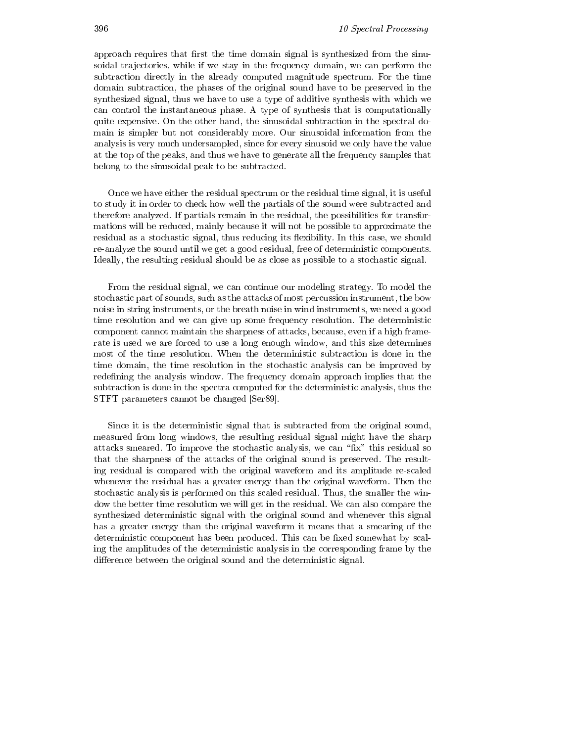approach requires that first the time domain signal is synthesized from the sinusoidal trajectories, while if we stay in the frequency domain, we can perform the subtraction directly in the already computed magnitude spectrum. For the time domain subtraction, the phases of the original sound have to be preserved in the synthesized signal, thus we have to use a type of additive synthesis with which we can control the instantaneous phase. A type of synthesis that is computationally quite expensive. On the other hand, the sinusoidal subtraction in the spectral domain is simpler but not considerably more. Our sinusoidal information from the analysis is very much undersampled, since for every sinusoid we only have the value at the top of the peaks, and thus we have to generate all the frequency samples that belong to the sinusoidal peak to be subtracted.

Once we have either the residual spectrum or the residual time signal, it is useful to study it in order to check how well the partials of the sound were subtracted and therefore analyzed. If partials remain in the residual, the possibilities for transformations will be reduced, mainly because it will not be possible to approximate the residual as a stochastic signal, thus reducing its flexibility. In this case, we should re-analyze the sound until we get a good residual, free of deterministic components. Ideally, the resulting residual should be as close as possible to a stochastic signal.

From the residual signal, we can continue our modeling strategy. To model the stochastic part of sounds, such as the attacks of most percussion instrument, the bow noise in string instruments, or the breath noise in wind instruments, we need a good time resolution and we can give up some frequency resolution. The deterministic component cannot maintain the sharpness of attacks, because, even if a high frame-rate is used we are forced to use a long enough window, and this size determines most of the time resolution. When the deterministic subtraction is done in the time domain, the time resolution in the stochastic analysis can be improved by redefining the analysis window. The frequency domain approach implies that the subtraction is done in the spectra computed for the deterministic analysis, thus the STFT parameters cannot be changed [Ser89].

Since it is the deterministic signal that is subtracted from the original sound, measured from long windows, the resulting residual signal might have the sharp attacks smeared. To improve the stochastic analysis, we can "fix" this residual so that the sharpness of the attacks of the original sound is preserved. The resulting residual is compared with the original waveform and its amplitude re-scaled whenever the residual has a greater energy than the original waveform. Then the stochastic analysis is performed on this scaled residual. Thus, the smaller the window the better time resolution we will get in the residual. We can also compare the synthesized deterministic signal with the original sound and whenever this signal has a greater energy than the original waveform it means that a smearing of the deterministic component has been produced. This can be fixed somewhat by scaling the amplitudes of the deterministic analysis in the corresponding frame by the difference between the original sound and the deterministic signal.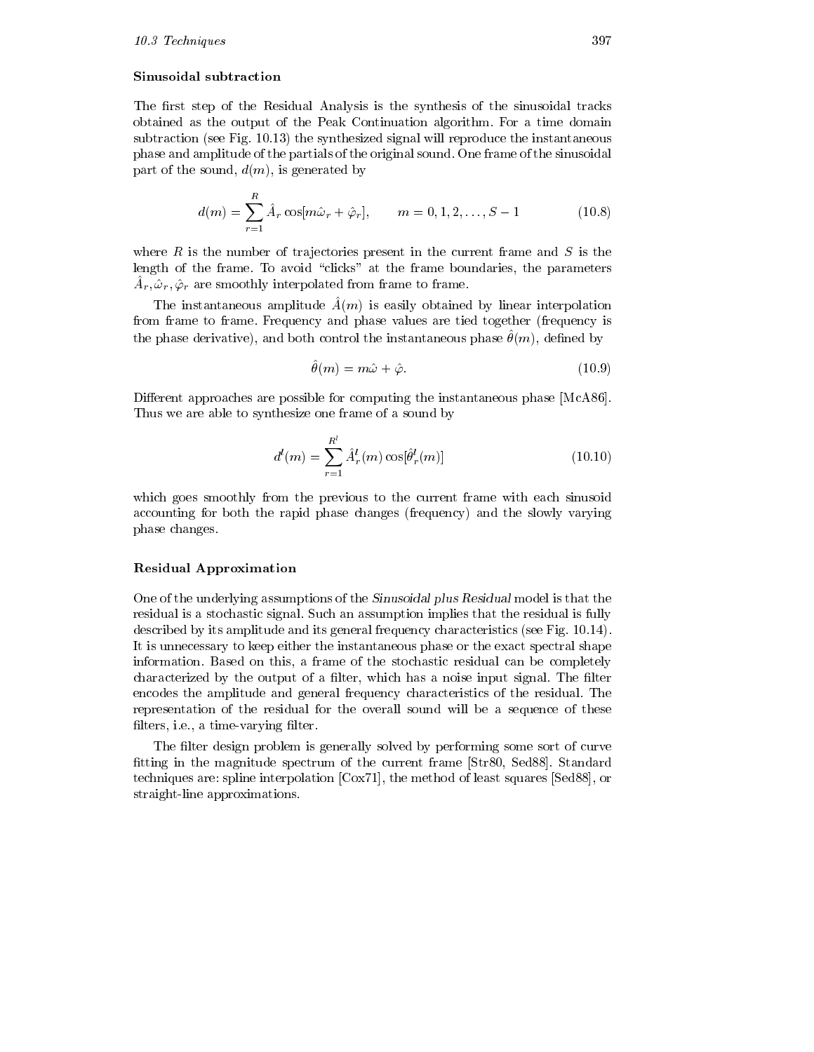### Sinusoidal subtraction

The first step of the Residual Analysis is the synthesis of the sinusoidal tracks obtained as the output of the Peak Continuation algorithm. For a time domain subtraction (see Fig. 10.13) the synthesized signal will reproduce the instantaneous phase and amplitude of the partials of the original sound. One frame of the sinusoidal part of the sound, $d(m)$, is generated by

$$d(m) = \sum_{r=1}^{R} \hat{A}_r \cos[m\hat{\omega}_r + \hat{\varphi}_r], \qquad m = 0, 1, 2, \ldots, S-1 \tag{10.8}$$

where $R$ is the number of trajectories present in the current frame and $S$ is the length of the frame. To avoid "clicks" at the frame boundaries, the parameters $\hat{A}_r, \hat{\omega}_r, \hat{\varphi}_r$ are smoothly interpolated from frame to frame.

The instantaneous amplitude $\hat{A}(m)$ is easily obtained by linear interpolation from frame to frame. Frequency and phase values are tied together (frequency is the phase derivative), and both control the instantaneous phase $\hat{\theta}(m)$, defined by

$$\hat{\theta}(m) = m\hat{\omega} + \hat{\varphi}. \tag{10.9}$$

Different approaches are possible for computing the instantaneous phase [McA86]. Thus we are able to synthesize one frame of a sound by

$$d^l(m) = \sum_{r=1}^{R^l} \hat{A}_r^l(m) \cos[\hat{\theta}_r^l(m)] \tag{10.10}$$

which goes smoothly from the previous to the current frame with each sinusoid accounting for both the rapid phase changes (frequency) and the slowly varying phase changes.

### Residual Approximation

One of the underlying assumptions of the *Sinusoidal plus Residual* model is that the residual is a stochastic signal. Such an assumption implies that the residual is fully described by its amplitude and its general frequency characteristics (see Fig. 10.14). It is unnecessary to keep either the instantaneous phase or the exact spectral shape information. Based on this, a frame of the stochastic residual can be completely characterized by the output of a filter, which has a noise input signal. The filter encodes the amplitude and general frequency characteristics of the residual. The representation of the residual for the overall sound will be a sequence of these filters, i.e., a time-varying filter.

The filter design problem is generally solved by performing some sort of curve fitting in the magnitude spectrum of the current frame [Str80, Sed88]. Standard techniques are: spline interpolation [Cox71], the method of least squares [Sed88], or straight-line approximations.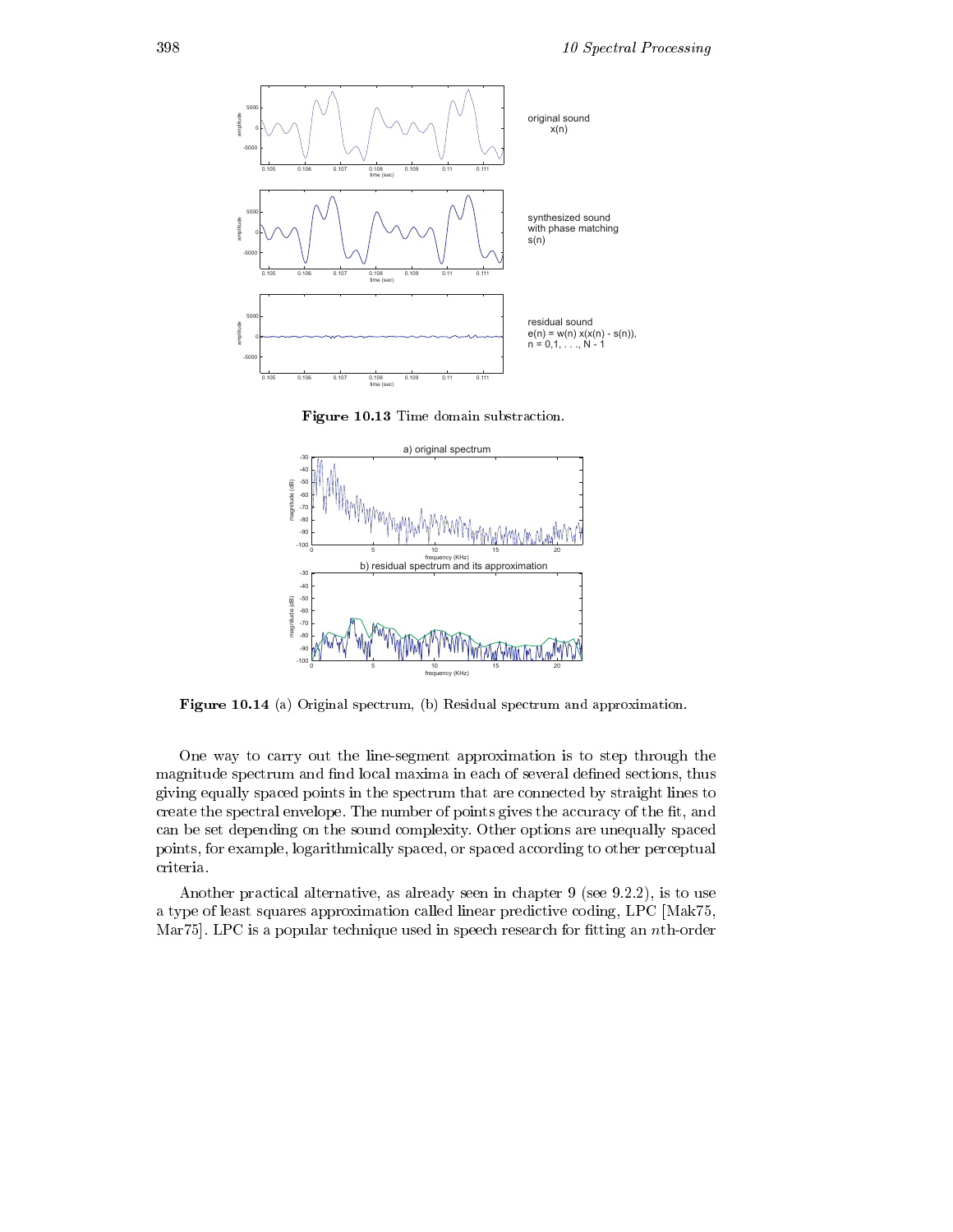**Figure 10.13** Time domain substraction.

**Figure 10.14** (a) Original spectrum, (b) Residual spectrum and approximation.

One way to carry out the line-segment approximation is to step through the magnitude spectrum and find local maxima in each of several defined sections, thus giving equally spaced points in the spectrum that are connected by straight lines to create the spectral envelope. The number of points gives the accuracy of the fit, and can be set depending on the sound complexity. Other options are unequally spaced points, for example, logarithmically spaced, or spaced according to other perceptual criteria.

Another practical alternative, as already seen in chapter 9 (see 9.2.2), is to use a type of least squares approximation called linear predictive coding, LPC [Mak75, Mar75]. LPC is a popular technique used in speech research for fitting an $n$th-order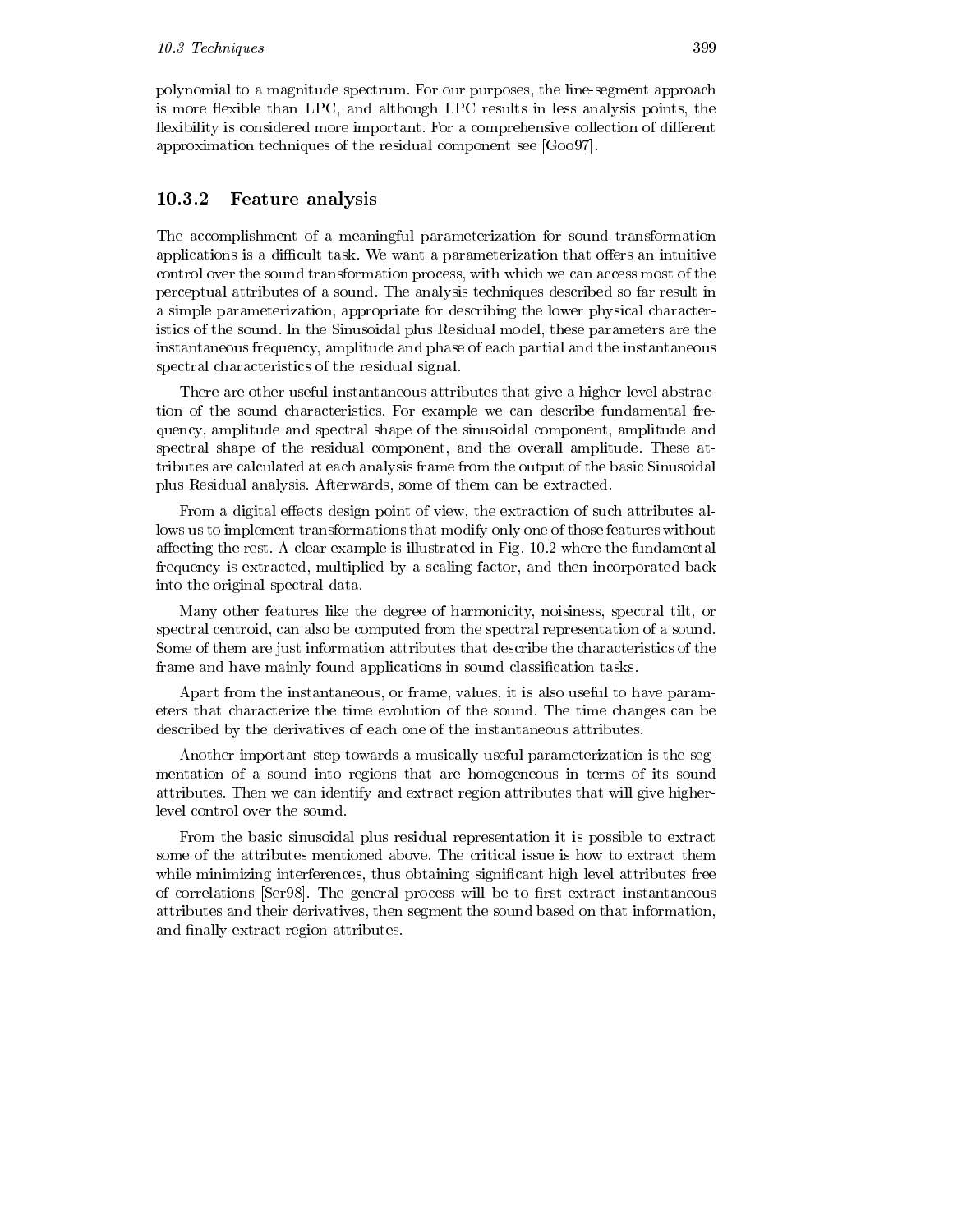polynomial to a magnitude spectrum. For our purposes, the line-segment approach is more flexible than LPC, and although LPC results in less analysis points, the flexibility is considered more important. For a comprehensive collection of different approximation techniques of the residual component see [Goo97].

### 10.3.2 Feature analysis

The accomplishment of a meaningful parameterization for sound transformation applications is a difficult task. We want a parameterization that offers an intuitive control over the sound transformation process, with which we can access most of the perceptual attributes of a sound. The analysis techniques described so far result in a simple parameterization, appropriate for describing the lower physical characteristics of the sound. In the Sinusoidal plus Residual model, these parameters are the instantaneous frequency, amplitude and phase of each partial and the instantaneous spectral characteristics of the residual signal.

There are other useful instantaneous attributes that give a higher-level abstraction of the sound characteristics. For example we can describe fundamental frequency, amplitude and spectral shape of the sinusoidal component, amplitude and spectral shape of the residual component, and the overall amplitude. These attributes are calculated at each analysis frame from the output of the basic Sinusoidal plus Residual analysis. Afterwards, some of them can be extracted.

From a digital effects design point of view, the extraction of such attributes allows us to implement transformations that modify only one of those features without affecting the rest. A clear example is illustrated in Fig. 10.2 where the fundamental frequency is extracted, multiplied by a scaling factor, and then incorporated back into the original spectral data.

Many other features like the degree of harmonicity, noisiness, spectral tilt, or spectral centroid, can also be computed from the spectral representation of a sound. Some of them are just information attributes that describe the characteristics of the frame and have mainly found applications in sound classification tasks.

Apart from the instantaneous, or frame, values, it is also useful to have parameters that characterize the time evolution of the sound. The time changes can be described by the derivatives of each one of the instantaneous attributes.

Another important step towards a musically useful parameterization is the segmentation of a sound into regions that are homogeneous in terms of its sound attributes. Then we can identify and extract region attributes that will give higher-level control over the sound.

From the basic sinusoidal plus residual representation it is possible to extract some of the attributes mentioned above. The critical issue is how to extract them while minimizing interferences, thus obtaining significant high level attributes free of correlations [Ser98]. The general process will be to first extract instantaneous attributes and their derivatives, then segment the sound based on that information, and finally extract region attributes.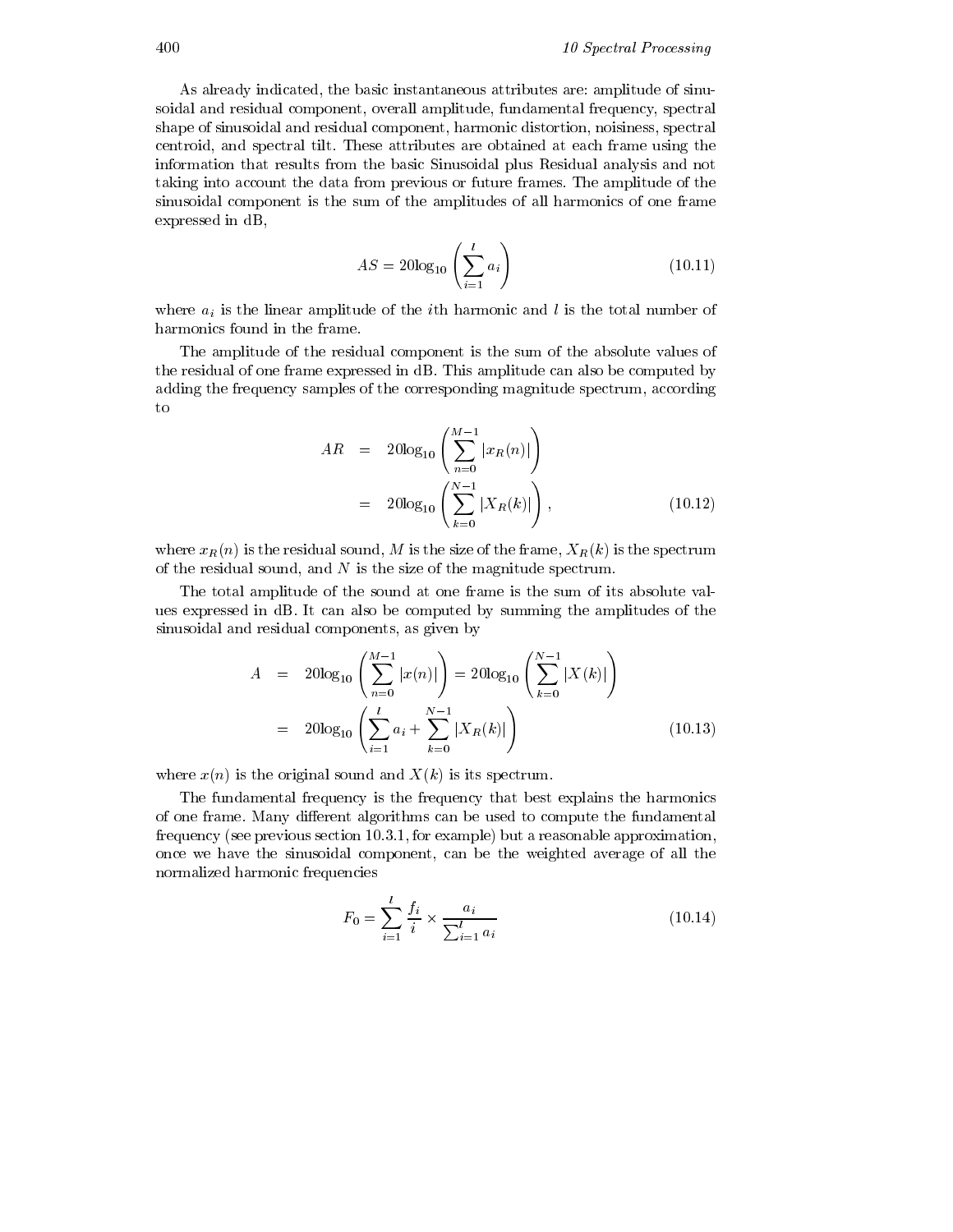As already indicated, the basic instantaneous attributes are: amplitude of sinusoidal and residual component, overall amplitude, fundamental frequency, spectral shape of sinusoidal and residual component, harmonic distortion, noisiness, spectral centroid, and spectral tilt. These attributes are obtained at each frame using the information that results from the basic Sinusoidal plus Residual analysis and not taking into account the data from previous or future frames. The amplitude of the sinusoidal component is the sum of the amplitudes of all harmonics of one frame expressed in dB,

$$AS = 20\log_{10}\left(\sum_{i=1}^{I} a_i\right) \tag{10.11}$$

where $a_i$ is the linear amplitude of the $i$th harmonic and $I$ is the total number of harmonics found in the frame.

The amplitude of the residual component is the sum of the absolute values of the residual of one frame expressed in dB. This amplitude can also be computed by adding the frequency samples of the corresponding magnitude spectrum, according to

$$\begin{aligned} AR &= 20\log_{10}\left(\sum_{n=0}^{M-1} |x_R(n)|\right) \\ &= 20\log_{10}\left(\sum_{k=0}^{N-1} |X_R(k)|\right), \end{aligned} \tag{10.12}$$

where $x_R(n)$ is the residual sound, $M$ is the size of the frame, $X_R(k)$ is the spectrum of the residual sound, and $N$ is the size of the magnitude spectrum.

The total amplitude of the sound at one frame is the sum of its absolute values expressed in dB. It can also be computed by summing the amplitudes of the sinusoidal and residual components, as given by

$$\begin{aligned} A &= 20\log_{10}\left(\sum_{n=0}^{M-1} |x(n)|\right) = 20\log_{10}\left(\sum_{k=0}^{N-1} |X(k)|\right) \\ &= 20\log_{10}\left(\sum_{i=1}^{I} a_i + \sum_{k=0}^{N-1} |X_R(k)|\right) \end{aligned} \tag{10.13}$$

where $x(n)$ is the original sound and $X(k)$ is its spectrum.

The fundamental frequency is the frequency that best explains the harmonics of one frame. Many different algorithms can be used to compute the fundamental frequency (see previous section 10.3.1, for example) but a reasonable approximation, once we have the sinusoidal component, can be the weighted average of all the normalized harmonic frequencies

$$F_0 = \sum_{i=1}^{I} \frac{f_i}{i} \times \frac{a_i}{\sum_{i=1}^{I} a_i} \tag{10.14}$$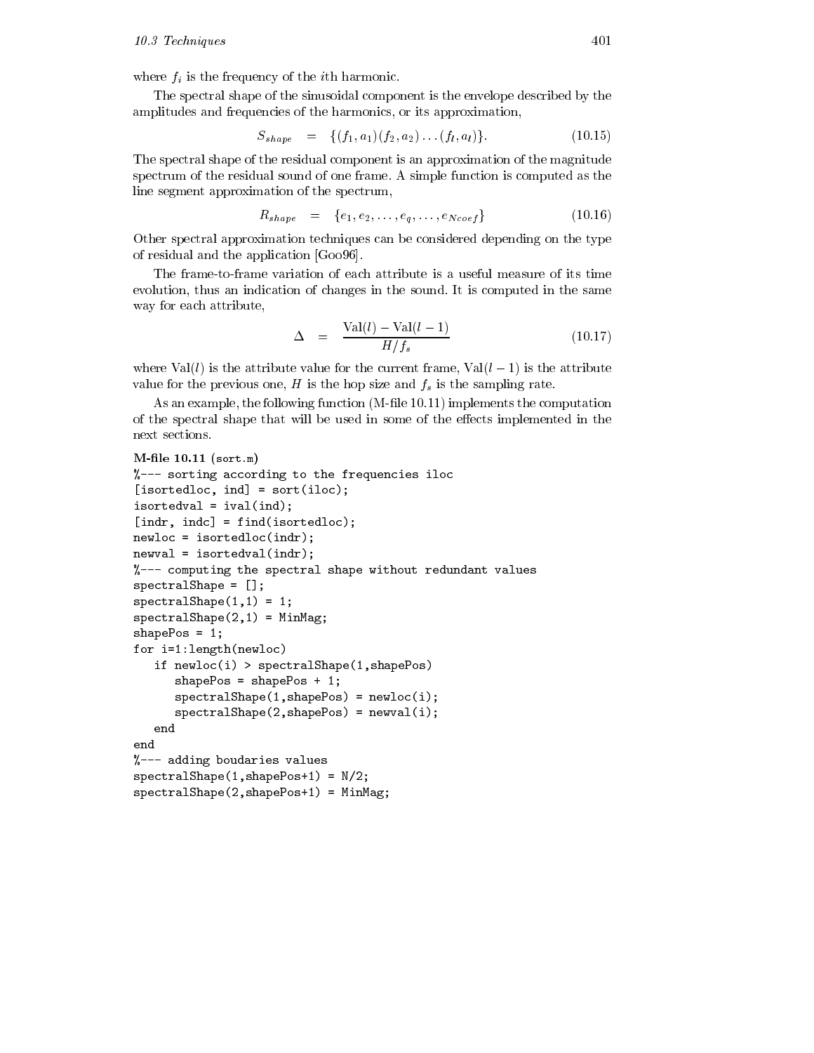where $f_i$ is the frequency of the $i$th harmonic.

The spectral shape of the sinusoidal component is the envelope described by the amplitudes and frequencies of the harmonics, or its approximation,

$$S_{shape} \quad = \quad \{(f_1, a_1)(f_2, a_2) \dots (f_I, a_I)\}. \tag{10.15}$$

The spectral shape of the residual component is an approximation of the magnitude spectrum of the residual sound of one frame. A simple function is computed as the line segment approximation of the spectrum,

$$R_{shape} \quad = \quad \{e_1, e_2, \dots, e_q, \dots, e_{Ncoef}\} \tag{10.16}$$

Other spectral approximation techniques can be considered depending on the type of residual and the application [Goo96].

The frame-to-frame variation of each attribute is a useful measure of its time evolution, thus an indication of changes in the sound. It is computed in the same way for each attribute,

$$\Delta \quad = \quad \frac{\text{Val}(l) - \text{Val}(l-1)}{H/f_s} \tag{10.17}$$

where $\text{Val}(l)$ is the attribute value for the current frame, $\text{Val}(l-1)$ is the attribute value for the previous one, $H$ is the hop size and $f_s$ is the sampling rate.

As an example, the following function (M-file 10.11) implements the computation of the spectral shape that will be used in some of the effects implemented in the next sections.

**M-file 10.11** (`sort.m`)

```
%--- sorting according to the frequencies iloc
[isortedloc, ind] = sort(iloc);
isortedval = ival(ind);
[indr, indc] = find(isortedloc);
newloc = isortedloc(indr);
newval = isortedval(indr);
%--- computing the spectral shape without redundant values
spectralShape = [];
spectralShape(1,1) = 1;
spectralShape(2,1) = MinMag;
shapePos = 1;
for i=1:length(newloc)
   if newloc(i) > spectralShape(1,shapePos)
      shapePos = shapePos + 1;
      spectralShape(1,shapePos) = newloc(i);
      spectralShape(2,shapePos) = newval(i);
   end
end
%--- adding boudaries values
spectralShape(1,shapePos+1) = N/2;
spectralShape(2,shapePos+1) = MinMag;
```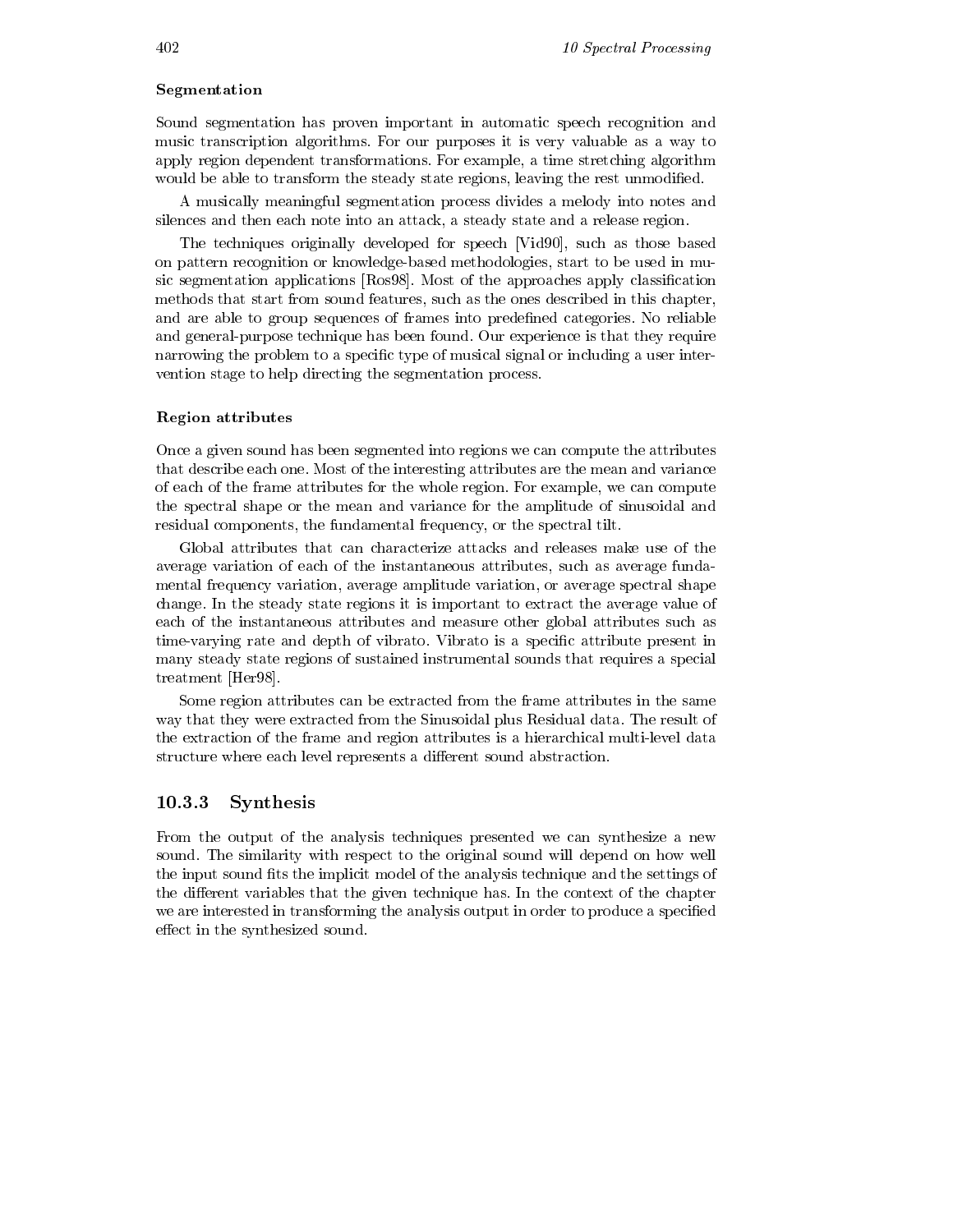#### Segmentation

Sound segmentation has proven important in automatic speech recognition and music transcription algorithms. For our purposes it is very valuable as a way to apply region dependent transformations. For example, a time stretching algorithm would be able to transform the steady state regions, leaving the rest unmodified.

A musically meaningful segmentation process divides a melody into notes and silences and then each note into an attack, a steady state and a release region.

The techniques originally developed for speech [Vid90], such as those based on pattern recognition or knowledge-based methodologies, start to be used in music segmentation applications [Ros98]. Most of the approaches apply classification methods that start from sound features, such as the ones described in this chapter, and are able to group sequences of frames into predefined categories. No reliable and general-purpose technique has been found. Our experience is that they require narrowing the problem to a specific type of musical signal or including a user intervention stage to help directing the segmentation process.

#### Region attributes

Once a given sound has been segmented into regions we can compute the attributes that describe each one. Most of the interesting attributes are the mean and variance of each of the frame attributes for the whole region. For example, we can compute the spectral shape or the mean and variance for the amplitude of sinusoidal and residual components, the fundamental frequency, or the spectral tilt.

Global attributes that can characterize attacks and releases make use of the average variation of each of the instantaneous attributes, such as average fundamental frequency variation, average amplitude variation, or average spectral shape change. In the steady state regions it is important to extract the average value of each of the instantaneous attributes and measure other global attributes such as time-varying rate and depth of vibrato. Vibrato is a specific attribute present in many steady state regions of sustained instrumental sounds that requires a special treatment [Her98].

Some region attributes can be extracted from the frame attributes in the same way that they were extracted from the Sinusoidal plus Residual data. The result of the extraction of the frame and region attributes is a hierarchical multi-level data structure where each level represents a different sound abstraction.

### 10.3.3 Synthesis

From the output of the analysis techniques presented we can synthesize a new sound. The similarity with respect to the original sound will depend on how well the input sound fits the implicit model of the analysis technique and the settings of the different variables that the given technique has. In the context of the chapter we are interested in transforming the analysis output in order to produce a specified effect in the synthesized sound.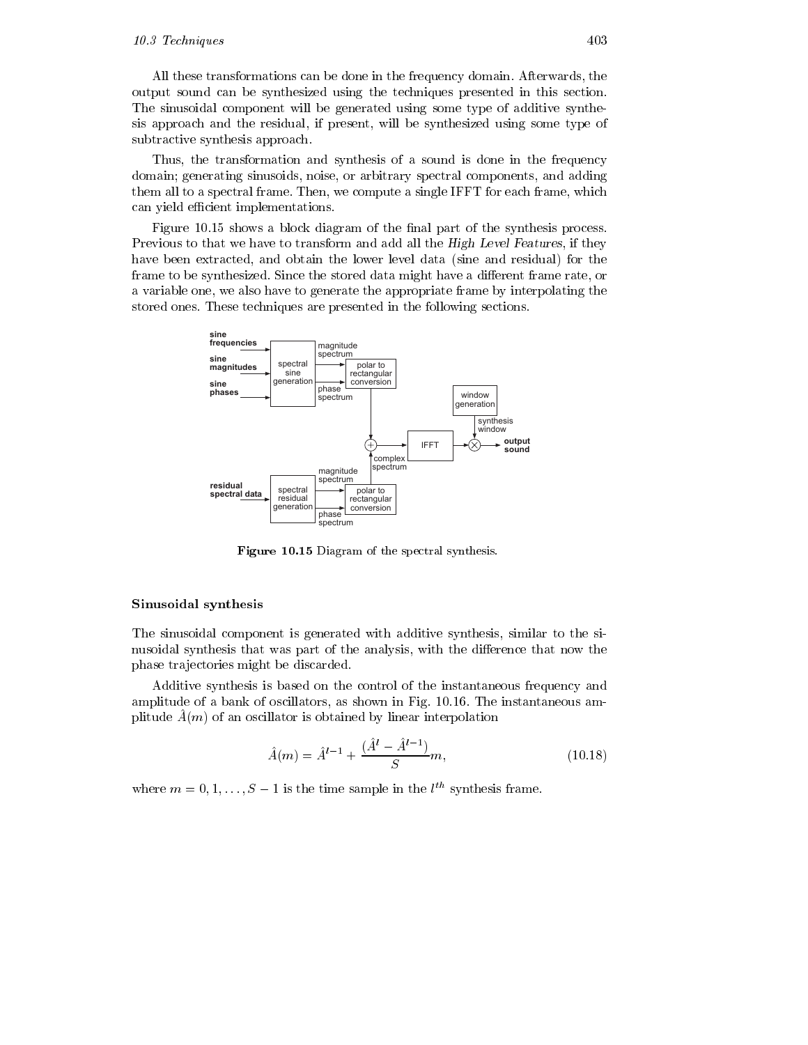All these transformations can be done in the frequency domain. Afterwards, the output sound can be synthesized using the techniques presented in this section. The sinusoidal component will be generated using some type of additive synthesis approach and the residual, if present, will be synthesized using some type of subtractive synthesis approach.

Thus, the transformation and synthesis of a sound is done in the frequency domain; generating sinusoids, noise, or arbitrary spectral components, and adding them all to a spectral frame. Then, we compute a single IFFT for each frame, which can yield efficient implementations.

Figure 10.15 shows a block diagram of the final part of the synthesis process. Previous to that we have to transform and add all the *High Level Features*, if they have been extracted, and obtain the lower level data (sine and residual) for the frame to be synthesized. Since the stored data might have a different frame rate, or a variable one, we also have to generate the appropriate frame by interpolating the stored ones. These techniques are presented in the following sections.

**Figure 10.15** Diagram of the spectral synthesis.

### Sinusoidal synthesis

The sinusoidal component is generated with additive synthesis, similar to the sinusoidal synthesis that was part of the analysis, with the difference that now the phase trajectories might be discarded.

Additive synthesis is based on the control of the instantaneous frequency and amplitude of a bank of oscillators, as shown in Fig. 10.16. The instantaneous amplitude $\hat{A}(m)$ of an oscillator is obtained by linear interpolation

$$\hat{A}(m) = \hat{A}^{l-1} + \frac{(\hat{A}^{l} - \hat{A}^{l-1})}{S}m, \tag{10.18}$$

where $m = 0, 1, \ldots, S-1$ is the time sample in the $l^{th}$ synthesis frame.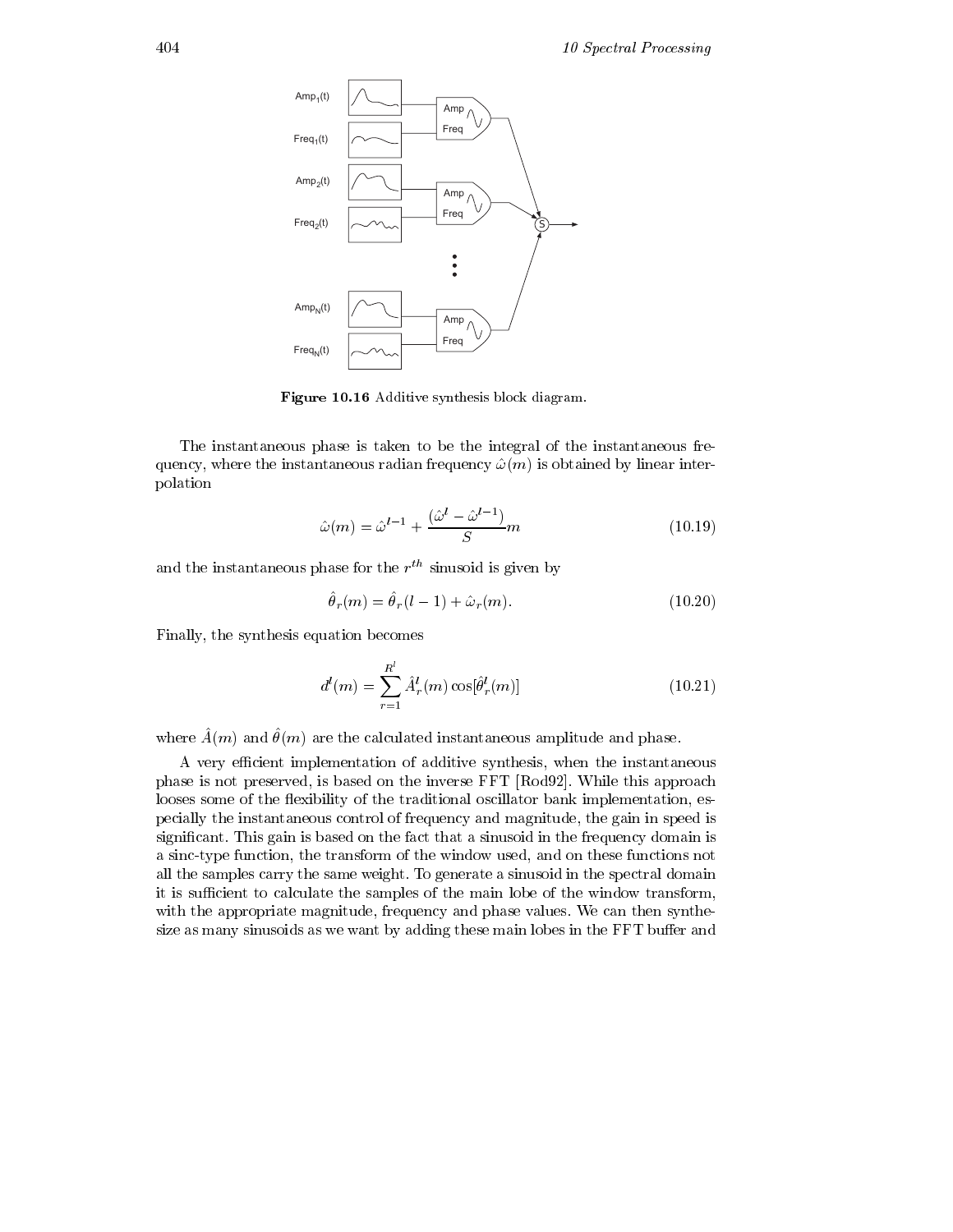**Figure 10.16** Additive synthesis block diagram.

The instantaneous phase is taken to be the integral of the instantaneous frequency, where the instantaneous radian frequency $\hat{\omega}(m)$ is obtained by linear interpolation

$$\hat{\omega}(m) = \hat{\omega}^{l-1} + \frac{(\hat{\omega}^{l} - \hat{\omega}^{l-1})}{S} m \tag{10.19}$$

and the instantaneous phase for the $r^{th}$ sinusoid is given by

$$\hat{\theta}_r(m) = \hat{\theta}_r(l-1) + \hat{\omega}_r(m). \tag{10.20}$$

Finally, the synthesis equation becomes

$$d^l(m) = \sum_{r=1}^{R^l} \hat{A}_r^l(m) \cos[\hat{\theta}_r^l(m)] \tag{10.21}$$

where $\hat{A}(m)$ and $\hat{\theta}(m)$ are the calculated instantaneous amplitude and phase.

A very efficient implementation of additive synthesis, when the instantaneous phase is not preserved, is based on the inverse FFT [Rod92]. While this approach looses some of the flexibility of the traditional oscillator bank implementation, especially the instantaneous control of frequency and magnitude, the gain in speed is significant. This gain is based on the fact that a sinusoid in the frequency domain is a sinc-type function, the transform of the window used, and on these functions not all the samples carry the same weight. To generate a sinusoid in the spectral domain it is sufficient to calculate the samples of the main lobe of the window transform, with the appropriate magnitude, frequency and phase values. We can then synthesize as many sinusoids as we want by adding these main lobes in the FFT buffer and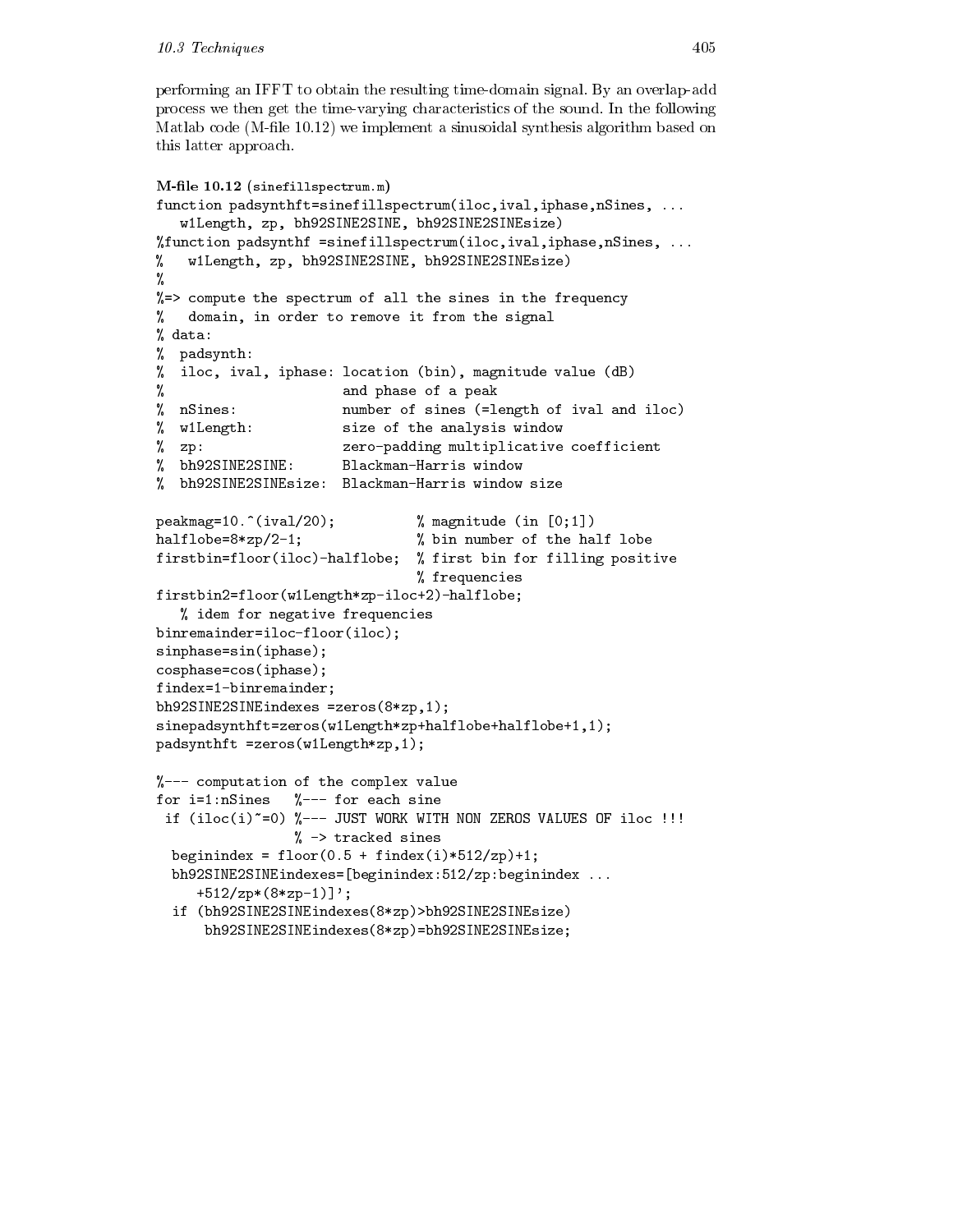performing an IFFT to obtain the resulting time-domain signal. By an overlap-add process we then get the time-varying characteristics of the sound. In the following Matlab code (M-file 10.12) we implement a sinusoidal synthesis algorithm based on this latter approach.

**M-file 10.12** (sinefillspectrum.m)

```
function padsynthft=sinefillspectrum(iloc,ival,iphase,nSines, ...
   w1Length, zp, bh92SINE2SINE, bh92SINE2SINEsize)
%function padsynthf =sinefillspectrum(iloc,ival,iphase,nSines, ...
%   w1Length, zp, bh92SINE2SINE, bh92SINE2SINEsize)
%
%=> compute the spectrum of all the sines in the frequency
%   domain, in order to remove it from the signal
% data:
%  padsynth:
%  iloc, ival, iphase: location (bin), magnitude value (dB)
%                      and phase of a peak
%  nSines:             number of sines (=length of ival and iloc)
%  w1Length:           size of the analysis window
%  zp:                 zero-padding multiplicative coefficient
%  bh92SINE2SINE:      Blackman-Harris window
%  bh92SINE2SINEsize:  Blackman-Harris window size

peakmag=10.^(ival/20);          % magnitude (in [0;1])
halflobe=8*zp/2-1;              % bin number of the half lobe
firstbin=floor(iloc)-halflobe;  % first bin for filling positive
                                % frequencies
firstbin2=floor(w1Length*zp-iloc+2)-halflobe;
   % idem for negative frequencies
binremainder=iloc-floor(iloc);
sinphase=sin(iphase);
cosphase=cos(iphase);
findex=1-binremainder;
bh92SINE2SINEindexes =zeros(8*zp,1);
sinepadsynthft=zeros(w1Length*zp+halflobe+halflobe+1,1);
padsynthft =zeros(w1Length*zp,1);

%--- computation of the complex value
for i=1:nSines   %--- for each sine
 if (iloc(i)~=0) %--- JUST WORK WITH NON ZEROS VALUES OF iloc !!!
                 % -> tracked sines
  beginindex = floor(0.5 + findex(i)*512/zp)+1;
  bh92SINE2SINEindexes=[beginindex:512/zp:beginindex ...
     +512/zp*(8*zp-1)]';
  if (bh92SINE2SINEindexes(8*zp)>bh92SINE2SINEsize)
      bh92SINE2SINEindexes(8*zp)=bh92SINE2SINEsize;
```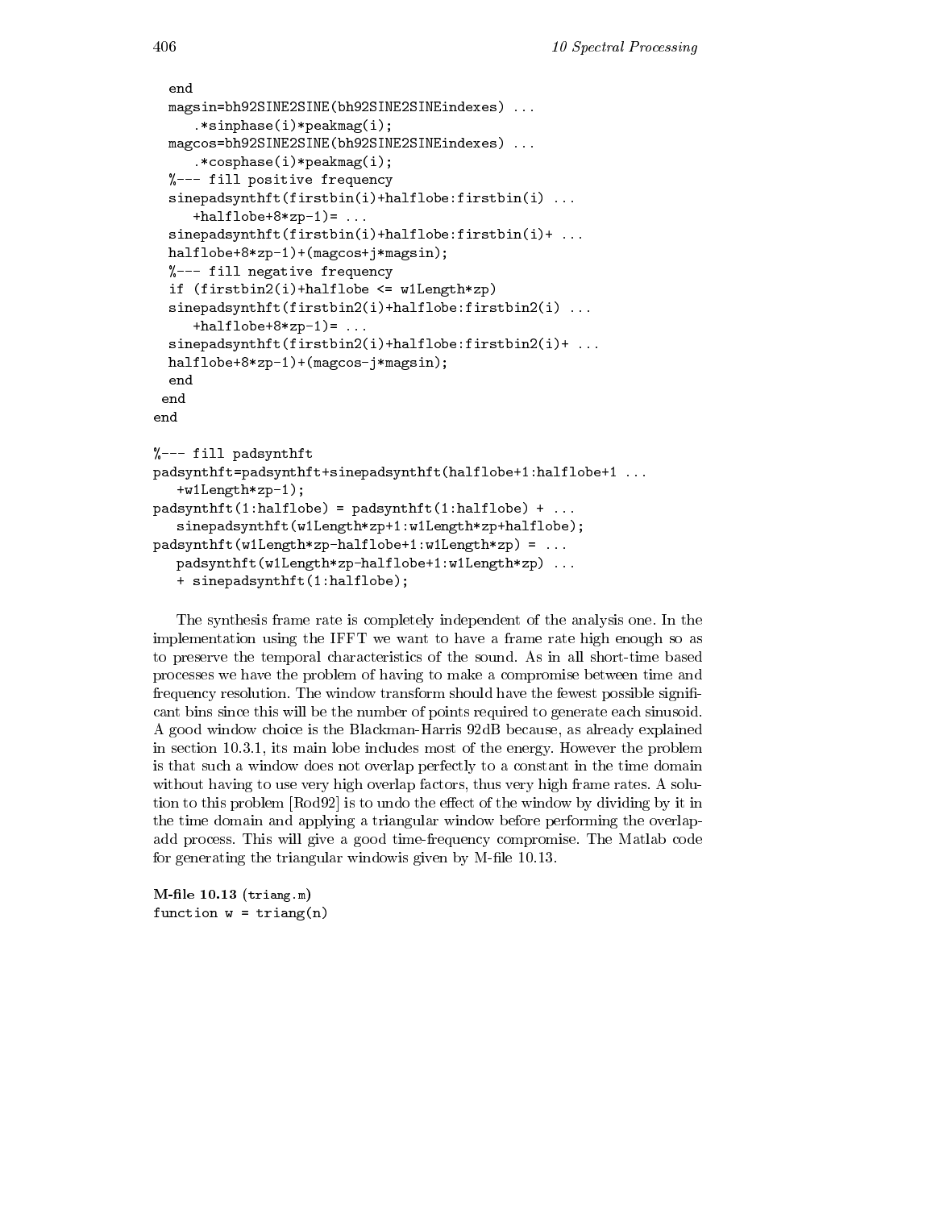```
  end
  magsin=bh92SINE2SINE(bh92SINE2SINEindexes) ...
     .*sinphase(i)*peakmag(i);
  magcos=bh92SINE2SINE(bh92SINE2SINEindexes) ...
     .*cosphase(i)*peakmag(i);
  %--- fill positive frequency
  sinepadsynthft(firstbin(i)+halflobe:firstbin(i) ...
     +halflobe+8*zp-1)= ...
  sinepadsynthft(firstbin(i)+halflobe:firstbin(i)+ ...
  halflobe+8*zp-1)+(magcos+j*magsin);
  %--- fill negative frequency
  if (firstbin2(i)+halflobe <= w1Length*zp)
  sinepadsynthft(firstbin2(i)+halflobe:firstbin2(i) ...
     +halflobe+8*zp-1)= ...
  sinepadsynthft(firstbin2(i)+halflobe:firstbin2(i)+ ...
  halflobe+8*zp-1)+(magcos-j*magsin);
  end
 end
end

%--- fill padsynthft
padsynthft=padsynthft+sinepadsynthft(halflobe+1:halflobe+1 ...
   +w1Length*zp-1);
padsynthft(1:halflobe) = padsynthft(1:halflobe) + ...
   sinepadsynthft(w1Length*zp+1:w1Length*zp+halflobe);
padsynthft(w1Length*zp-halflobe+1:w1Length*zp) = ...
   padsynthft(w1Length*zp-halflobe+1:w1Length*zp) ...
   + sinepadsynthft(1:halflobe);
```

The synthesis frame rate is completely independent of the analysis one. In the implementation using the IFFT we want to have a frame rate high enough so as to preserve the temporal characteristics of the sound. As in all short-time based processes we have the problem of having to make a compromise between time and frequency resolution. The window transform should have the fewest possible significant bins since this will be the number of points required to generate each sinusoid. A good window choice is the Blackman-Harris 92dB because, as already explained in section 10.3.1, its main lobe includes most of the energy. However the problem is that such a window does not overlap perfectly to a constant in the time domain without having to use very high overlap factors, thus very high frame rates. A solution to this problem [Rod92] is to undo the effect of the window by dividing by it in the time domain and applying a triangular window before performing the overlap-add process. This will give a good time-frequency compromise. The Matlab code for generating the triangular windowis given by M-file 10.13.

**M-file 10.13** (triang.m)

```
function w = triang(n)
```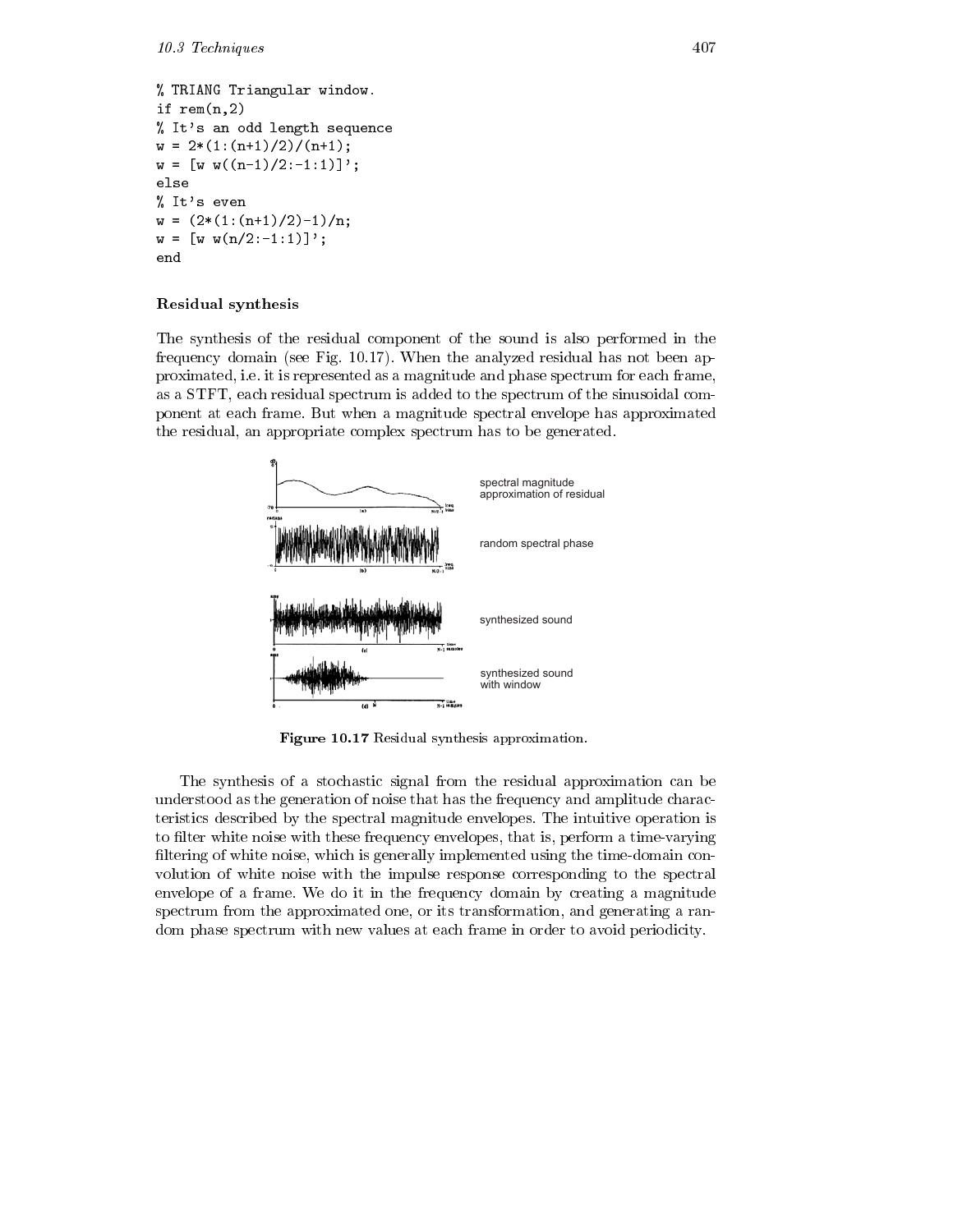```
% TRIANG Triangular window.
if rem(n,2)
% It's an odd length sequence
w = 2*(1:(n+1)/2)/(n+1);
w = [w w((n-1)/2:-1:1)]';
else
% It's even
w = (2*(1:(n+1)/2)-1)/n;
w = [w w(n/2:-1:1)]';
end
```

### Residual synthesis

The synthesis of the residual component of the sound is also performed in the frequency domain (see Fig. 10.17). When the analyzed residual has not been approximated, i.e. it is represented as a magnitude and phase spectrum for each frame, as a STFT, each residual spectrum is added to the spectrum of the sinusoidal component at each frame. But when a magnitude spectral envelope has approximated the residual, an appropriate complex spectrum has to be generated.

spectral magnitude approximation of residual

random spectral phase

synthesized sound

synthesized sound with window

**Figure 10.17** Residual synthesis approximation.

The synthesis of a stochastic signal from the residual approximation can be understood as the generation of noise that has the frequency and amplitude characteristics described by the spectral magnitude envelopes. The intuitive operation is to filter white noise with these frequency envelopes, that is, perform a time-varying filtering of white noise, which is generally implemented using the time-domain convolution of white noise with the impulse response corresponding to the spectral envelope of a frame. We do it in the frequency domain by creating a magnitude spectrum from the approximated one, or its transformation, and generating a random phase spectrum with new values at each frame in order to avoid periodicity.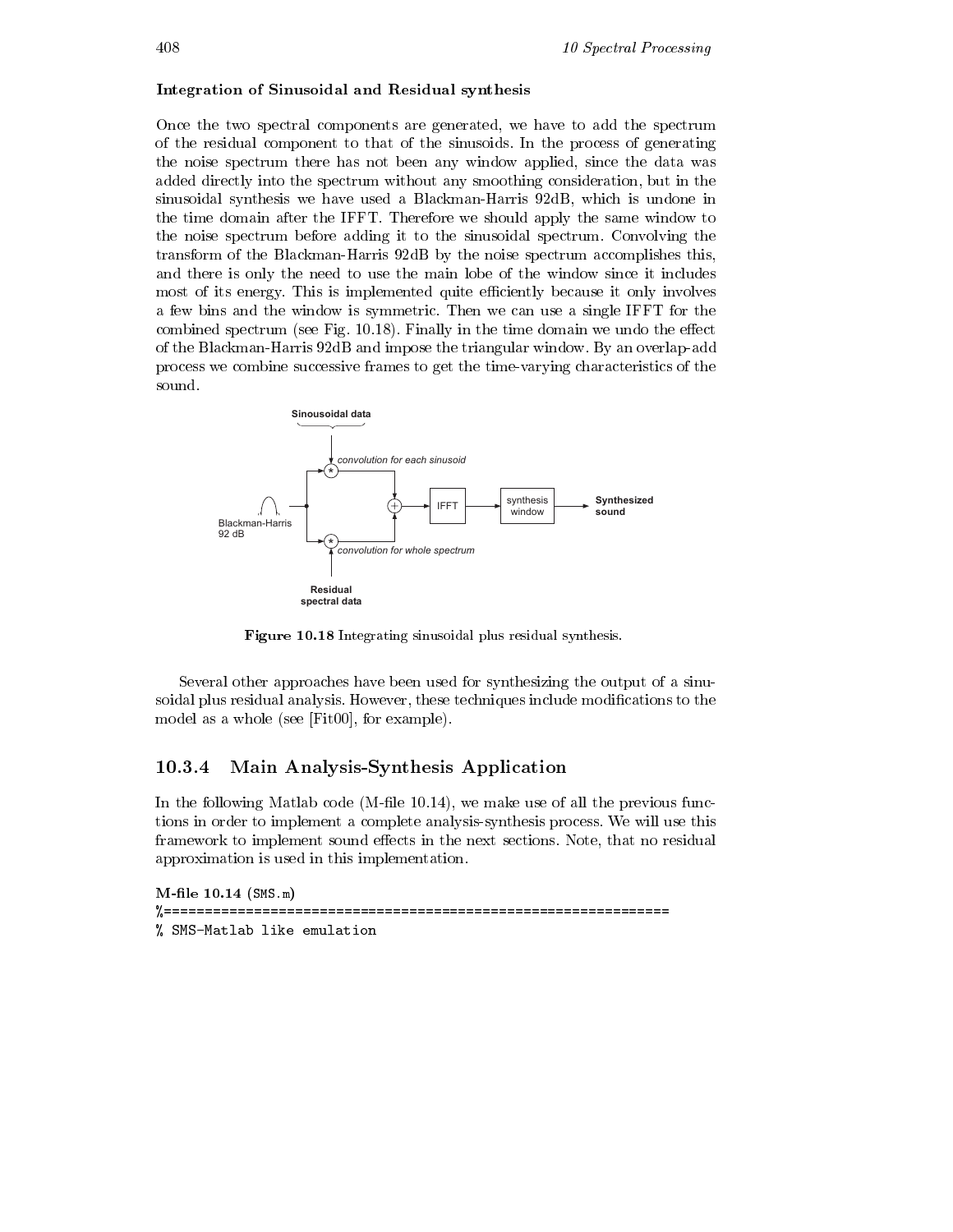### Integration of Sinusoidal and Residual synthesis

Once the two spectral components are generated, we have to add the spectrum of the residual component to that of the sinusoids. In the process of generating the noise spectrum there has not been any window applied, since the data was added directly into the spectrum without any smoothing consideration, but in the sinusoidal synthesis we have used a Blackman-Harris 92dB, which is undone in the time domain after the IFFT. Therefore we should apply the same window to the noise spectrum before adding it to the sinusoidal spectrum. Convolving the transform of the Blackman-Harris 92dB by the noise spectrum accomplishes this, and there is only the need to use the main lobe of the window since it includes most of its energy. This is implemented quite efficiently because it only involves a few bins and the window is symmetric. Then we can use a single IFFT for the combined spectrum (see Fig. 10.18). Finally in the time domain we undo the effect of the Blackman-Harris 92dB and impose the triangular window. By an overlap-add process we combine successive frames to get the time-varying characteristics of the sound.

**Figure 10.18** Integrating sinusoidal plus residual synthesis.

Several other approaches have been used for synthesizing the output of a sinusoidal plus residual analysis. However, these techniques include modifications to the model as a whole (see [Fit00], for example).

## 10.3.4 Main Analysis-Synthesis Application

In the following Matlab code (M-file 10.14), we make use of all the previous functions in order to implement a complete analysis-synthesis process. We will use this framework to implement sound effects in the next sections. Note, that no residual approximation is used in this implementation.

**M-file 10.14** (SMS.m)

```
%===============================================================
% SMS-Matlab like emulation
```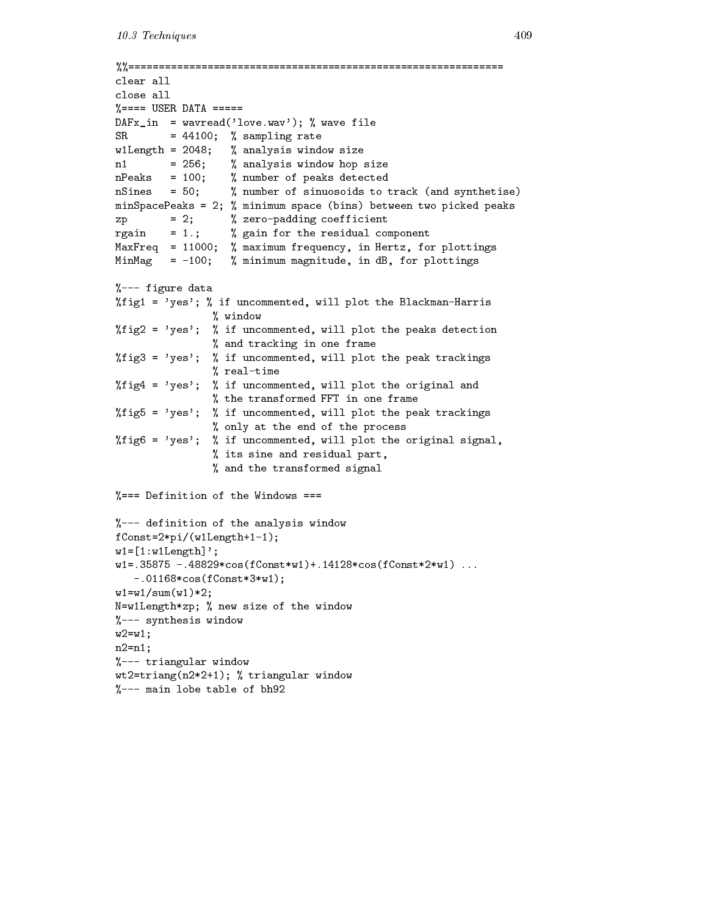```
%%=============================================================
clear all
close all
%==== USER DATA =====
DAFx_in  = wavread('love.wav'); % wave file
SR       = 44100;  % sampling rate
w1Length = 2048;   % analysis window size
n1       = 256;    % analysis window hop size
nPeaks   = 100;    % number of peaks detected
nSines   = 50;     % number of sinuosoids to track (and synthetise)
minSpacePeaks = 2; % minimum space (bins) between two picked peaks
zp       = 2;      % zero-padding coefficient
rgain    = 1.;     % gain for the residual component
MaxFreq  = 11000;  % maximum frequency, in Hertz, for plottings
MinMag   = -100;   % minimum magnitude, in dB, for plottings

%--- figure data
%fig1 = 'yes'; % if uncommented, will plot the Blackman-Harris
                % window
%fig2 = 'yes';  % if uncommented, will plot the peaks detection
                % and tracking in one frame
%fig3 = 'yes';  % if uncommented, will plot the peak trackings
                % real-time
%fig4 = 'yes';  % if uncommented, will plot the original and
                % the transformed FFT in one frame
%fig5 = 'yes';  % if uncommented, will plot the peak trackings
                % only at the end of the process
%fig6 = 'yes';  % if uncommented, will plot the original signal,
                % its sine and residual part,
                % and the transformed signal

%=== Definition of the Windows ===

%--- definition of the analysis window
fConst=2*pi/(w1Length+1-1);
w1=[1:w1Length]';
w1=.35875 -.48829*cos(fConst*w1)+.14128*cos(fConst*2*w1) ...
   -.01168*cos(fConst*3*w1);
w1=w1/sum(w1)*2;
N=w1Length*zp; % new size of the window
%--- synthesis window
w2=w1;
n2=n1;
%--- triangular window
wt2=triang(n2*2+1); % triangular window
%--- main lobe table of bh92
```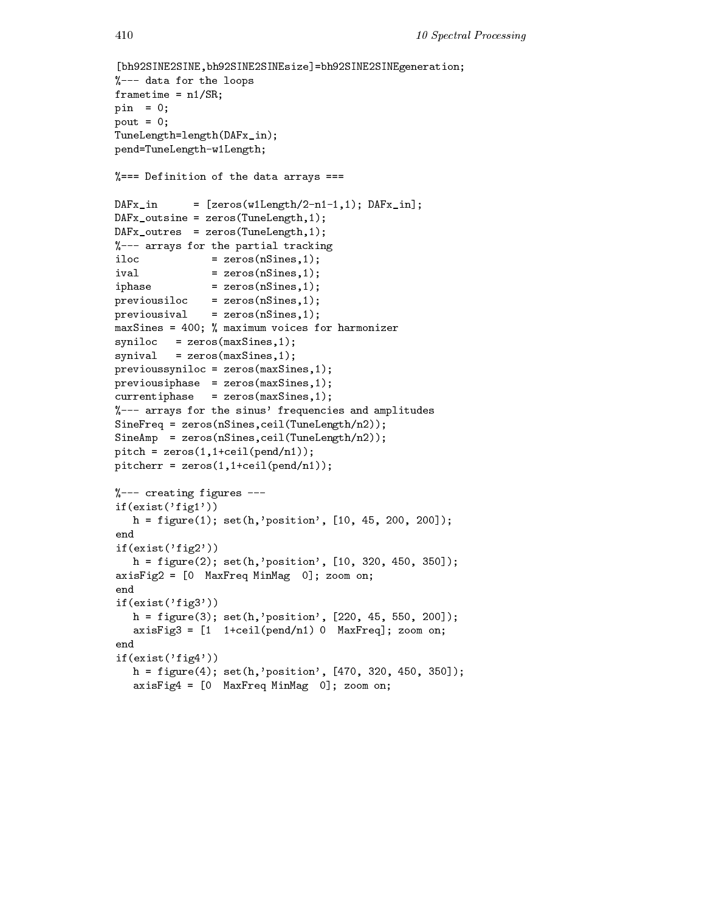```
[bh92SINE2SINE,bh92SINE2SINEsize]=bh92SINE2SINEgeneration;
%--- data for the loops
frametime = n1/SR;
pin  = 0;
pout = 0;
TuneLength=length(DAFx_in);
pend=TuneLength-w1Length;

%=== Definition of the data arrays ===

DAFx_in      = [zeros(w1Length/2-n1-1,1); DAFx_in];
DAFx_outsine = zeros(TuneLength,1);
DAFx_outres  = zeros(TuneLength,1);
%--- arrays for the partial tracking
iloc            = zeros(nSines,1);
ival            = zeros(nSines,1);
iphase          = zeros(nSines,1);
previousiloc    = zeros(nSines,1);
previousival    = zeros(nSines,1);
maxSines = 400; % maximum voices for harmonizer
syniloc   = zeros(maxSines,1);
synival   = zeros(maxSines,1);
previoussyniloc = zeros(maxSines,1);
previousiphase  = zeros(maxSines,1);
currentiphase   = zeros(maxSines,1);
%--- arrays for the sinus' frequencies and amplitudes
SineFreq = zeros(nSines,ceil(TuneLength/n2));
SineAmp  = zeros(nSines,ceil(TuneLength/n2));
pitch = zeros(1,1+ceil(pend/n1));
pitcherr = zeros(1,1+ceil(pend/n1));

%--- creating figures ---
if(exist('fig1'))
   h = figure(1); set(h,'position', [10, 45, 200, 200]);
end
if(exist('fig2'))
   h = figure(2); set(h,'position', [10, 320, 450, 350]);
axisFig2 = [0  MaxFreq MinMag  0]; zoom on;
end
if(exist('fig3'))
   h = figure(3); set(h,'position', [220, 45, 550, 200]);
   axisFig3 = [1  1+ceil(pend/n1) 0  MaxFreq]; zoom on;
end
if(exist('fig4'))
   h = figure(4); set(h,'position', [470, 320, 450, 350]);
   axisFig4 = [0  MaxFreq MinMag  0]; zoom on;
```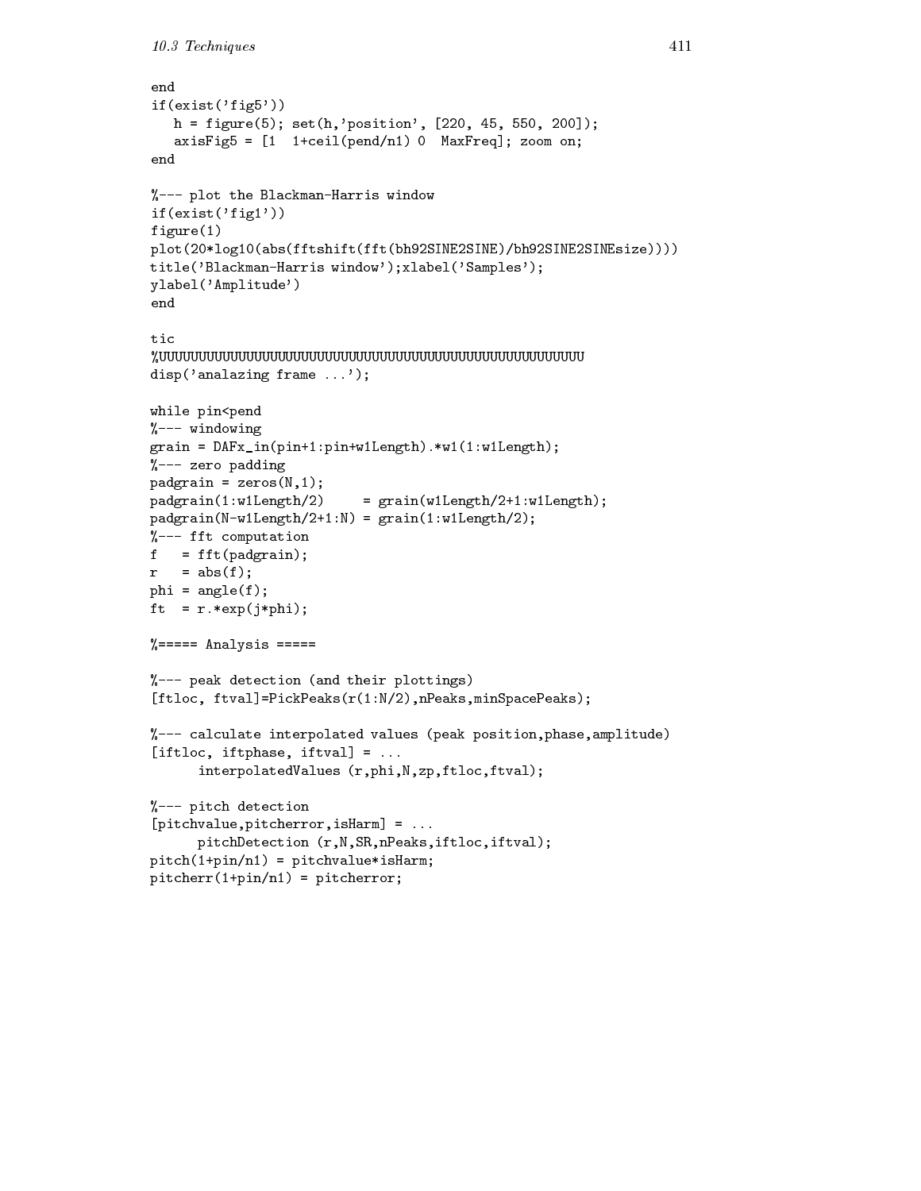```
end
if(exist('fig5'))
   h = figure(5); set(h,'position', [220, 45, 550, 200]);
   axisFig5 = [1  1+ceil(pend/n1) 0  MaxFreq]; zoom on;
end

%--- plot the Blackman-Harris window
if(exist('fig1'))
figure(1)
plot(20*log10(abs(fftshift(fft(bh92SINE2SINE)/bh92SINE2SINEsize))))
title('Blackman-Harris window');xlabel('Samples');
ylabel('Amplitude')
end

tic
%UUUUUUUUUUUUUUUUUUUUUUUUUUUUUUUUUUUUUUUUUUUUUUUUUUUUUUUUUUU
disp('analazing frame ...');

while pin<pend
%--- windowing
grain = DAFx_in(pin+1:pin+w1Length).*w1(1:w1Length);
%--- zero padding
padgrain = zeros(N,1);
padgrain(1:w1Length/2)     = grain(w1Length/2+1:w1Length);
padgrain(N-w1Length/2+1:N) = grain(1:w1Length/2);
%--- fft computation
f   = fft(padgrain);
r   = abs(f);
phi = angle(f);
ft  = r.*exp(j*phi);

%===== Analysis =====

%--- peak detection (and their plottings)
[ftloc, ftval]=PickPeaks(r(1:N/2),nPeaks,minSpacePeaks);

%--- calculate interpolated values (peak position,phase,amplitude)
[iftloc, iftphase, iftval] = ...
      interpolatedValues (r,phi,N,zp,ftloc,ftval);

%--- pitch detection
[pitchvalue,pitcherror,isHarm] = ...
      pitchDetection (r,N,SR,nPeaks,iftloc,iftval);
pitch(1+pin/n1) = pitchvalue*isHarm;
pitcherr(1+pin/n1) = pitcherror;
```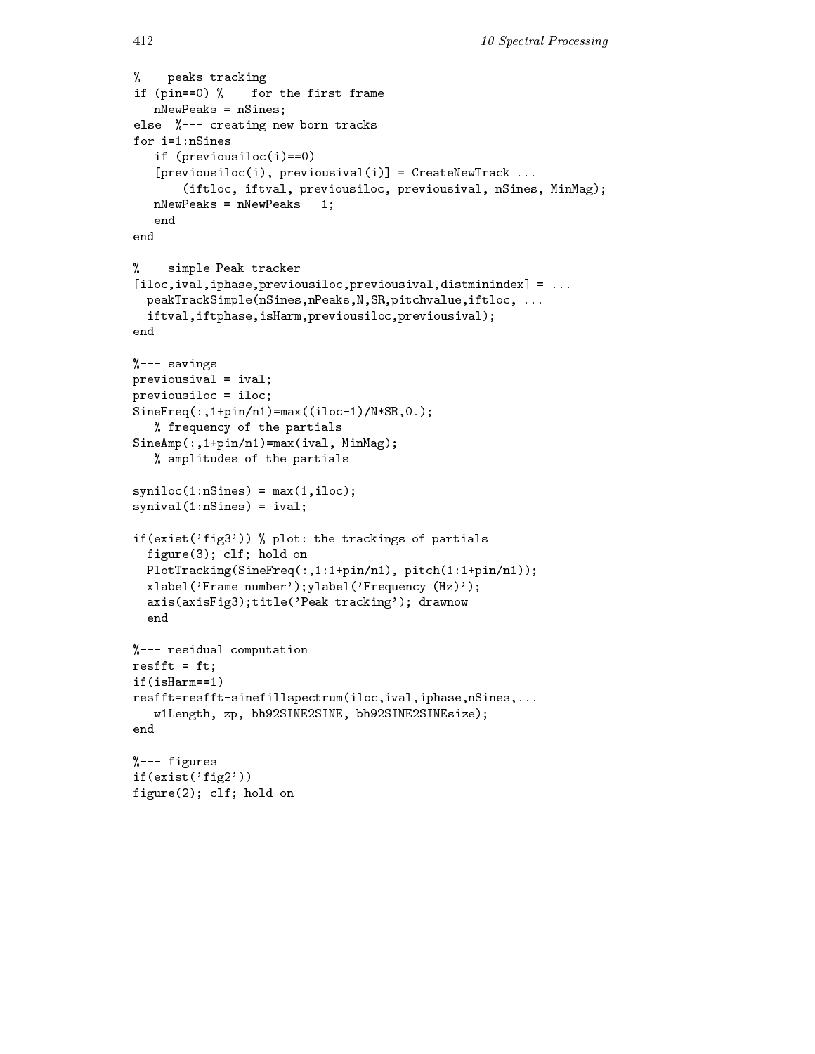```
%--- peaks tracking
if (pin==0) %--- for the first frame
   nNewPeaks = nSines;
else  %--- creating new born tracks
for i=1:nSines
   if (previousiloc(i)==0)
   [previousiloc(i), previousival(i)] = CreateNewTrack ...
       (iftloc, iftval, previousiloc, previousival, nSines, MinMag);
   nNewPeaks = nNewPeaks - 1;
   end
end

%--- simple Peak tracker
[iloc,ival,iphase,previousiloc,previousival,distminindex] = ...
  peakTrackSimple(nSines,nPeaks,N,SR,pitchvalue,iftloc, ...
  iftval,iftphase,isHarm,previousiloc,previousival);
end

%--- savings
previousival = ival;
previousiloc = iloc;
SineFreq(:,1+pin/n1)=max((iloc-1)/N*SR,0.);
   % frequency of the partials
SineAmp(:,1+pin/n1)=max(ival, MinMag);
   % amplitudes of the partials

syniloc(1:nSines) = max(1,iloc);
synival(1:nSines) = ival;

if(exist('fig3')) % plot: the trackings of partials
  figure(3); clf; hold on
  PlotTracking(SineFreq(:,1:1+pin/n1), pitch(1:1+pin/n1));
  xlabel('Frame number');ylabel('Frequency (Hz)');
  axis(axisFig3);title('Peak tracking'); drawnow
  end

%--- residual computation
resfft = ft;
if(isHarm==1)
resfft=resfft-sinefillspectrum(iloc,ival,iphase,nSines,...
   w1Length, zp, bh92SINE2SINE, bh92SINE2SINEsize);
end

%--- figures
if(exist('fig2'))
figure(2); clf; hold on
```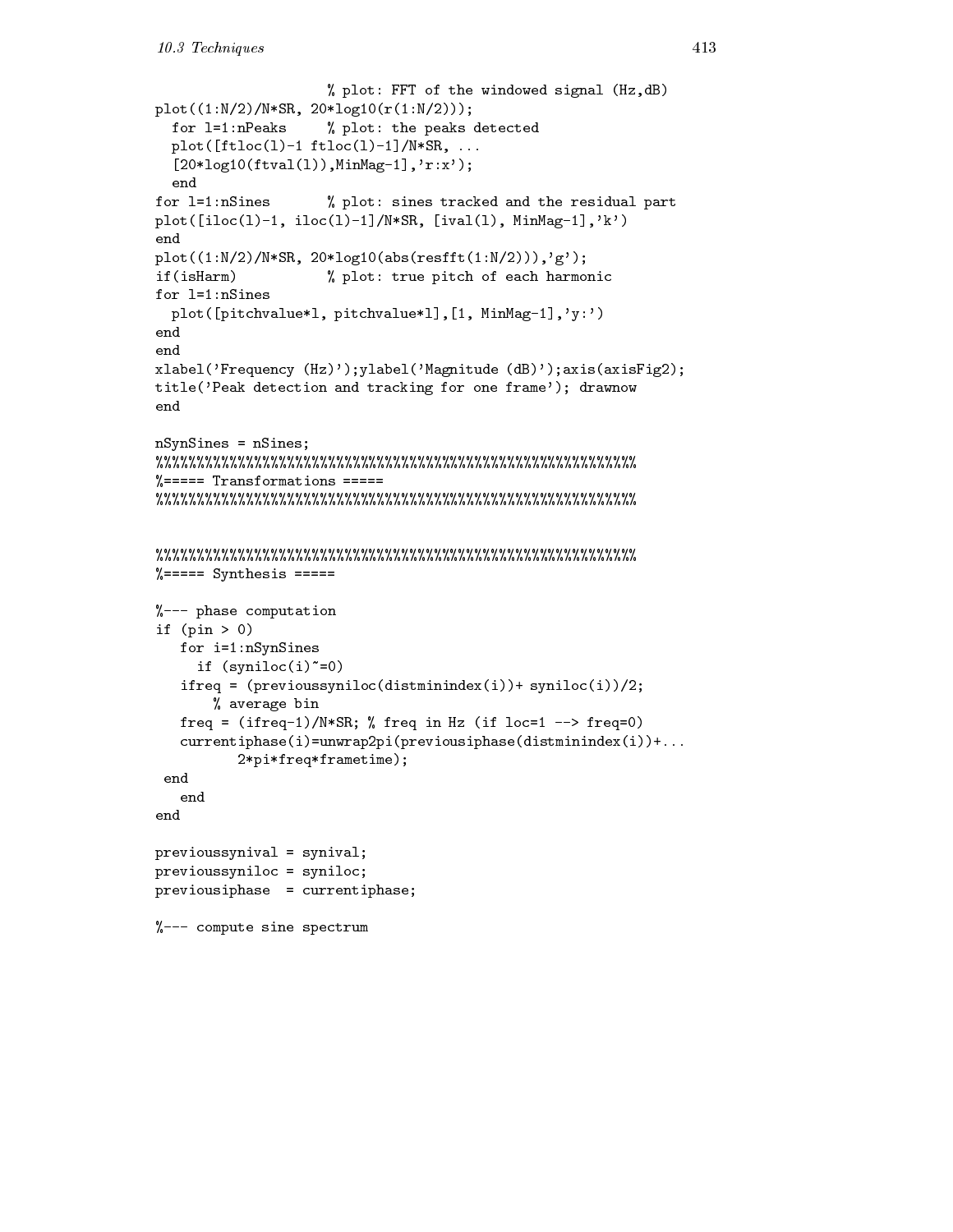```
                    % plot: FFT of the windowed signal (Hz,dB)
plot((1:N/2)/N*SR, 20*log10(r(1:N/2)));
  for l=1:nPeaks     % plot: the peaks detected
  plot([ftloc(l)-1 ftloc(l)-1]/N*SR, ...
  [20*log10(ftval(l)),MinMag-1],'r:x');
  end
for l=1:nSines       % plot: sines tracked and the residual part
plot([iloc(l)-1, iloc(l)-1]/N*SR, [ival(l), MinMag-1],'k')
end
plot((1:N/2)/N*SR, 20*log10(abs(resfft(1:N/2))),'g');
if(isHarm)           % plot: true pitch of each harmonic
for l=1:nSines
  plot([pitchvalue*l, pitchvalue*l],[1, MinMag-1],'y:')
end
end
xlabel('Frequency (Hz)');ylabel('Magnitude (dB)');axis(axisFig2);
title('Peak detection and tracking for one frame'); drawnow
end

nSynSines = nSines;
%%%%%%%%%%%%%%%%%%%%%%%%%%%%%%%%%%%%%%%%%%%%%%%%%%%%%%%%%%%%
%===== Transformations =====
%%%%%%%%%%%%%%%%%%%%%%%%%%%%%%%%%%%%%%%%%%%%%%%%%%%%%%%%%%%%


%%%%%%%%%%%%%%%%%%%%%%%%%%%%%%%%%%%%%%%%%%%%%%%%%%%%%%%%%%%%
%===== Synthesis =====

%--- phase computation
if (pin > 0)
   for i=1:nSynSines
     if (syniloc(i)~=0)
   ifreq = (previoussyniloc(distminindex(i))+ syniloc(i))/2;
       % average bin
   freq = (ifreq-1)/N*SR; % freq in Hz (if loc=1 --> freq=0)
   currentiphase(i)=unwrap2pi(previousiphase(distminindex(i))+...
          2*pi*freq*frametime);
 end
   end
end

previoussynival = synival;
previoussyniloc = syniloc;
previousiphase  = currentiphase;

%--- compute sine spectrum
```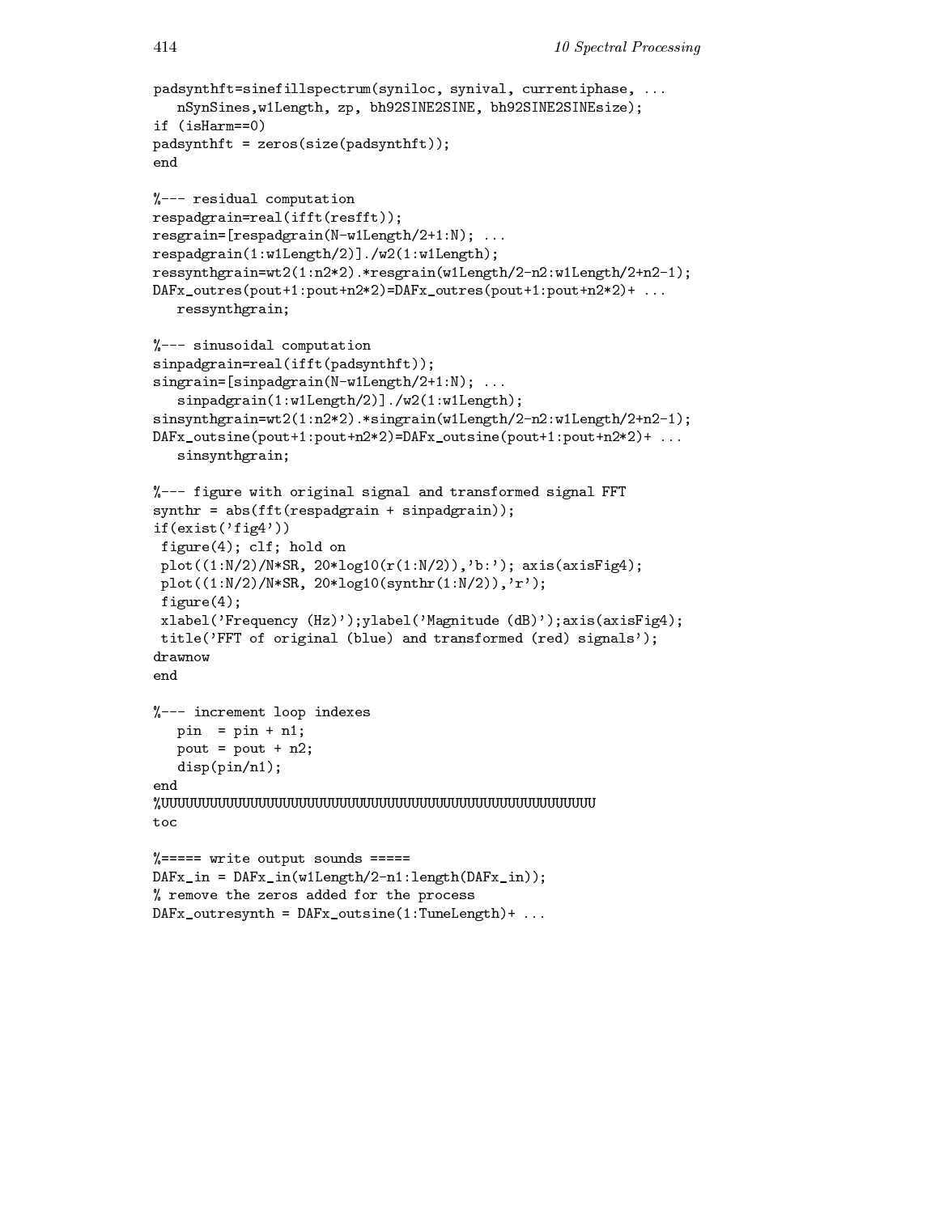```
padsynthft=sinefillspectrum(syniloc, synival, currentiphase, ...
   nSynSines,w1Length, zp, bh92SINE2SINE, bh92SINE2SINEsize);
if (isHarm==0)
padsynthft = zeros(size(padsynthft));
end

%--- residual computation
respadgrain=real(ifft(resfft));
resgrain=[respadgrain(N-w1Length/2+1:N); ...
respadgrain(1:w1Length/2)]./w2(1:w1Length);
ressynthgrain=wt2(1:n2*2).*resgrain(w1Length/2-n2:w1Length/2+n2-1);
DAFx_outres(pout+1:pout+n2*2)=DAFx_outres(pout+1:pout+n2*2)+ ...
   ressynthgrain;

%--- sinusoidal computation
sinpadgrain=real(ifft(padsynthft));
singrain=[sinpadgrain(N-w1Length/2+1:N); ...
   sinpadgrain(1:w1Length/2)]./w2(1:w1Length);
sinsynthgrain=wt2(1:n2*2).*singrain(w1Length/2-n2:w1Length/2+n2-1);
DAFx_outsine(pout+1:pout+n2*2)=DAFx_outsine(pout+1:pout+n2*2)+ ...
   sinsynthgrain;

%--- figure with original signal and transformed signal FFT
synthr = abs(fft(respadgrain + sinpadgrain));
if(exist('fig4'))
 figure(4); clf; hold on
 plot((1:N/2)/N*SR, 20*log10(r(1:N/2)),'b:'); axis(axisFig4);
 plot((1:N/2)/N*SR, 20*log10(synthr(1:N/2)),'r');
 figure(4);
 xlabel('Frequency (Hz)');ylabel('Magnitude (dB)');axis(axisFig4);
 title('FFT of original (blue) and transformed (red) signals');
drawnow
end

%--- increment loop indexes
   pin  = pin + n1;
   pout = pout + n2;
   disp(pin/n1);
end
%UUUUUUUUUUUUUUUUUUUUUUUUUUUUUUUUUUUUUUUUUUUUUUUUUUUUUUUUUUU
toc

%===== write output sounds =====
DAFx_in = DAFx_in(w1Length/2-n1:length(DAFx_in));
% remove the zeros added for the process
DAFx_outresynth = DAFx_outsine(1:TuneLength)+ ...
```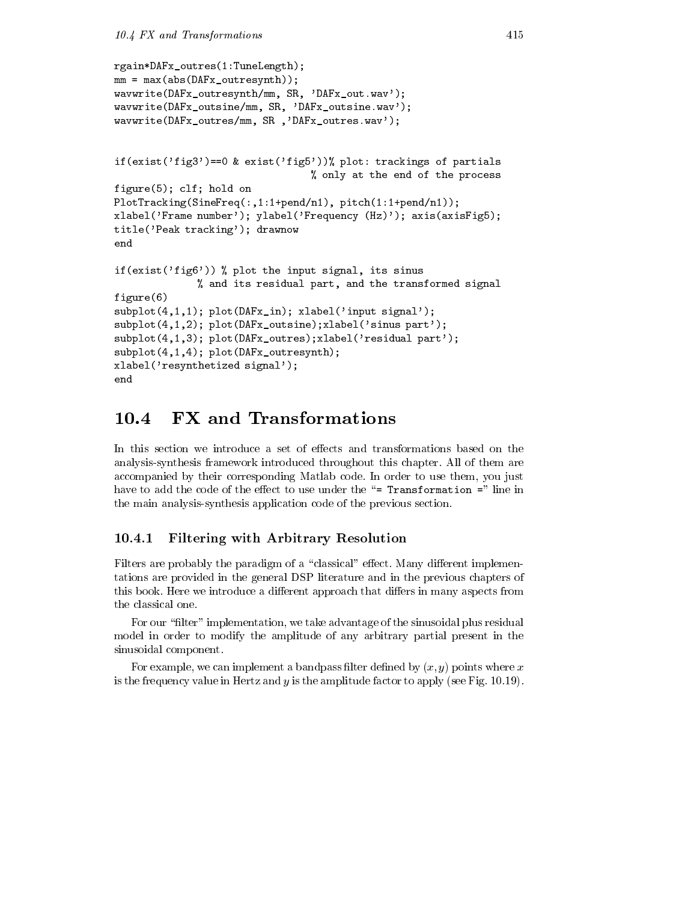```
rgain*DAFx_outres(1:TuneLength);
mm = max(abs(DAFx_outresynth));
wavwrite(DAFx_outresynth/mm, SR, 'DAFx_out.wav');
wavwrite(DAFx_outsine/mm, SR, 'DAFx_outsine.wav');
wavwrite(DAFx_outres/mm, SR ,'DAFx_outres.wav');


if(exist('fig3')==0 & exist('fig5'))% plot: trackings of partials
                                    % only at the end of the process
figure(5); clf; hold on
PlotTracking(SineFreq(:,1:1+pend/n1), pitch(1:1+pend/n1));
xlabel('Frame number'); ylabel('Frequency (Hz)'); axis(axisFig5);
title('Peak tracking'); drawnow
end

if(exist('fig6')) % plot the input signal, its sinus
             % and its residual part, and the transformed signal
figure(6)
subplot(4,1,1); plot(DAFx_in); xlabel('input signal');
subplot(4,1,2); plot(DAFx_outsine);xlabel('sinus part');
subplot(4,1,3); plot(DAFx_outres);xlabel('residual part');
subplot(4,1,4); plot(DAFx_outresynth);
xlabel('resynthetized signal');
end
```

## 10.4 FX and Transformations

In this section we introduce a set of effects and transformations based on the analysis-synthesis framework introduced throughout this chapter. All of them are accompanied by their corresponding Matlab code. In order to use them, you just have to add the code of the effect to use under the "`= Transformation =`" line in the main analysis-synthesis application code of the previous section.

### 10.4.1 Filtering with Arbitrary Resolution

Filters are probably the paradigm of a "classical" effect. Many different implementations are provided in the general DSP literature and in the previous chapters of this book. Here we introduce a different approach that differs in many aspects from the classical one.

For our "filter" implementation, we take advantage of the sinusoidal plus residual model in order to modify the amplitude of any arbitrary partial present in the sinusoidal component.

For example, we can implement a bandpass filter defined by $(x, y)$ points where $x$ is the frequency value in Hertz and $y$ is the amplitude factor to apply (see Fig. 10.19).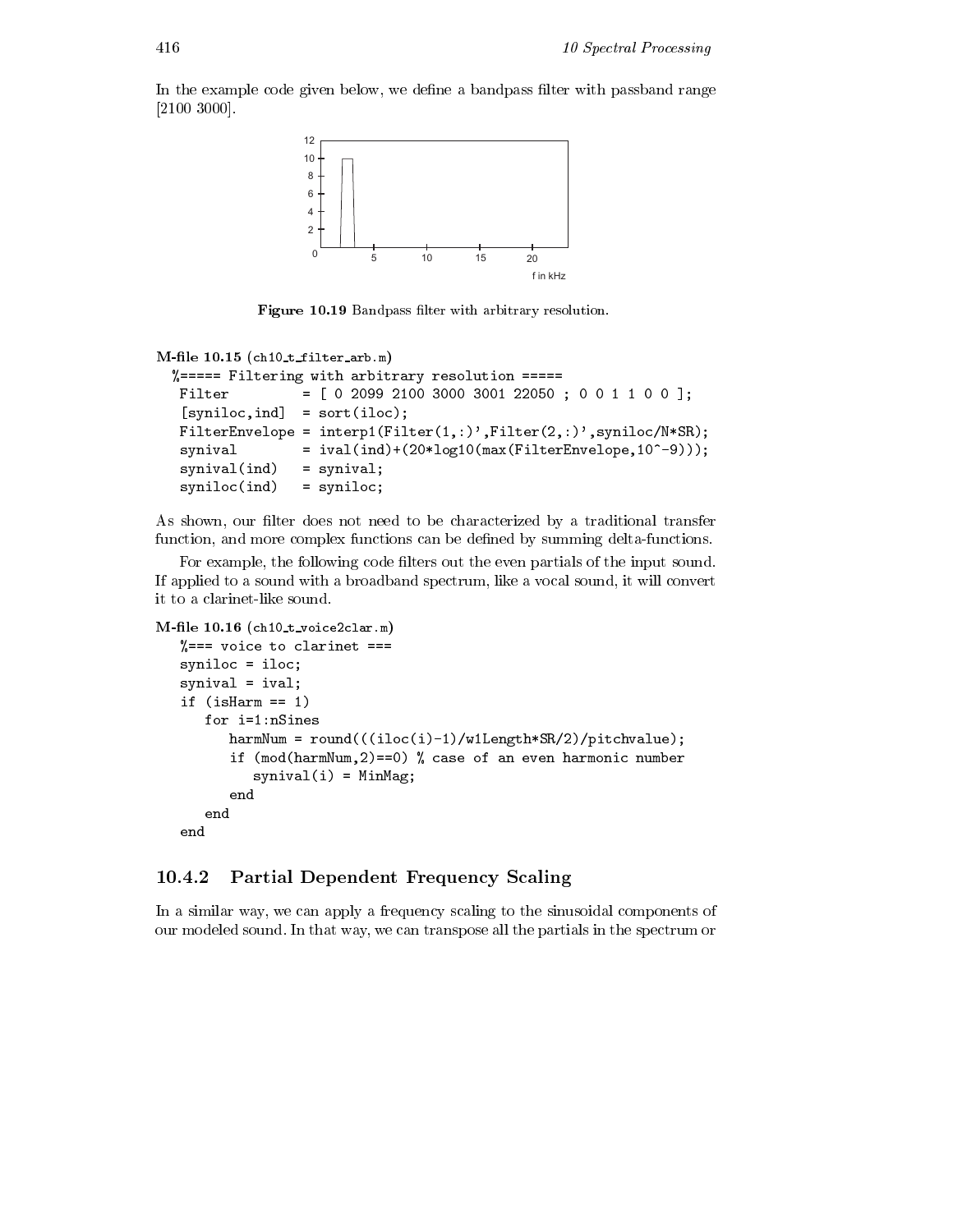In the example code given below, we define a bandpass filter with passband range [2100 3000].

**Figure 10.19** Bandpass filter with arbitrary resolution.

**M-file 10.15** (ch10_t_filter_arb.m)

```
%===== Filtering with arbitrary resolution =====
 Filter         = [ 0 2099 2100 3000 3001 22050 ; 0 0 1 1 0 0 ];
 [syniloc,ind]  = sort(iloc);
 FilterEnvelope = interp1(Filter(1,:)',Filter(2,:)',syniloc/N*SR);
 synival        = ival(ind)+(20*log10(max(FilterEnvelope,10^-9)));
 synival(ind)   = synival;
 syniloc(ind)   = syniloc;
```

As shown, our filter does not need to be characterized by a traditional transfer function, and more complex functions can be defined by summing delta-functions.

For example, the following code filters out the even partials of the input sound. If applied to a sound with a broadband spectrum, like a vocal sound, it will convert it to a clarinet-like sound.

**M-file 10.16** (ch10_t_voice2clar.m)

```
%=== voice to clarinet ===
syniloc = iloc;
synival = ival;
if (isHarm == 1)
   for i=1:nSines
      harmNum = round(((iloc(i)-1)/w1Length*SR/2)/pitchvalue);
      if (mod(harmNum,2)==0) % case of an even harmonic number
         synival(i) = MinMag;
      end
   end
end
```

### 10.4.2 Partial Dependent Frequency Scaling

In a similar way, we can apply a frequency scaling to the sinusoidal components of our modeled sound. In that way, we can transpose all the partials in the spectrum or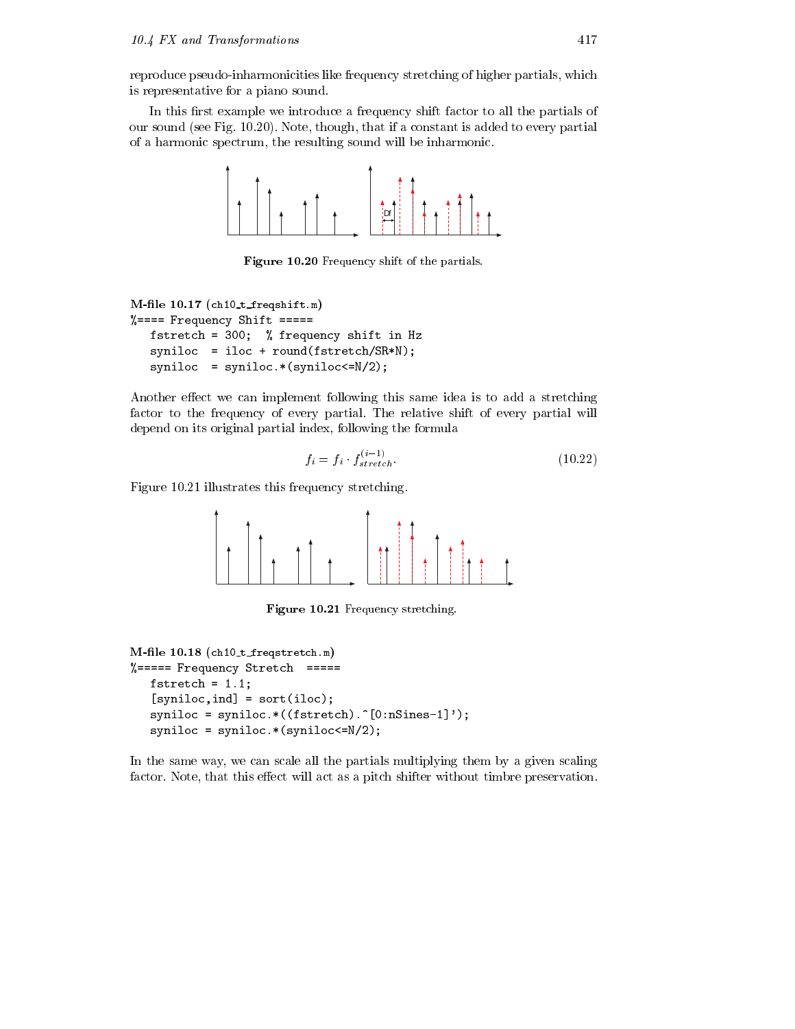reproduce pseudo-inharmonicities like frequency stretching of higher partials, which is representative for a piano sound.

In this first example we introduce a frequency shift factor to all the partials of our sound (see Fig. 10.20). Note, though, that if a constant is added to every partial of a harmonic spectrum, the resulting sound will be inharmonic.

**Figure 10.20** Frequency shift of the partials.

**M-file 10.17** (ch10_t_freqshift.m)

```
%==== Frequency Shift =====
   fstretch = 300;  % frequency shift in Hz
   syniloc  = iloc + round(fstretch/SR*N);
   syniloc  = syniloc.*(syniloc<=N/2);
```

Another effect we can implement following this same idea is to add a stretching factor to the frequency of every partial. The relative shift of every partial will depend on its original partial index, following the formula

$$f_i = f_i \cdot f_{stretch}^{(i-1)}. \tag{10.22}$$

Figure 10.21 illustrates this frequency stretching.

**Figure 10.21** Frequency stretching.

**M-file 10.18** (ch10_t_freqstretch.m)

```
%===== Frequency Stretch  =====
   fstretch = 1.1;
   [syniloc,ind] = sort(iloc);
   syniloc = syniloc.*((fstretch).^[0:nSines-1]');
   syniloc = syniloc.*(syniloc<=N/2);
```

In the same way, we can scale all the partials multiplying them by a given scaling factor. Note, that this effect will act as a pitch shifter without timbre preservation.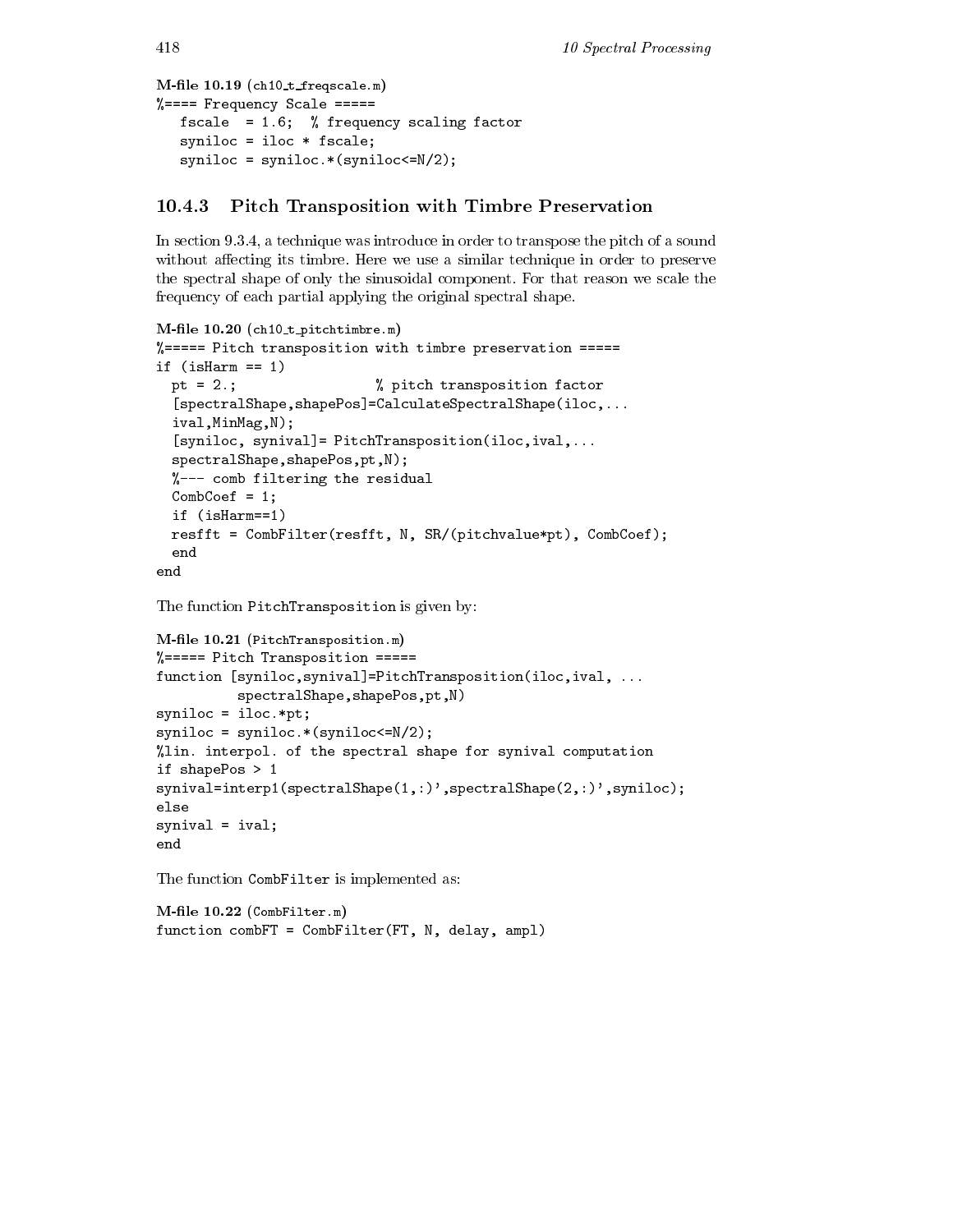**M-file 10.19** (ch10_t_freqscale.m)

```
%==== Frequency Scale =====
   fscale  = 1.6;  % frequency scaling factor
   syniloc = iloc * fscale;
   syniloc = syniloc.*(syniloc<=N/2);
```

### 10.4.3 Pitch Transposition with Timbre Preservation

In section 9.3.4, a technique was introduce in order to transpose the pitch of a sound without affecting its timbre. Here we use a similar technique in order to preserve the spectral shape of only the sinusoidal component. For that reason we scale the frequency of each partial applying the original spectral shape.

**M-file 10.20** (ch10_t_pitchtimbre.m)

```
%===== Pitch transposition with timbre preservation =====
if (isHarm == 1)
  pt = 2.;                 % pitch transposition factor
  [spectralShape,shapePos]=CalculateSpectralShape(iloc,...
  ival,MinMag,N);
  [syniloc, synival]= PitchTransposition(iloc,ival,...
  spectralShape,shapePos,pt,N);
  %--- comb filtering the residual
  CombCoef = 1;
  if (isHarm==1)
  resfft = CombFilter(resfft, N, SR/(pitchvalue*pt), CombCoef);
  end
end
```

The function PitchTransposition is given by:

**M-file 10.21** (PitchTransposition.m)

```
%===== Pitch Transposition =====
function [syniloc,synival]=PitchTransposition(iloc,ival, ...
          spectralShape,shapePos,pt,N)
syniloc = iloc.*pt;
syniloc = syniloc.*(syniloc<=N/2);
%lin. interpol. of the spectral shape for synival computation
if shapePos > 1
synival=interp1(spectralShape(1,:)',spectralShape(2,:)',syniloc);
else
synival = ival;
end
```

The function CombFilter is implemented as:

**M-file 10.22** (CombFilter.m)

```
function combFT = CombFilter(FT, N, delay, ampl)
```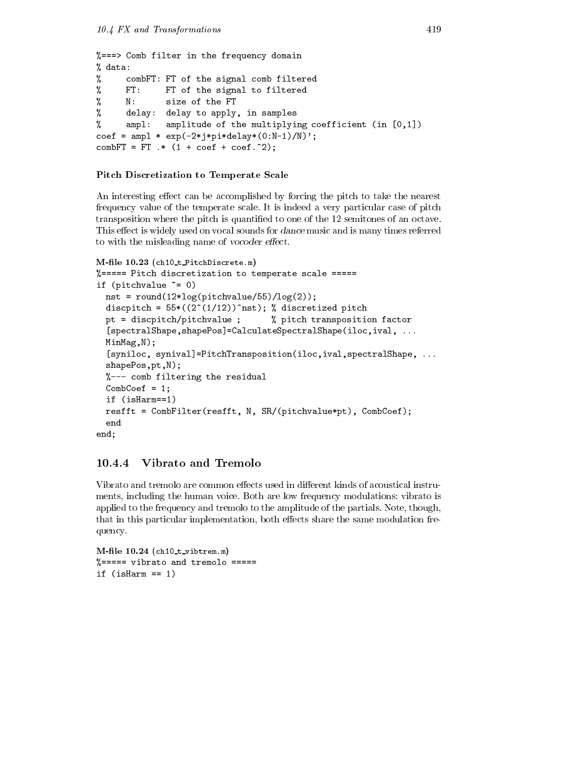```
%===> Comb filter in the frequency domain
% data:
%     combFT: FT of the signal comb filtered
%     FT:     FT of the signal to filtered
%     N:      size of the FT
%     delay:  delay to apply, in samples
%     ampl:   amplitude of the multiplying coefficient (in [0,1])
coef = ampl * exp(-2*j*pi*delay*(0:N-1)/N)';
combFT = FT .* (1 + coef + coef.^2);
```

### Pitch Discretization to Temperate Scale

An interesting effect can be accomplished by forcing the pitch to take the nearest frequency value of the temperate scale. It is indeed a very particular case of pitch transposition where the pitch is quantified to one of the 12 semitones of an octave. This effect is widely used on vocal sounds for *dance* music and is many times referred to with the misleading name of *vocoder effect*.

**M-file 10.23** (ch10_t_PitchDiscrete.m)

```
%===== Pitch discretization to temperate scale =====
if (pitchvalue ~= 0)
  nst = round(12*log(pitchvalue/55)/log(2));
  discpitch = 55*((2^(1/12))^nst); % discretized pitch
  pt = discpitch/pitchvalue ;      % pitch transposition factor
  [spectralShape,shapePos]=CalculateSpectralShape(iloc,ival, ...
  MinMag,N);
  [syniloc, synival]=PitchTransposition(iloc,ival,spectralShape, ...
  shapePos,pt,N);
  %--- comb filtering the residual
  CombCoef = 1;
  if (isHarm==1)
  resfft = CombFilter(resfft, N, SR/(pitchvalue*pt), CombCoef);
  end
end;
```

## 10.4.4 Vibrato and Tremolo

Vibrato and tremolo are common effects used in different kinds of acoustical instruments, including the human voice. Both are low frequency modulations: vibrato is applied to the frequency and tremolo to the amplitude of the partials. Note, though, that in this particular implementation, both effects share the same modulation frequency.

**M-file 10.24** (ch10_t_vibtrem.m)

```
%===== vibrato and tremolo =====
if (isHarm == 1)
```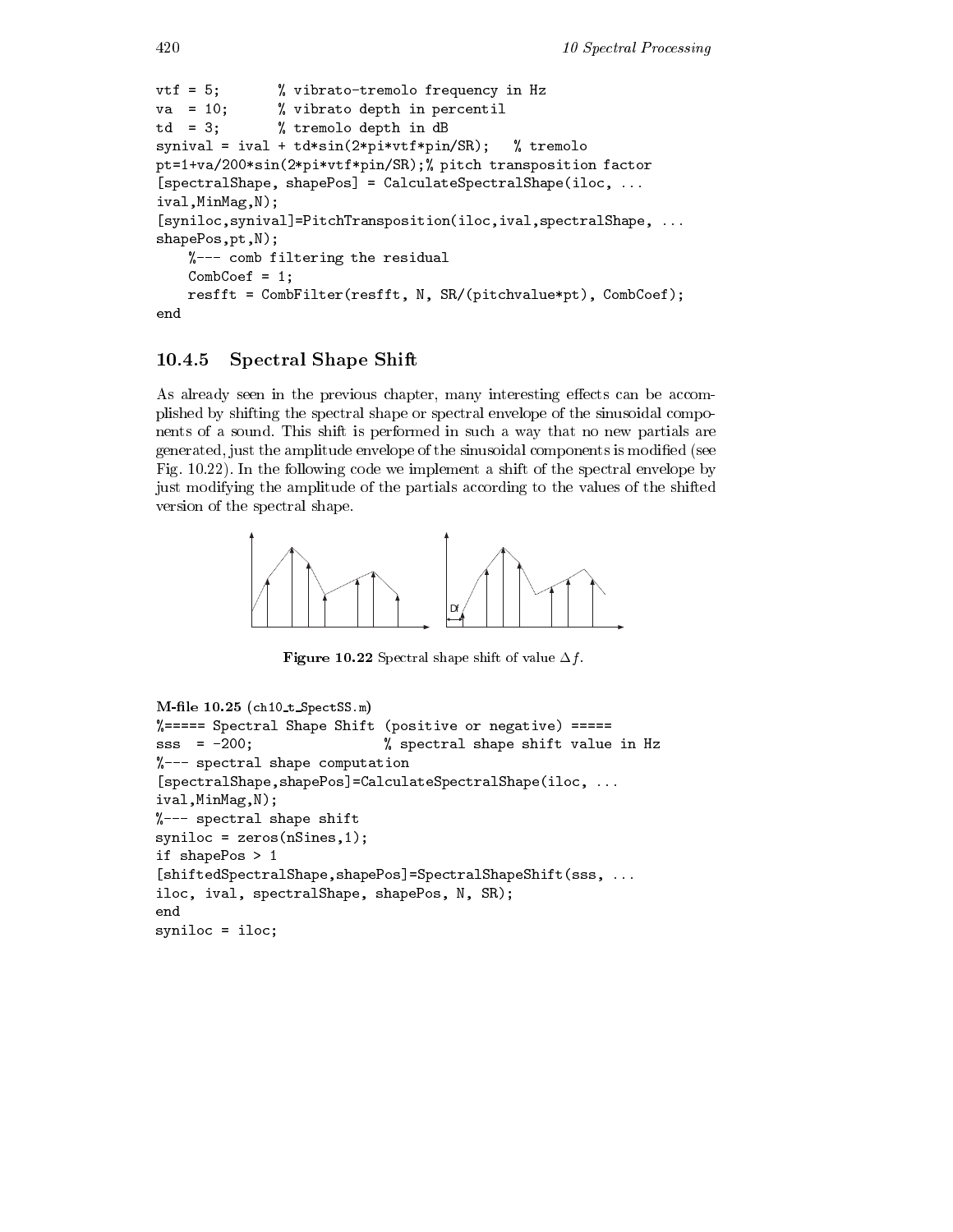```
vtf = 5;        % vibrato-tremolo frequency in Hz
va  = 10;       % vibrato depth in percentil
td  = 3;        % tremolo depth in dB
synival = ival + td*sin(2*pi*vtf*pin/SR);   % tremolo
pt=1+va/200*sin(2*pi*vtf*pin/SR);% pitch transposition factor
[spectralShape, shapePos] = CalculateSpectralShape(iloc, ...
ival,MinMag,N);
[syniloc,synival]=PitchTransposition(iloc,ival,spectralShape, ...
shapePos,pt,N);
    %--- comb filtering the residual
    CombCoef = 1;
    resfft = CombFilter(resfft, N, SR/(pitchvalue*pt), CombCoef);
end
```

### 10.4.5 Spectral Shape Shift

As already seen in the previous chapter, many interesting effects can be accomplished by shifting the spectral shape or spectral envelope of the sinusoidal components of a sound. This shift is performed in such a way that no new partials are generated, just the amplitude envelope of the sinusoidal components is modified (see Fig. 10.22). In the following code we implement a shift of the spectral envelope by just modifying the amplitude of the partials according to the values of the shifted version of the spectral shape.

**Figure 10.22** Spectral shape shift of value $\Delta f$.

**M-file 10.25** (ch10_t_SpectSS.m)

```
%===== Spectral Shape Shift (positive or negative) =====
sss  = -200;                % spectral shape shift value in Hz
%--- spectral shape computation
[spectralShape,shapePos]=CalculateSpectralShape(iloc, ...
ival,MinMag,N);
%--- spectral shape shift
syniloc = zeros(nSines,1);
if shapePos > 1
[shiftedSpectralShape,shapePos]=SpectralShapeShift(sss, ...
iloc, ival, spectralShape, shapePos, N, SR);
end
syniloc = iloc;
```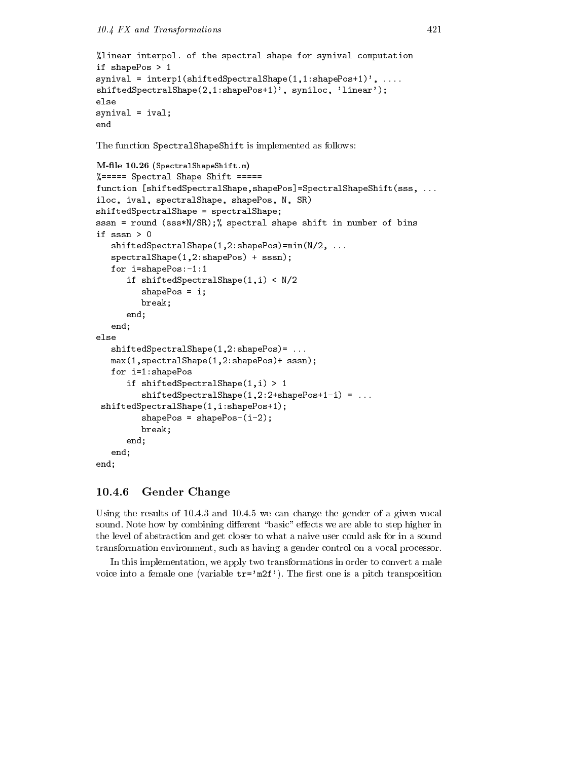```
%linear interpol. of the spectral shape for synival computation
if shapePos > 1
synival = interp1(shiftedSpectralShape(1,1:shapePos+1)', ....
shiftedSpectralShape(2,1:shapePos+1)', syniloc, 'linear');
else
synival = ival;
end
```

The function `SpectralShapeShift` is implemented as follows:

**M-file 10.26** (SpectralShapeShift.m)

```
%===== Spectral Shape Shift =====
function [shiftedSpectralShape,shapePos]=SpectralShapeShift(sss, ...
iloc, ival, spectralShape, shapePos, N, SR)
shiftedSpectralShape = spectralShape;
sssn = round (sss*N/SR);% spectral shape shift in number of bins
if sssn > 0
   shiftedSpectralShape(1,2:shapePos)=min(N/2, ...
   spectralShape(1,2:shapePos) + sssn);
   for i=shapePos:-1:1
      if shiftedSpectralShape(1,i) < N/2
         shapePos = i;
         break;
      end;
   end;
else
   shiftedSpectralShape(1,2:shapePos)= ...
   max(1,spectralShape(1,2:shapePos)+ sssn);
   for i=1:shapePos
      if shiftedSpectralShape(1,i) > 1
         shiftedSpectralShape(1,2:2+shapePos+1-i) = ...
 shiftedSpectralShape(1,i:shapePos+1);
         shapePos = shapePos-(i-2);
         break;
      end;
   end;
end;
```

### 10.4.6 Gender Change

Using the results of 10.4.3 and 10.4.5 we can change the gender of a given vocal sound. Note how by combining different "basic" effects we are able to step higher in the level of abstraction and get closer to what a naive user could ask for in a sound transformation environment, such as having a gender control on a vocal processor.

In this implementation, we apply two transformations in order to convert a male voice into a female one (variable `tr='m2f'`). The first one is a pitch transposition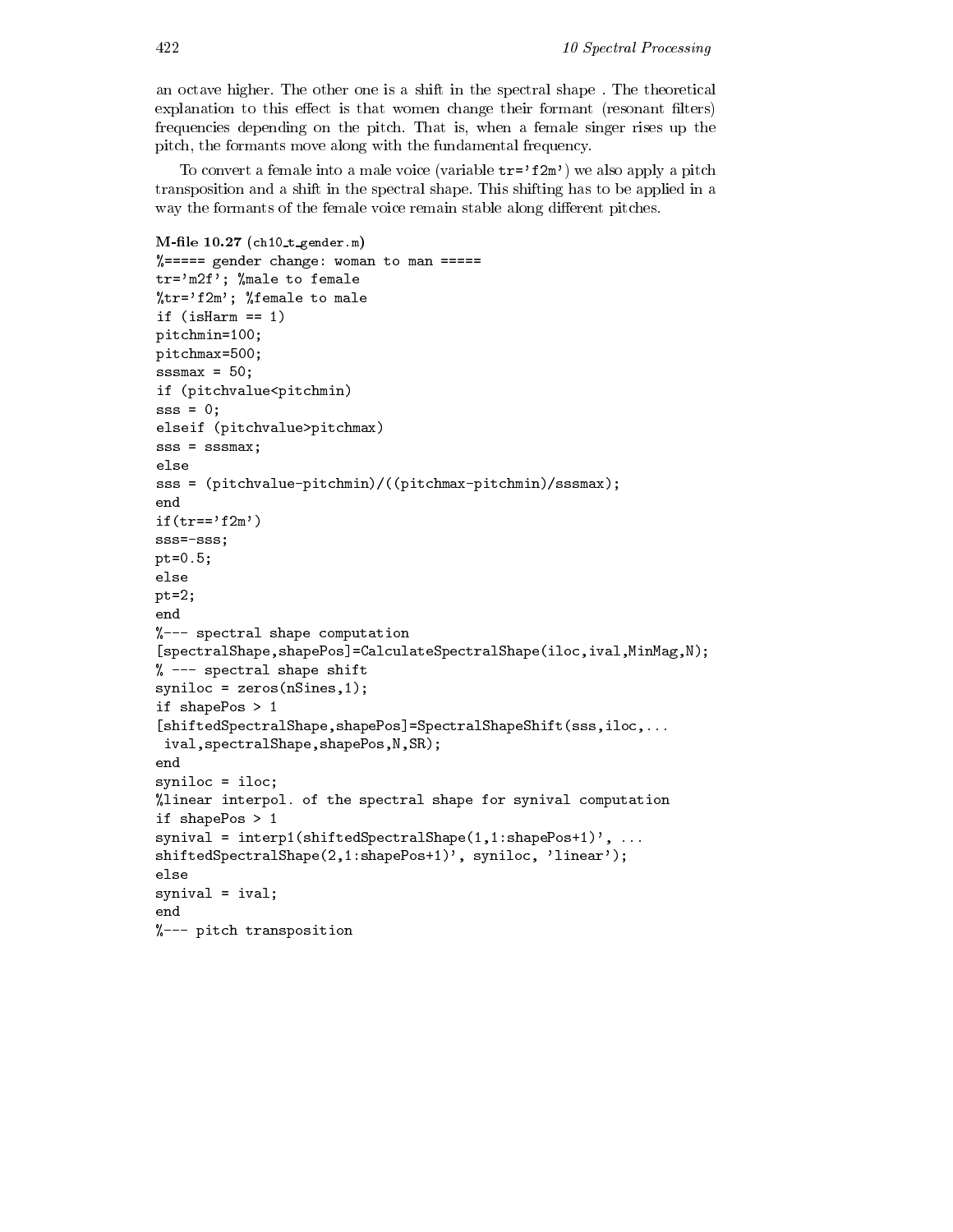an octave higher. The other one is a shift in the spectral shape . The theoretical explanation to this effect is that women change their formant (resonant filters) frequencies depending on the pitch. That is, when a female singer rises up the pitch, the formants move along with the fundamental frequency.

To convert a female into a male voice (variable `tr='f2m'`) we also apply a pitch transposition and a shift in the spectral shape. This shifting has to be applied in a way the formants of the female voice remain stable along different pitches.

**M-file 10.27** (ch10_t_gender.m)

```
%===== gender change: woman to man =====
tr='m2f'; %male to female
%tr='f2m'; %female to male
if (isHarm == 1)
pitchmin=100;
pitchmax=500;
sssmax = 50;
if (pitchvalue<pitchmin)
sss = 0;
elseif (pitchvalue>pitchmax)
sss = sssmax;
else
sss = (pitchvalue-pitchmin)/((pitchmax-pitchmin)/sssmax);
end
if(tr=='f2m')
sss=-sss;
pt=0.5;
else
pt=2;
end
%--- spectral shape computation
[spectralShape,shapePos]=CalculateSpectralShape(iloc,ival,MinMag,N);
% --- spectral shape shift
syniloc = zeros(nSines,1);
if shapePos > 1
[shiftedSpectralShape,shapePos]=SpectralShapeShift(sss,iloc,...
 ival,spectralShape,shapePos,N,SR);
end
syniloc = iloc;
%linear interpol. of the spectral shape for synival computation
if shapePos > 1
synival = interp1(shiftedSpectralShape(1,1:shapePos+1)', ...
shiftedSpectralShape(2,1:shapePos+1)', syniloc, 'linear');
else
synival = ival;
end
%--- pitch transposition
```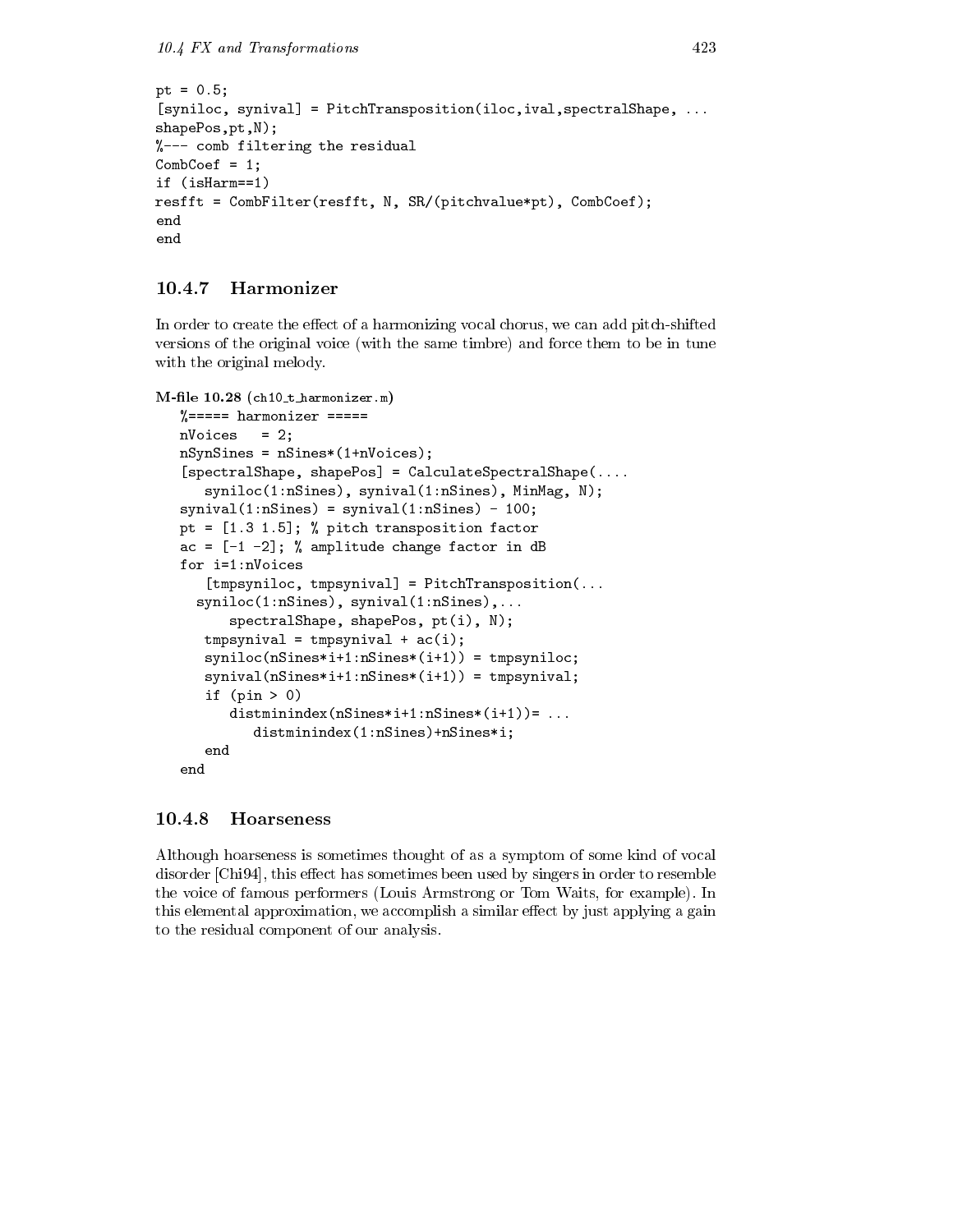```
pt = 0.5;
[syniloc, synival] = PitchTransposition(iloc,ival,spectralShape, ...
shapePos,pt,N);
%--- comb filtering the residual
CombCoef = 1;
if (isHarm==1)
resfft = CombFilter(resfft, N, SR/(pitchvalue*pt), CombCoef);
end
end
```

### 10.4.7 Harmonizer

In order to create the effect of a harmonizing vocal chorus, we can add pitch-shifted versions of the original voice (with the same timbre) and force them to be in tune with the original melody.

**M-file 10.28** (ch10_t_harmonizer.m)

```
%===== harmonizer =====
nVoices   = 2;
nSynSines = nSines*(1+nVoices);
[spectralShape, shapePos] = CalculateSpectralShape(....
   syniloc(1:nSines), synival(1:nSines), MinMag, N);
synival(1:nSines) = synival(1:nSines) - 100;
pt = [1.3 1.5]; % pitch transposition factor
ac = [-1 -2]; % amplitude change factor in dB
for i=1:nVoices
   [tmpsyniloc, tmpsynival] = PitchTransposition(...
  syniloc(1:nSines), synival(1:nSines),...
      spectralShape, shapePos, pt(i), N);
   tmpsynival = tmpsynival + ac(i);
   syniloc(nSines*i+1:nSines*(i+1)) = tmpsyniloc;
   synival(nSines*i+1:nSines*(i+1)) = tmpsynival;
   if (pin > 0)
      distminindex(nSines*i+1:nSines*(i+1))= ...
         distminindex(1:nSines)+nSines*i;
   end
end
```

### 10.4.8 Hoarseness

Although hoarseness is sometimes thought of as a symptom of some kind of vocal disorder [Chi94], this effect has sometimes been used by singers in order to resemble the voice of famous performers (Louis Armstrong or Tom Waits, for example). In this elemental approximation, we accomplish a similar effect by just applying a gain to the residual component of our analysis.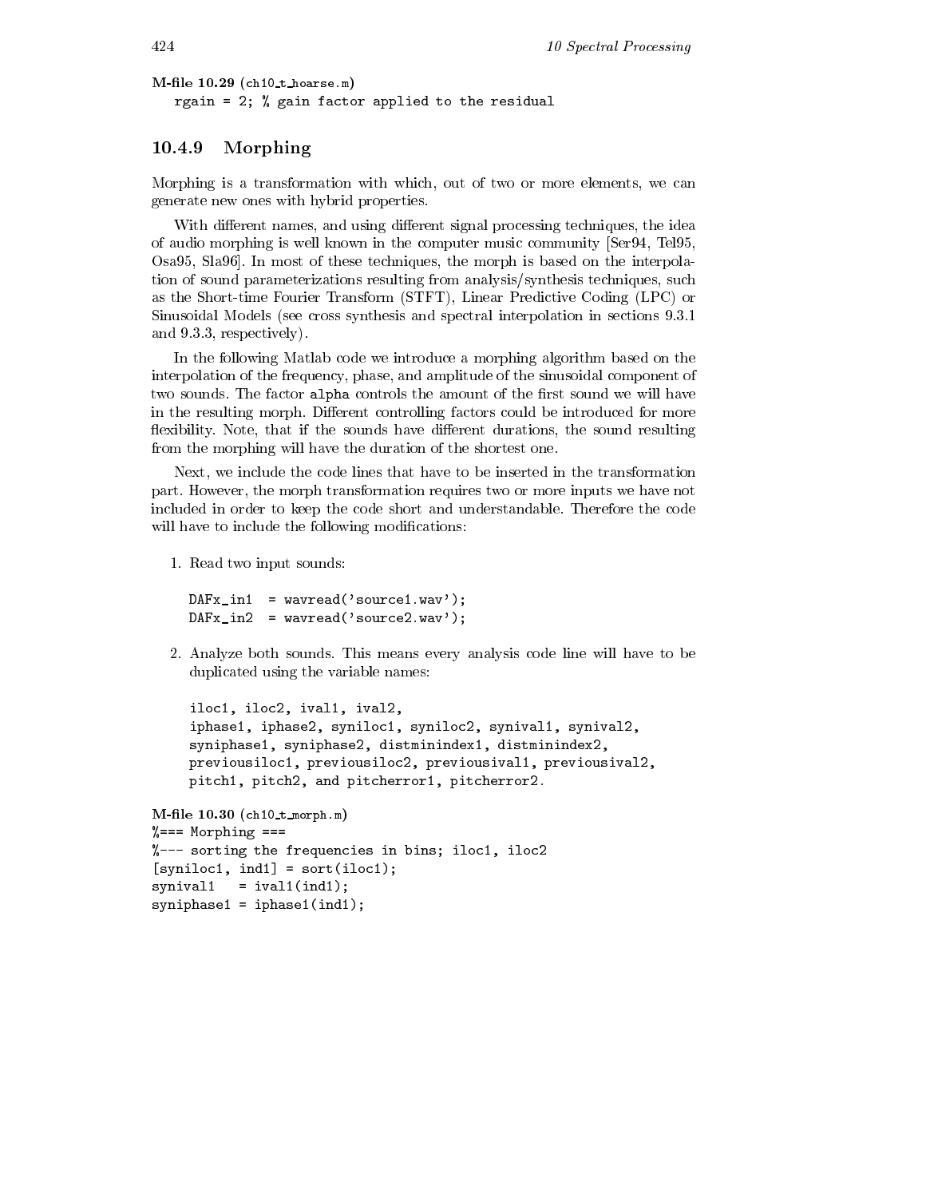**M-file 10.29** (ch10_t_hoarse.m)

```
rgain = 2; % gain factor applied to the residual
```

### 10.4.9 Morphing

Morphing is a transformation with which, out of two or more elements, we can generate new ones with hybrid properties.

With different names, and using different signal processing techniques, the idea of audio morphing is well known in the computer music community [Ser94, Tel95, Osa95, Sla96]. In most of these techniques, the morph is based on the interpolation of sound parameterizations resulting from analysis/synthesis techniques, such as the Short-time Fourier Transform (STFT), Linear Predictive Coding (LPC) or Sinusoidal Models (see cross synthesis and spectral interpolation in sections 9.3.1 and 9.3.3, respectively).

In the following Matlab code we introduce a morphing algorithm based on the interpolation of the frequency, phase, and amplitude of the sinusoidal component of two sounds. The factor alpha controls the amount of the first sound we will have in the resulting morph. Different controlling factors could be introduced for more flexibility. Note, that if the sounds have different durations, the sound resulting from the morphing will have the duration of the shortest one.

Next, we include the code lines that have to be inserted in the transformation part. However, the morph transformation requires two or more inputs we have not included in order to keep the code short and understandable. Therefore the code will have to include the following modifications:

1. Read two input sounds:

   ```
   DAFx_in1  = wavread('source1.wav');
   DAFx_in2  = wavread('source2.wav');
   ```

2. Analyze both sounds. This means every analysis code line will have to be duplicated using the variable names:

   iloc1, iloc2, ival1, ival2, iphase1, iphase2, syniloc1, syniloc2, synival1, synival2, syniphase1, syniphase2, distminindex1, distminindex2, previousiloc1, previousiloc2, previousival1, previousival2, pitch1, pitch2, and pitcherror1, pitcherror2.

**M-file 10.30** (ch10_t_morph.m)

```
%=== Morphing ===
%--- sorting the frequencies in bins; iloc1, iloc2
[syniloc1, ind1] = sort(iloc1);
synival1   = ival1(ind1);
syniphase1 = iphase1(ind1);
```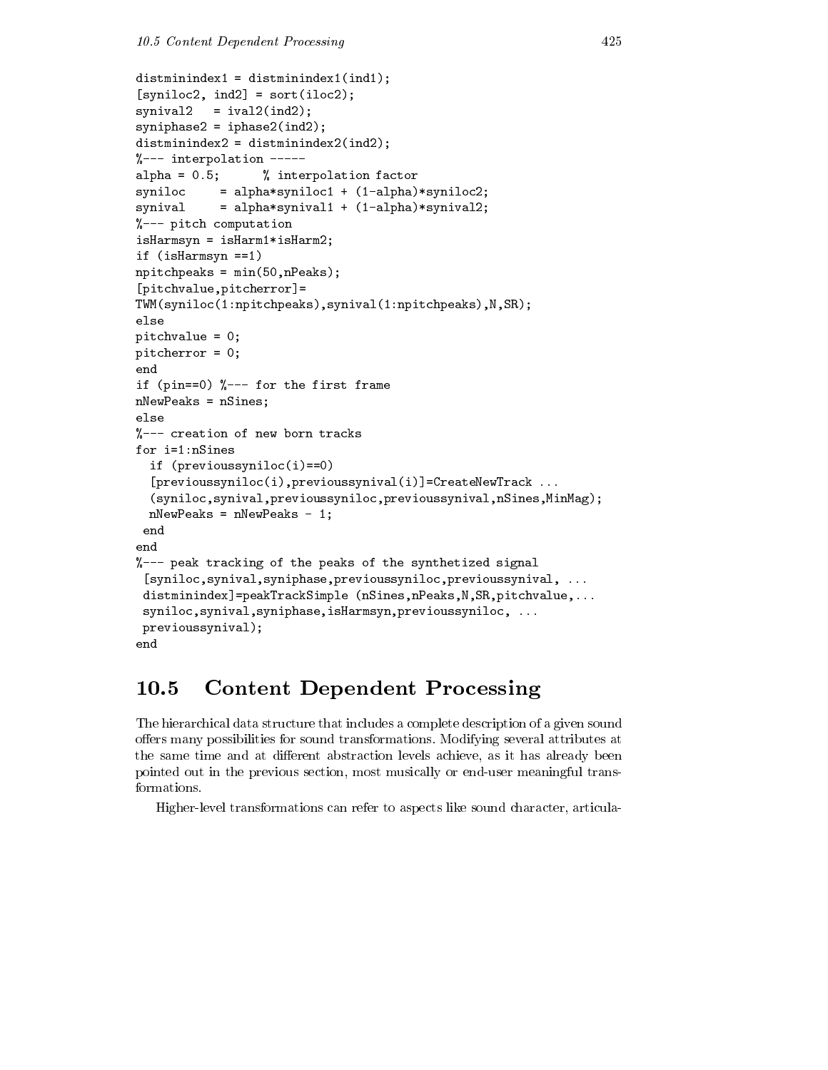```
distminindex1 = distminindex1(ind1);
[syniloc2, ind2] = sort(iloc2);
synival2   = ival2(ind2);
syniphase2 = iphase2(ind2);
distminindex2 = distminindex2(ind2);
%--- interpolation -----
alpha = 0.5;      % interpolation factor
syniloc     = alpha*syniloc1 + (1-alpha)*syniloc2;
synival     = alpha*synival1 + (1-alpha)*synival2;
%--- pitch computation
isHarmsyn = isHarm1*isHarm2;
if (isHarmsyn ==1)
npitchpeaks = min(50,nPeaks);
[pitchvalue,pitcherror]=
TWM(syniloc(1:npitchpeaks),synival(1:npitchpeaks),N,SR);
else
pitchvalue = 0;
pitcherror = 0;
end
if (pin==0) %--- for the first frame
nNewPeaks = nSines;
else
%--- creation of new born tracks
for i=1:nSines
  if (previoussyniloc(i)==0)
  [previoussyniloc(i),previoussynival(i)]=CreateNewTrack ...
  (syniloc,synival,previoussyniloc,previoussynival,nSines,MinMag);
  nNewPeaks = nNewPeaks - 1;
 end
end
%--- peak tracking of the peaks of the synthetized signal
 [syniloc,synival,syniphase,previoussyniloc,previoussynival, ...
 distminindex]=peakTrackSimple (nSines,nPeaks,N,SR,pitchvalue,...
 syniloc,synival,syniphase,isHarmsyn,previoussyniloc, ...
 previoussynival);
end
```

## 10.5 Content Dependent Processing

The hierarchical data structure that includes a complete description of a given sound offers many possibilities for sound transformations. Modifying several attributes at the same time and at different abstraction levels achieve, as it has already been pointed out in the previous section, most musically or end-user meaningful transformations.

Higher-level transformations can refer to aspects like sound character, articula-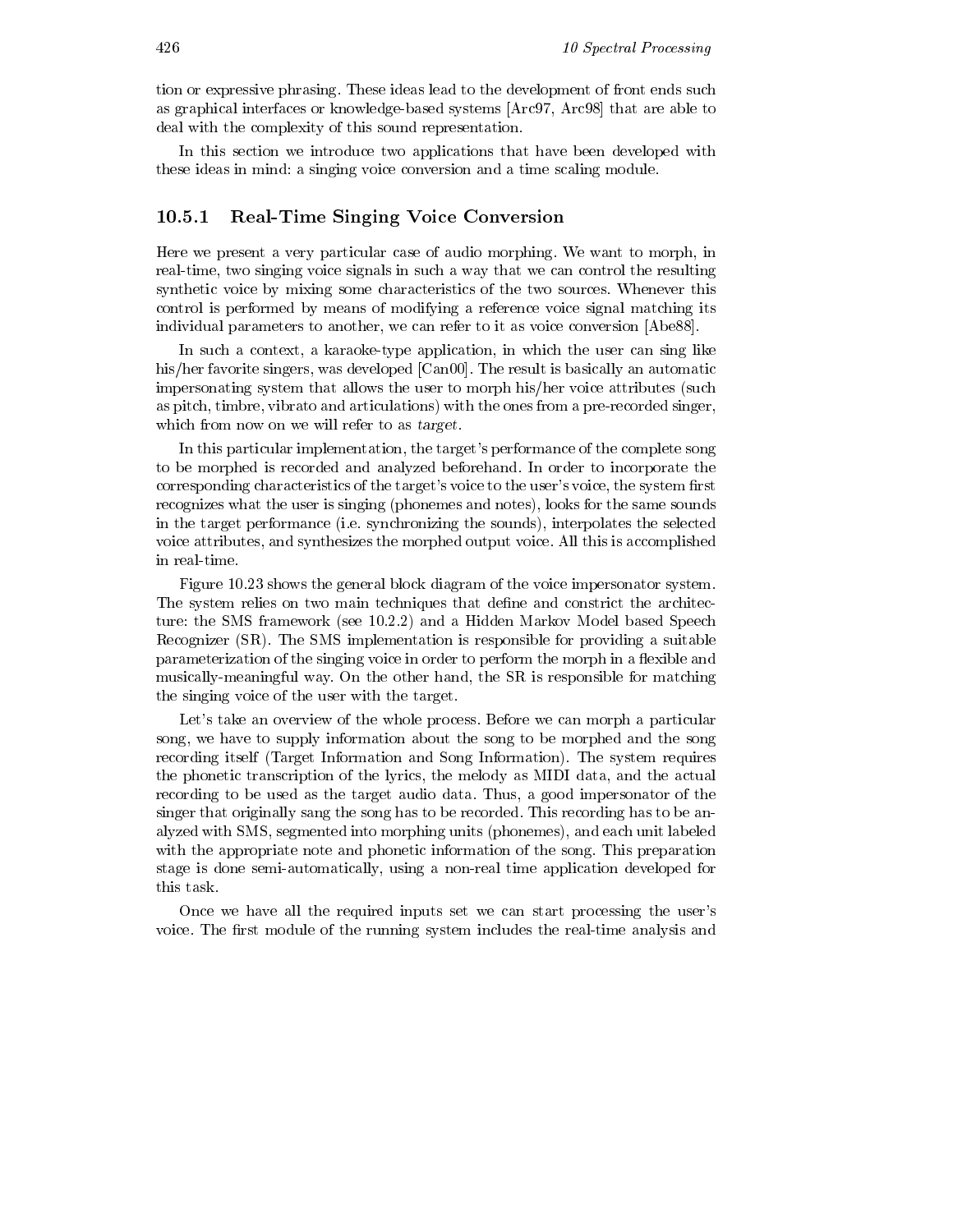tion or expressive phrasing. These ideas lead to the development of front ends such as graphical interfaces or knowledge-based systems [Arc97, Arc98] that are able to deal with the complexity of this sound representation.

In this section we introduce two applications that have been developed with these ideas in mind: a singing voice conversion and a time scaling module.

### 10.5.1 Real-Time Singing Voice Conversion

Here we present a very particular case of audio morphing. We want to morph, in real-time, two singing voice signals in such a way that we can control the resulting synthetic voice by mixing some characteristics of the two sources. Whenever this control is performed by means of modifying a reference voice signal matching its individual parameters to another, we can refer to it as voice conversion [Abe88].

In such a context, a karaoke-type application, in which the user can sing like his/her favorite singers, was developed [Can00]. The result is basically an automatic impersonating system that allows the user to morph his/her voice attributes (such as pitch, timbre, vibrato and articulations) with the ones from a pre-recorded singer, which from now on we will refer to as *target*.

In this particular implementation, the target's performance of the complete song to be morphed is recorded and analyzed beforehand. In order to incorporate the corresponding characteristics of the target's voice to the user's voice, the system first recognizes what the user is singing (phonemes and notes), looks for the same sounds in the target performance (i.e. synchronizing the sounds), interpolates the selected voice attributes, and synthesizes the morphed output voice. All this is accomplished in real-time.

Figure 10.23 shows the general block diagram of the voice impersonator system. The system relies on two main techniques that define and constrict the architecture: the SMS framework (see 10.2.2) and a Hidden Markov Model based Speech Recognizer (SR). The SMS implementation is responsible for providing a suitable parameterization of the singing voice in order to perform the morph in a flexible and musically-meaningful way. On the other hand, the SR is responsible for matching the singing voice of the user with the target.

Let's take an overview of the whole process. Before we can morph a particular song, we have to supply information about the song to be morphed and the song recording itself (Target Information and Song Information). The system requires the phonetic transcription of the lyrics, the melody as MIDI data, and the actual recording to be used as the target audio data. Thus, a good impersonator of the singer that originally sang the song has to be recorded. This recording has to be analyzed with SMS, segmented into morphing units (phonemes), and each unit labeled with the appropriate note and phonetic information of the song. This preparation stage is done semi-automatically, using a non-real time application developed for this task.

Once we have all the required inputs set we can start processing the user's voice. The first module of the running system includes the real-time analysis and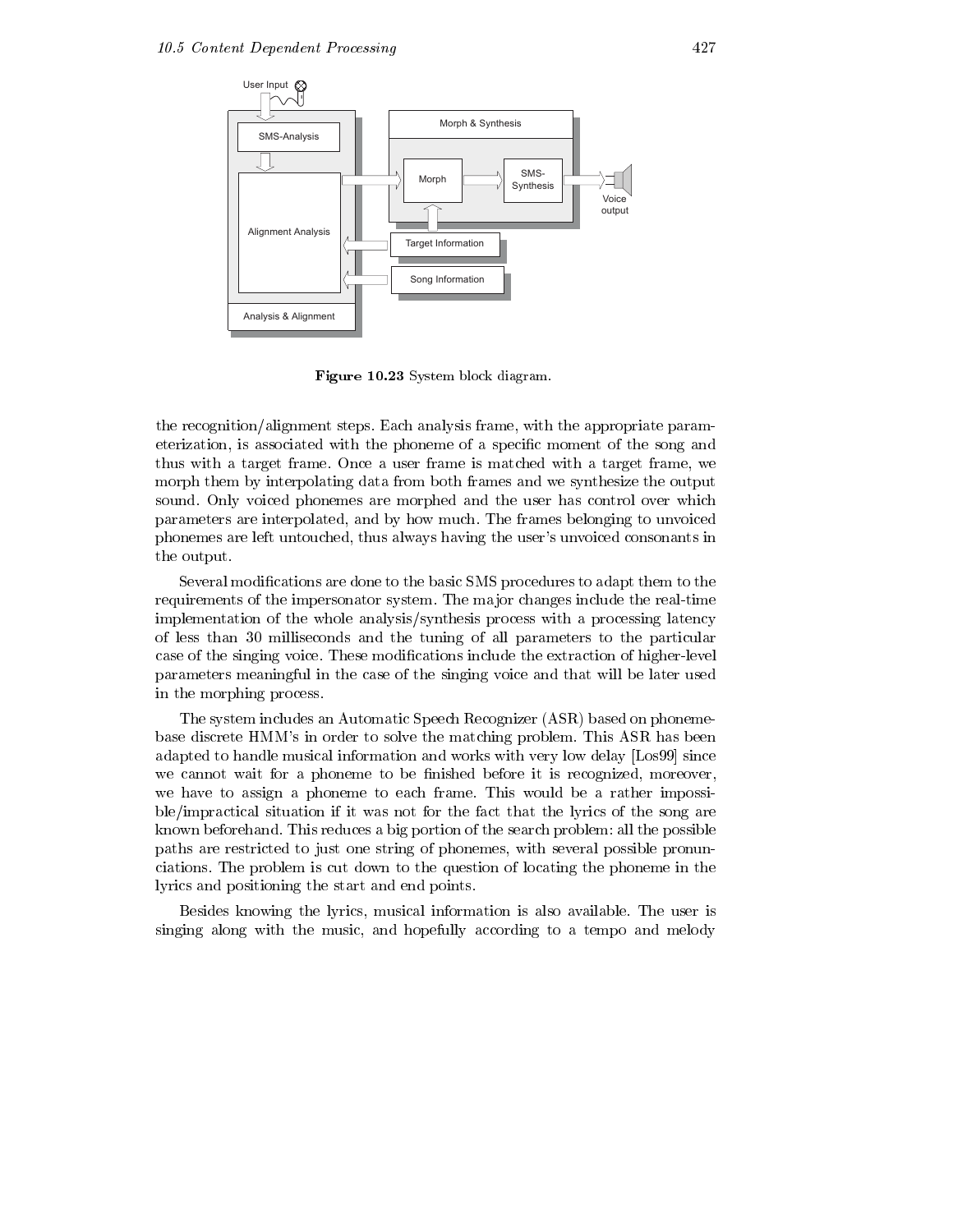Figure 10.23 System block diagram.

the recognition/alignment steps. Each analysis frame, with the appropriate parameterization, is associated with the phoneme of a specific moment of the song and thus with a target frame. Once a user frame is matched with a target frame, we morph them by interpolating data from both frames and we synthesize the output sound. Only voiced phonemes are morphed and the user has control over which parameters are interpolated, and by how much. The frames belonging to unvoiced phonemes are left untouched, thus always having the user's unvoiced consonants in the output.

Several modifications are done to the basic SMS procedures to adapt them to the requirements of the impersonator system. The major changes include the real-time implementation of the whole analysis/synthesis process with a processing latency of less than 30 milliseconds and the tuning of all parameters to the particular case of the singing voice. These modifications include the extraction of higher-level parameters meaningful in the case of the singing voice and that will be later used in the morphing process.

The system includes an Automatic Speech Recognizer (ASR) based on phoneme-base discrete HMM's in order to solve the matching problem. This ASR has been adapted to handle musical information and works with very low delay [Los99] since we cannot wait for a phoneme to be finished before it is recognized, moreover, we have to assign a phoneme to each frame. This would be a rather impossible/impractical situation if it was not for the fact that the lyrics of the song are known beforehand. This reduces a big portion of the search problem: all the possible paths are restricted to just one string of phonemes, with several possible pronunciations. The problem is cut down to the question of locating the phoneme in the lyrics and positioning the start and end points.

Besides knowing the lyrics, musical information is also available. The user is singing along with the music, and hopefully according to a tempo and melody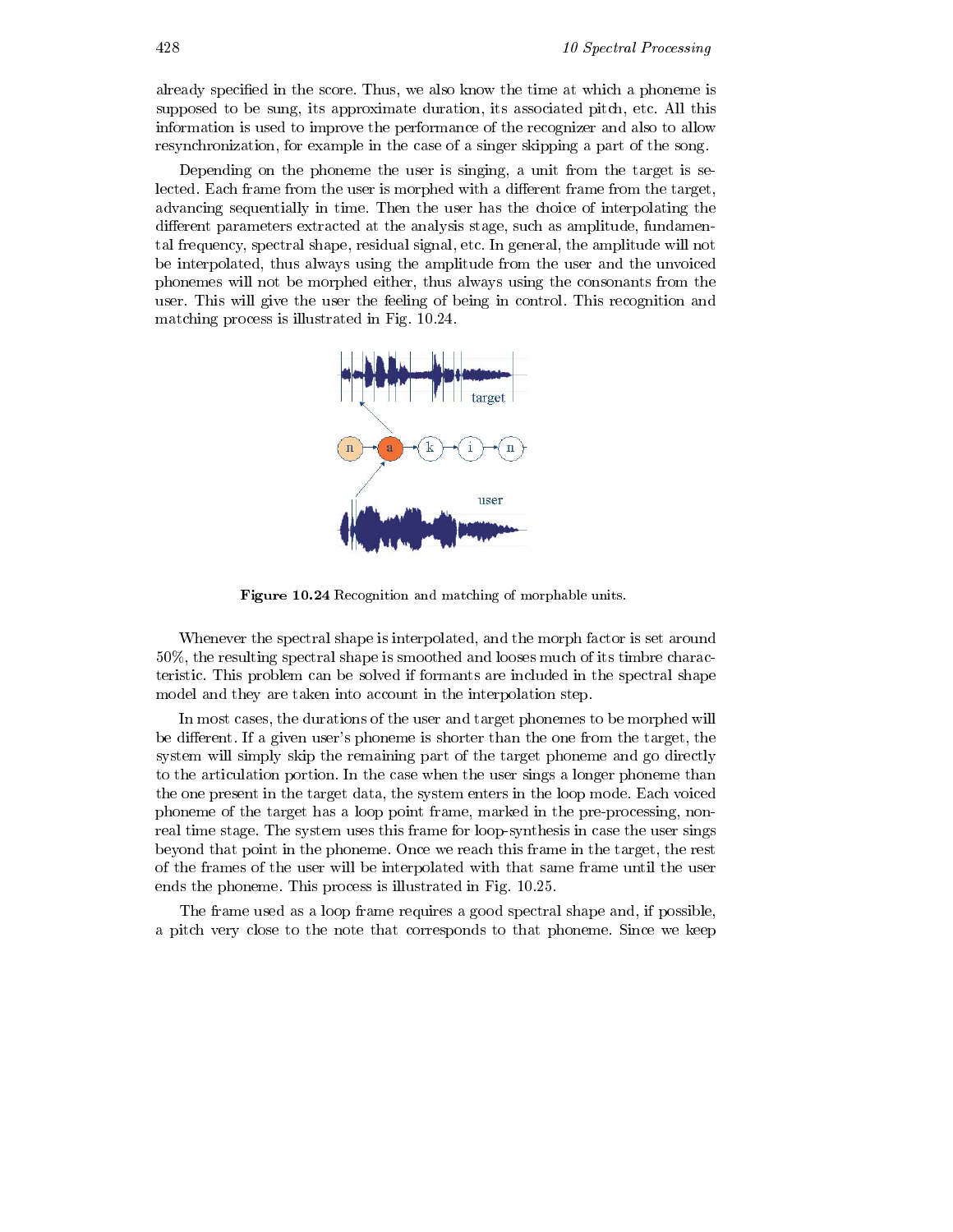already specified in the score. Thus, we also know the time at which a phoneme is supposed to be sung, its approximate duration, its associated pitch, etc. All this information is used to improve the performance of the recognizer and also to allow resynchronization, for example in the case of a singer skipping a part of the song.

Depending on the phoneme the user is singing, a unit from the target is selected. Each frame from the user is morphed with a different frame from the target, advancing sequentially in time. Then the user has the choice of interpolating the different parameters extracted at the analysis stage, such as amplitude, fundamental frequency, spectral shape, residual signal, etc. In general, the amplitude will not be interpolated, thus always using the amplitude from the user and the unvoiced phonemes will not be morphed either, thus always using the consonants from the user. This will give the user the feeling of being in control. This recognition and matching process is illustrated in Fig. 10.24.

**Figure 10.24** Recognition and matching of morphable units.

Whenever the spectral shape is interpolated, and the morph factor is set around 50%, the resulting spectral shape is smoothed and looses much of its timbre characteristic. This problem can be solved if formants are included in the spectral shape model and they are taken into account in the interpolation step.

In most cases, the durations of the user and target phonemes to be morphed will be different. If a given user's phoneme is shorter than the one from the target, the system will simply skip the remaining part of the target phoneme and go directly to the articulation portion. In the case when the user sings a longer phoneme than the one present in the target data, the system enters in the loop mode. Each voiced phoneme of the target has a loop point frame, marked in the pre-processing, non-real time stage. The system uses this frame for loop-synthesis in case the user sings beyond that point in the phoneme. Once we reach this frame in the target, the rest of the frames of the user will be interpolated with that same frame until the user ends the phoneme. This process is illustrated in Fig. 10.25.

The frame used as a loop frame requires a good spectral shape and, if possible, a pitch very close to the note that corresponds to that phoneme. Since we keep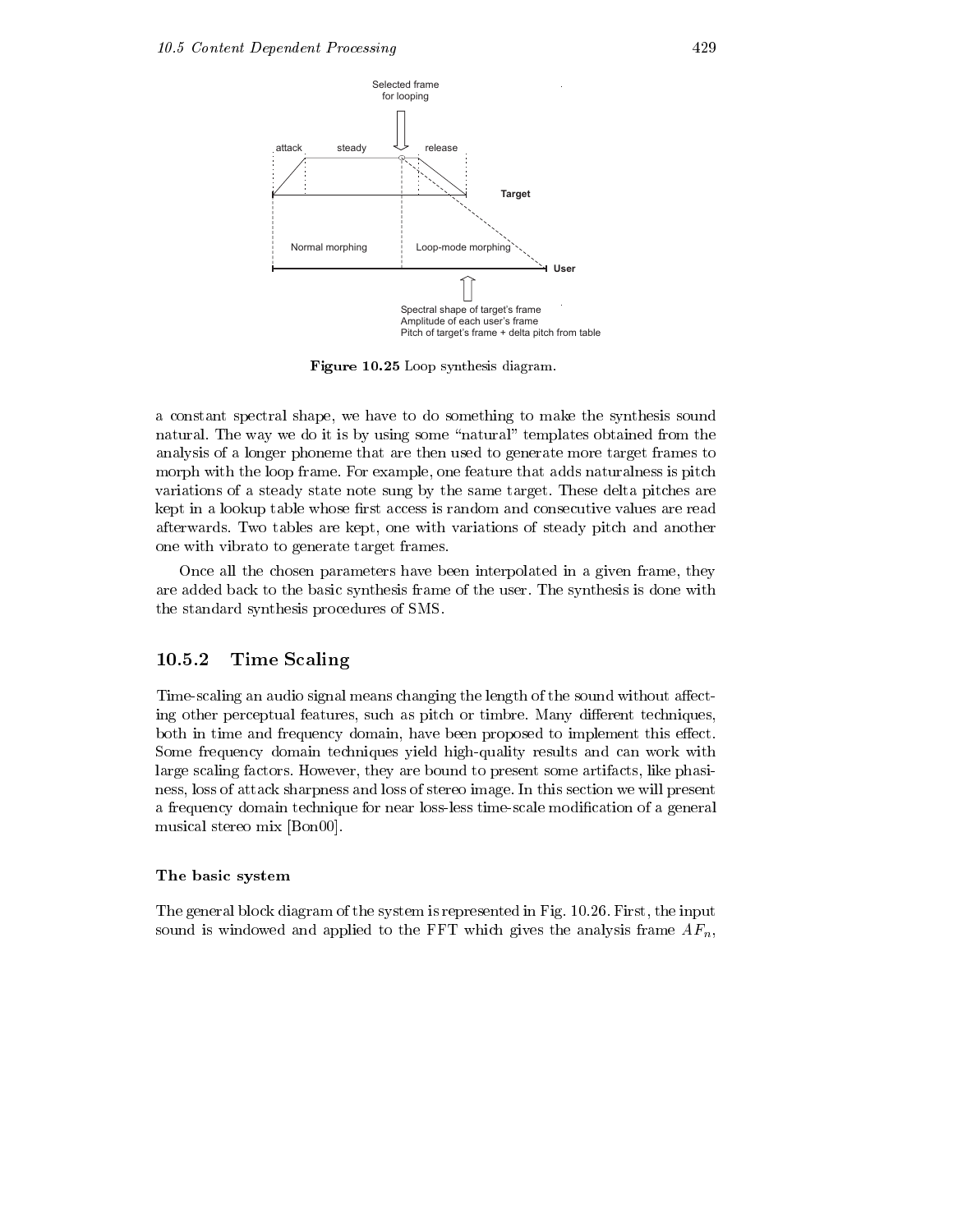Figure 10.25 Loop synthesis diagram.

a constant spectral shape, we have to do something to make the synthesis sound natural. The way we do it is by using some "natural" templates obtained from the analysis of a longer phoneme that are then used to generate more target frames to morph with the loop frame. For example, one feature that adds naturalness is pitch variations of a steady state note sung by the same target. These delta pitches are kept in a lookup table whose first access is random and consecutive values are read afterwards. Two tables are kept, one with variations of steady pitch and another one with vibrato to generate target frames.

Once all the chosen parameters have been interpolated in a given frame, they are added back to the basic synthesis frame of the user. The synthesis is done with the standard synthesis procedures of SMS.

### 10.5.2 Time Scaling

Time-scaling an audio signal means changing the length of the sound without affecting other perceptual features, such as pitch or timbre. Many different techniques, both in time and frequency domain, have been proposed to implement this effect. Some frequency domain techniques yield high-quality results and can work with large scaling factors. However, they are bound to present some artifacts, like phasiness, loss of attack sharpness and loss of stereo image. In this section we will present a frequency domain technique for near loss-less time-scale modification of a general musical stereo mix [Bon00].

#### The basic system

The general block diagram of the system is represented in Fig. 10.26. First, the input sound is windowed and applied to the FFT which gives the analysis frame $AF_n$,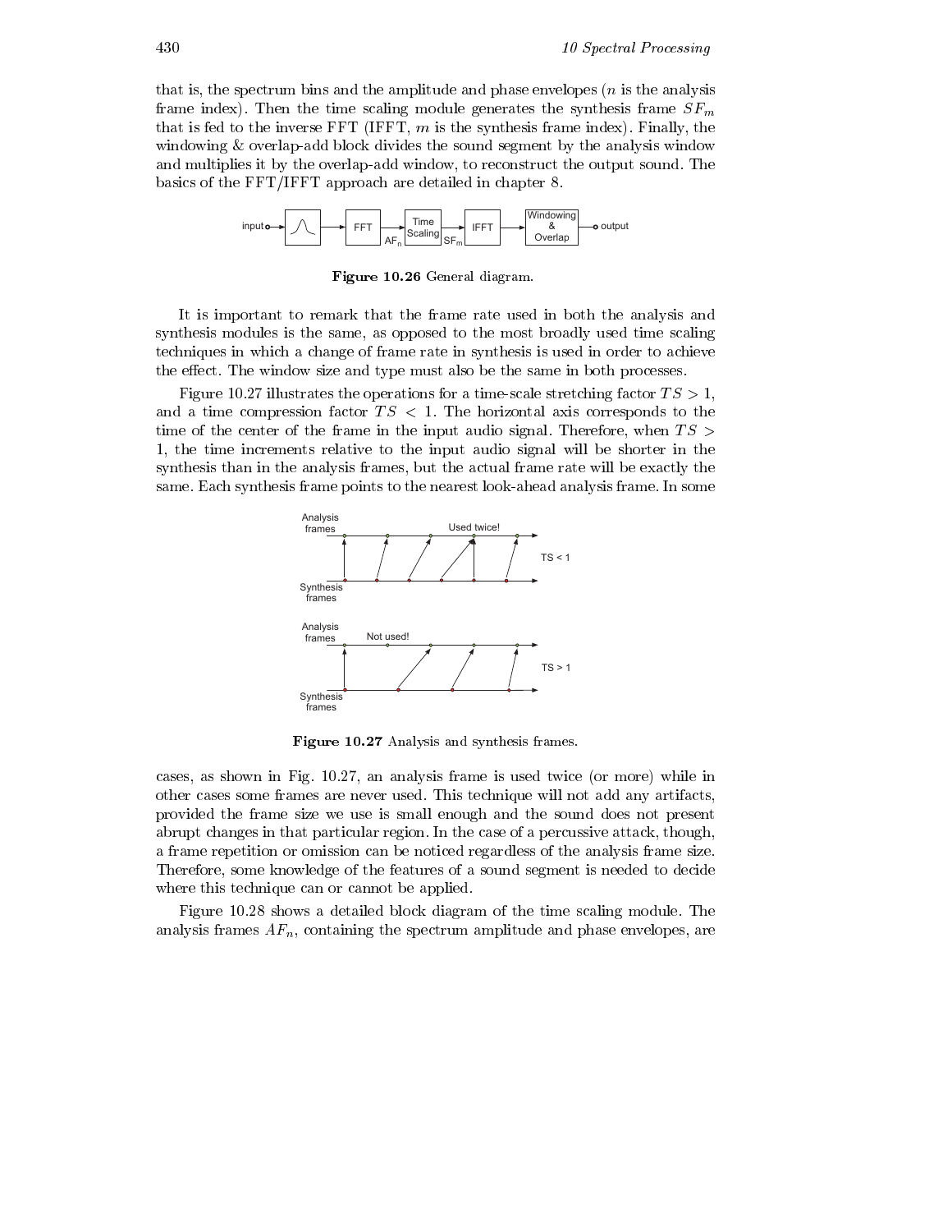that is, the spectrum bins and the amplitude and phase envelopes ($n$ is the analysis frame index). Then the time scaling module generates the synthesis frame $SF_m$ that is fed to the inverse FFT (IFFT, $m$ is the synthesis frame index). Finally, the windowing & overlap-add block divides the sound segment by the analysis window and multiplies it by the overlap-add window, to reconstruct the output sound. The basics of the FFT/IFFT approach are detailed in chapter 8.

**Figure 10.26** General diagram.

It is important to remark that the frame rate used in both the analysis and synthesis modules is the same, as opposed to the most broadly used time scaling techniques in which a change of frame rate in synthesis is used in order to achieve the effect. The window size and type must also be the same in both processes.

Figure 10.27 illustrates the operations for a time-scale stretching factor $TS > 1$, and a time compression factor $TS < 1$. The horizontal axis corresponds to the time of the center of the frame in the input audio signal. Therefore, when $TS > 1$, the time increments relative to the input audio signal will be shorter in the synthesis than in the analysis frames, but the actual frame rate will be exactly the same. Each synthesis frame points to the nearest look-ahead analysis frame. In some

**Figure 10.27** Analysis and synthesis frames.

cases, as shown in Fig. 10.27, an analysis frame is used twice (or more) while in other cases some frames are never used. This technique will not add any artifacts, provided the frame size we use is small enough and the sound does not present abrupt changes in that particular region. In the case of a percussive attack, though, a frame repetition or omission can be noticed regardless of the analysis frame size. Therefore, some knowledge of the features of a sound segment is needed to decide where this technique can or cannot be applied.

Figure 10.28 shows a detailed block diagram of the time scaling module. The analysis frames $AF_n$, containing the spectrum amplitude and phase envelopes, are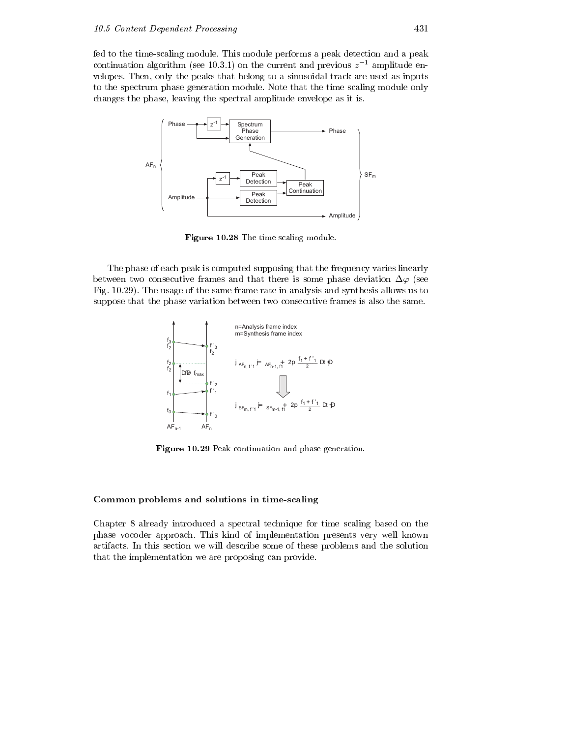fed to the time-scaling module. This module performs a peak detection and a peak continuation algorithm (see 10.3.1) on the current and previous $z^{-1}$ amplitude envelopes. Then, only the peaks that belong to a sinusoidal track are used as inputs to the spectrum phase generation module. Note that the time scaling module only changes the phase, leaving the spectral amplitude envelope as it is.

**Figure 10.28** The time scaling module.

The phase of each peak is computed supposing that the frequency varies linearly between two consecutive frames and that there is some phase deviation $\Delta\varphi$ (see Fig. 10.29). The usage of the same frame rate in analysis and synthesis allows us to suppose that the phase variation between two consecutive frames is also the same.

**Figure 10.29** Peak continuation and phase generation.

### Common problems and solutions in time-scaling

Chapter 8 already introduced a spectral technique for time scaling based on the phase vocoder approach. This kind of implementation presents very well known artifacts. In this section we will describe some of these problems and the solution that the implementation we are proposing can provide.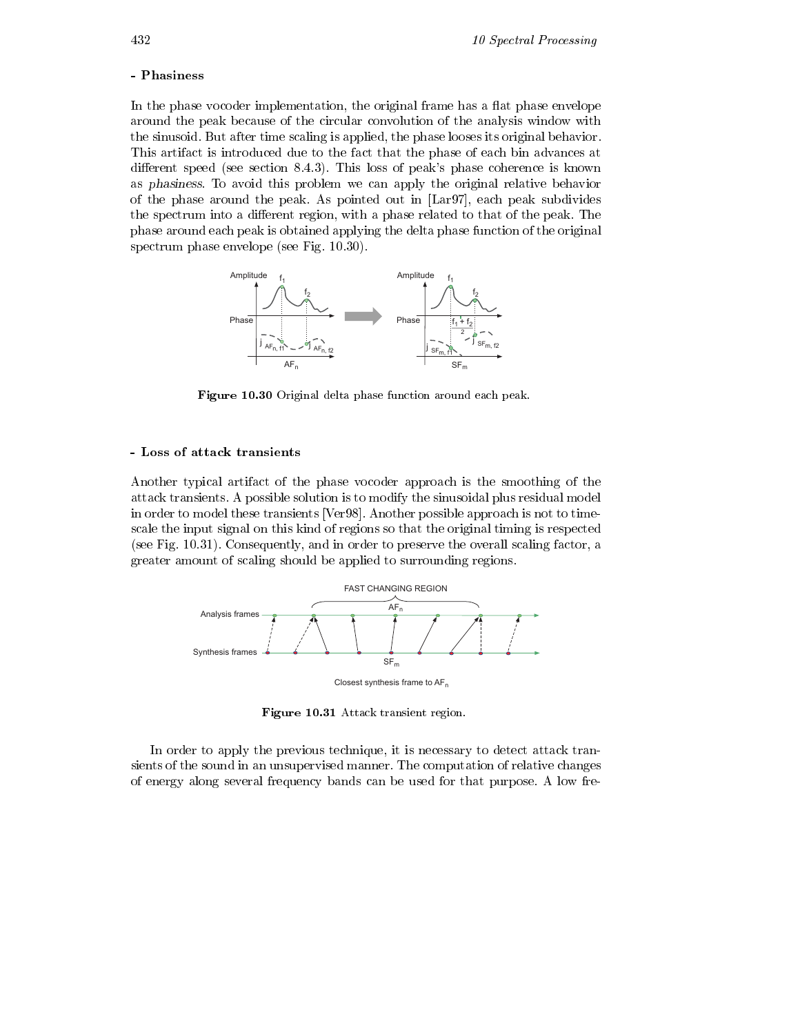**- Phasiness**

In the phase vocoder implementation, the original frame has a flat phase envelope around the peak because of the circular convolution of the analysis window with the sinusoid. But after time scaling is applied, the phase looses its original behavior. This artifact is introduced due to the fact that the phase of each bin advances at different speed (see section 8.4.3). This loss of peak's phase coherence is known as *phasiness*. To avoid this problem we can apply the original relative behavior of the phase around the peak. As pointed out in [Lar97], each peak subdivides the spectrum into a different region, with a phase related to that of the peak. The phase around each peak is obtained applying the delta phase function of the original spectrum phase envelope (see Fig. 10.30).

**Figure 10.30** Original delta phase function around each peak.

**- Loss of attack transients**

Another typical artifact of the phase vocoder approach is the smoothing of the attack transients. A possible solution is to modify the sinusoidal plus residual model in order to model these transients [Ver98]. Another possible approach is not to time-scale the input signal on this kind of regions so that the original timing is respected (see Fig. 10.31). Consequently, and in order to preserve the overall scaling factor, a greater amount of scaling should be applied to surrounding regions.

**Figure 10.31** Attack transient region.

In order to apply the previous technique, it is necessary to detect attack transients of the sound in an unsupervised manner. The computation of relative changes of energy along several frequency bands can be used for that purpose. A low fre-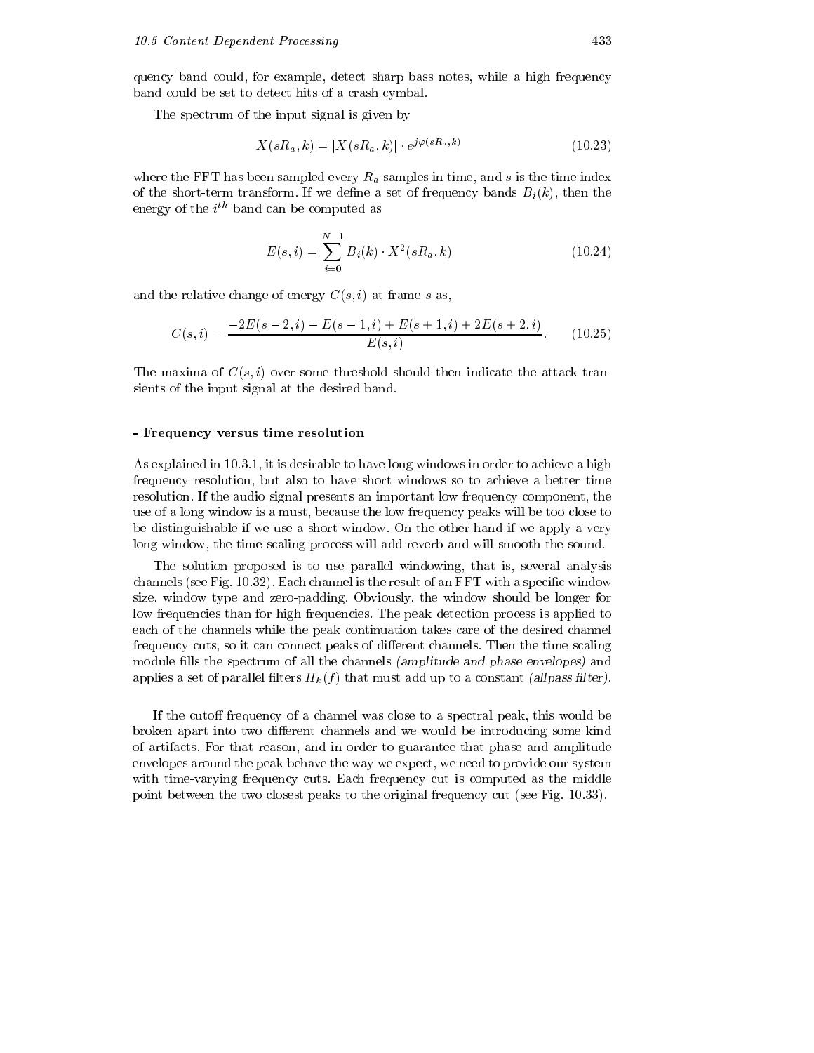quency band could, for example, detect sharp bass notes, while a high frequency band could be set to detect hits of a crash cymbal.

The spectrum of the input signal is given by

$$X(sR_a, k) = |X(sR_a, k)| \cdot e^{j\varphi(sR_a, k)} \tag{10.23}$$

where the FFT has been sampled every $R_a$ samples in time, and $s$ is the time index of the short-term transform. If we define a set of frequency bands $B_i(k)$, then the energy of the $i^{th}$ band can be computed as

$$E(s, i) = \sum_{i=0}^{N-1} B_i(k) \cdot X^2(sR_a, k) \tag{10.24}$$

and the relative change of energy $C(s, i)$ at frame $s$ as,

$$C(s, i) = \frac{-2E(s-2, i) - E(s-1, i) + E(s+1, i) + 2E(s+2, i)}{E(s, i)}. \tag{10.25}$$

The maxima of $C(s, i)$ over some threshold should then indicate the attack transients of the input signal at the desired band.

**- Frequency versus time resolution**

As explained in 10.3.1, it is desirable to have long windows in order to achieve a high frequency resolution, but also to have short windows so to achieve a better time resolution. If the audio signal presents an important low frequency component, the use of a long window is a must, because the low frequency peaks will be too close to be distinguishable if we use a short window. On the other hand if we apply a very long window, the time-scaling process will add reverb and will smooth the sound.

The solution proposed is to use parallel windowing, that is, several analysis channels (see Fig. 10.32). Each channel is the result of an FFT with a specific window size, window type and zero-padding. Obviously, the window should be longer for low frequencies than for high frequencies. The peak detection process is applied to each of the channels while the peak continuation takes care of the desired channel frequency cuts, so it can connect peaks of different channels. Then the time scaling module fills the spectrum of all the channels *(amplitude and phase envelopes)* and applies a set of parallel filters $H_k(f)$ that must add up to a constant *(allpass filter)*.

If the cutoff frequency of a channel was close to a spectral peak, this would be broken apart into two different channels and we would be introducing some kind of artifacts. For that reason, and in order to guarantee that phase and amplitude envelopes around the peak behave the way we expect, we need to provide our system with time-varying frequency cuts. Each frequency cut is computed as the middle point between the two closest peaks to the original frequency cut (see Fig. 10.33).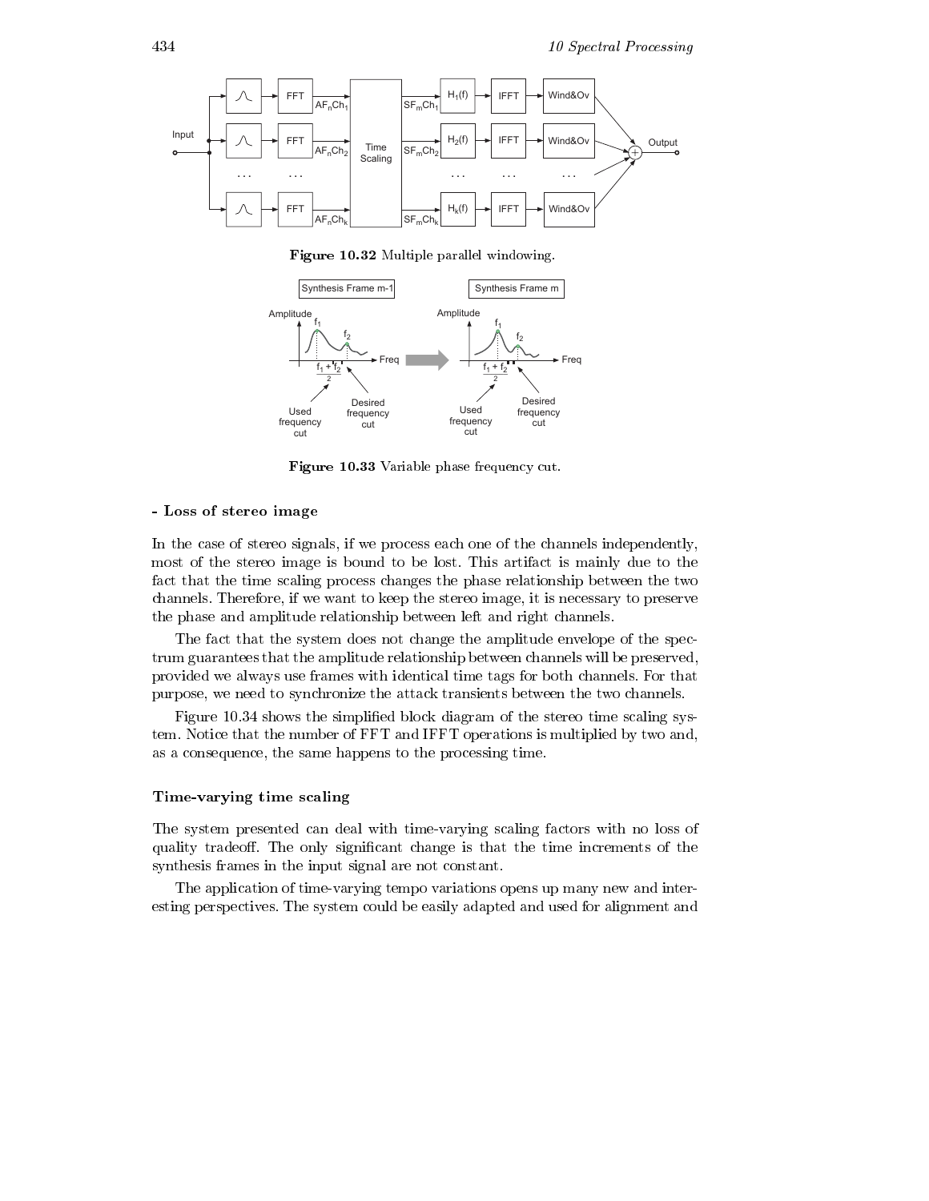**Figure 10.32** Multiple parallel windowing.

**Figure 10.33** Variable phase frequency cut.

#### - Loss of stereo image

In the case of stereo signals, if we process each one of the channels independently, most of the stereo image is bound to be lost. This artifact is mainly due to the fact that the time scaling process changes the phase relationship between the two channels. Therefore, if we want to keep the stereo image, it is necessary to preserve the phase and amplitude relationship between left and right channels.

The fact that the system does not change the amplitude envelope of the spectrum guarantees that the amplitude relationship between channels will be preserved, provided we always use frames with identical time tags for both channels. For that purpose, we need to synchronize the attack transients between the two channels.

Figure 10.34 shows the simplified block diagram of the stereo time scaling system. Notice that the number of FFT and IFFT operations is multiplied by two and, as a consequence, the same happens to the processing time.

### Time-varying time scaling

The system presented can deal with time-varying scaling factors with no loss of quality tradeoff. The only significant change is that the time increments of the synthesis frames in the input signal are not constant.

The application of time-varying tempo variations opens up many new and interesting perspectives. The system could be easily adapted and used for alignment and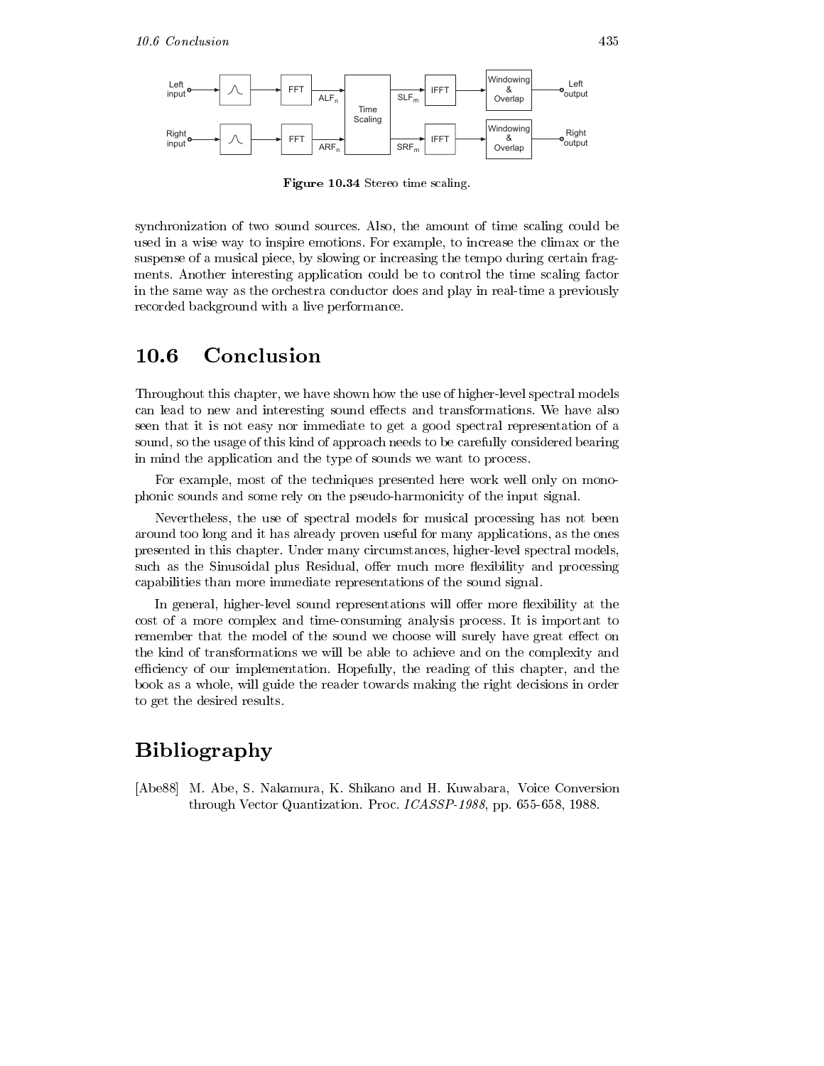Figure 10.34 Stereo time scaling.

synchronization of two sound sources. Also, the amount of time scaling could be used in a wise way to inspire emotions. For example, to increase the climax or the suspense of a musical piece, by slowing or increasing the tempo during certain fragments. Another interesting application could be to control the time scaling factor in the same way as the orchestra conductor does and play in real-time a previously recorded background with a live performance.

## 10.6 Conclusion

Throughout this chapter, we have shown how the use of higher-level spectral models can lead to new and interesting sound effects and transformations. We have also seen that it is not easy nor immediate to get a good spectral representation of a sound, so the usage of this kind of approach needs to be carefully considered bearing in mind the application and the type of sounds we want to process.

For example, most of the techniques presented here work well only on monophonic sounds and some rely on the pseudo-harmonicity of the input signal.

Nevertheless, the use of spectral models for musical processing has not been around too long and it has already proven useful for many applications, as the ones presented in this chapter. Under many circumstances, higher-level spectral models, such as the Sinusoidal plus Residual, offer much more flexibility and processing capabilities than more immediate representations of the sound signal.

In general, higher-level sound representations will offer more flexibility at the cost of a more complex and time-consuming analysis process. It is important to remember that the model of the sound we choose will surely have great effect on the kind of transformations we will be able to achieve and on the complexity and efficiency of our implementation. Hopefully, the reading of this chapter, and the book as a whole, will guide the reader towards making the right decisions in order to get the desired results.

## Bibliography

[Abe88] M. Abe, S. Nakamura, K. Shikano and H. Kuwabara, Voice Conversion through Vector Quantization. Proc. *ICASSP-1988*, pp. 655-658, 1988.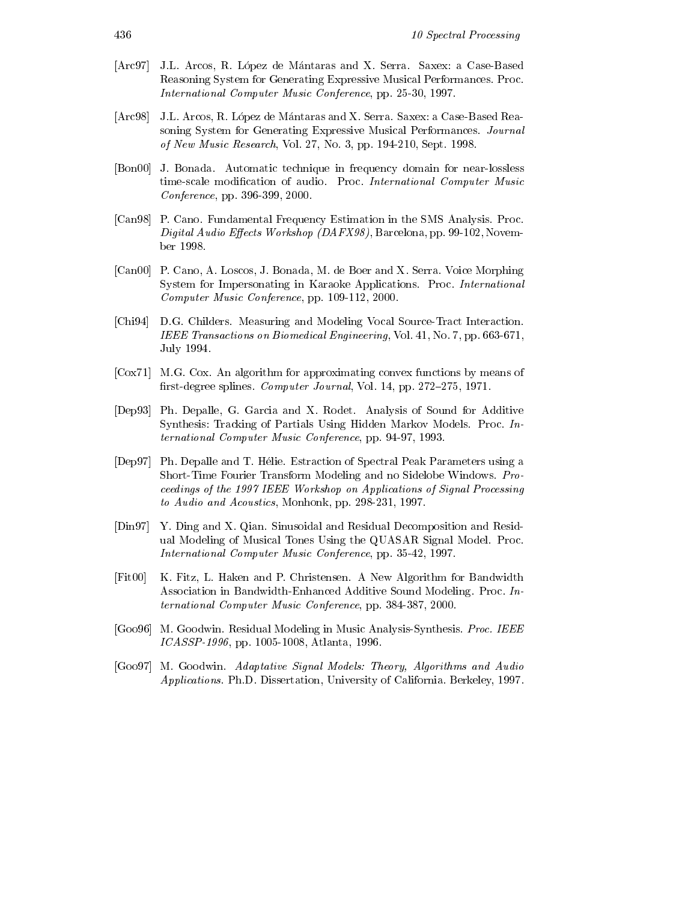[Arc97] J.L. Arcos, R. López de Mántaras and X. Serra. Saxex: a Case-Based Reasoning System for Generating Expressive Musical Performances. Proc. *International Computer Music Conference*, pp. 25-30, 1997.

[Arc98] J.L. Arcos, R. López de Mántaras and X. Serra. Saxex: a Case-Based Reasoning System for Generating Expressive Musical Performances. *Journal of New Music Research*, Vol. 27, No. 3, pp. 194-210, Sept. 1998.

[Bon00] J. Bonada. Automatic technique in frequency domain for near-lossless time-scale modification of audio. Proc. *International Computer Music Conference*, pp. 396-399, 2000.

[Can98] P. Cano. Fundamental Frequency Estimation in the SMS Analysis. Proc. *Digital Audio Effects Workshop (DAFX98)*, Barcelona, pp. 99-102, November 1998.

[Can00] P. Cano, A. Loscos, J. Bonada, M. de Boer and X. Serra. Voice Morphing System for Impersonating in Karaoke Applications. Proc. *International Computer Music Conference*, pp. 109-112, 2000.

[Chi94] D.G. Childers. Measuring and Modeling Vocal Source-Tract Interaction. *IEEE Transactions on Biomedical Engineering*, Vol. 41, No. 7, pp. 663-671, July 1994.

[Cox71] M.G. Cox. An algorithm for approximating convex functions by means of first-degree splines. *Computer Journal*, Vol. 14, pp. 272–275, 1971.

[Dep93] Ph. Depalle, G. Garcia and X. Rodet. Analysis of Sound for Additive Synthesis: Tracking of Partials Using Hidden Markov Models. Proc. *International Computer Music Conference*, pp. 94-97, 1993.

[Dep97] Ph. Depalle and T. Hélie. Estraction of Spectral Peak Parameters using a Short-Time Fourier Transform Modeling and no Sidelobe Windows. *Proceedings of the 1997 IEEE Workshop on Applications of Signal Processing to Audio and Acoustics*, Monhonk, pp. 298-231, 1997.

[Din97] Y. Ding and X. Qian. Sinusoidal and Residual Decomposition and Residual Modeling of Musical Tones Using the QUASAR Signal Model. Proc. *International Computer Music Conference*, pp. 35-42, 1997.

[Fit00] K. Fitz, L. Haken and P. Christensen. A New Algorithm for Bandwidth Association in Bandwidth-Enhanced Additive Sound Modeling. Proc. *International Computer Music Conference*, pp. 384-387, 2000.

[Goo96] M. Goodwin. Residual Modeling in Music Analysis-Synthesis. *Proc. IEEE ICASSP-1996*, pp. 1005-1008, Atlanta, 1996.

[Goo97] M. Goodwin. *Adaptative Signal Models: Theory, Algorithms and Audio Applications*. Ph.D. Dissertation, University of California. Berkeley, 1997.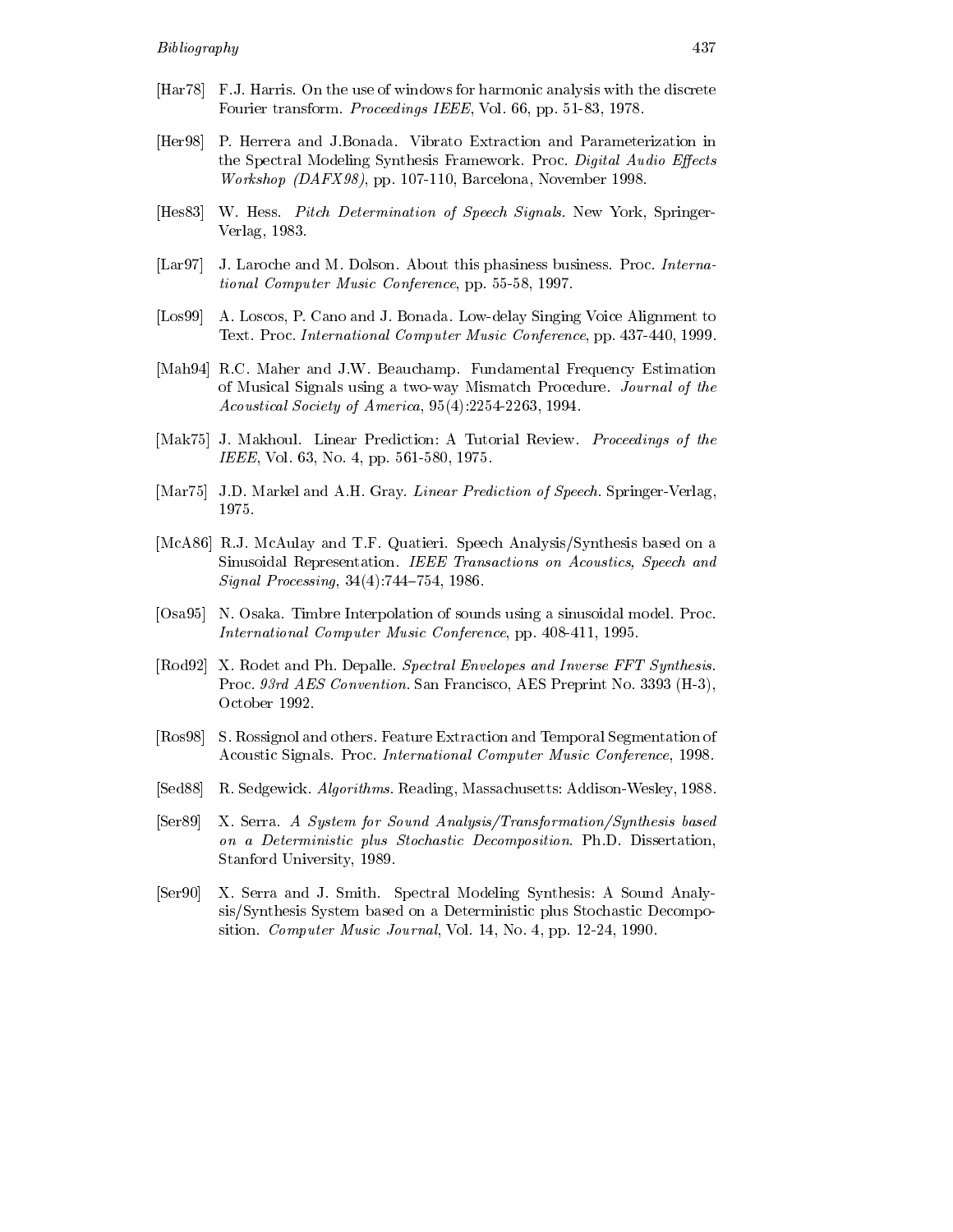[Har78] F.J. Harris. On the use of windows for harmonic analysis with the discrete Fourier transform. *Proceedings IEEE*, Vol. 66, pp. 51-83, 1978.

[Her98] P. Herrera and J.Bonada. Vibrato Extraction and Parameterization in the Spectral Modeling Synthesis Framework. Proc. *Digital Audio Effects Workshop (DAFX98)*, pp. 107-110, Barcelona, November 1998.

[Hes83] W. Hess. *Pitch Determination of Speech Signals*. New York, Springer-Verlag, 1983.

[Lar97] J. Laroche and M. Dolson. About this phasiness business. Proc. *International Computer Music Conference*, pp. 55-58, 1997.

[Los99] A. Loscos, P. Cano and J. Bonada. Low-delay Singing Voice Alignment to Text. Proc. *International Computer Music Conference*, pp. 437-440, 1999.

[Mah94] R.C. Maher and J.W. Beauchamp. Fundamental Frequency Estimation of Musical Signals using a two-way Mismatch Procedure. *Journal of the Acoustical Society of America*, 95(4):2254-2263, 1994.

[Mak75] J. Makhoul. Linear Prediction: A Tutorial Review. *Proceedings of the IEEE*, Vol. 63, No. 4, pp. 561-580, 1975.

[Mar75] J.D. Markel and A.H. Gray. *Linear Prediction of Speech*. Springer-Verlag, 1975.

[McA86] R.J. McAulay and T.F. Quatieri. Speech Analysis/Synthesis based on a Sinusoidal Representation. *IEEE Transactions on Acoustics, Speech and Signal Processing*, 34(4):744–754, 1986.

[Osa95] N. Osaka. Timbre Interpolation of sounds using a sinusoidal model. Proc. *International Computer Music Conference*, pp. 408-411, 1995.

[Rod92] X. Rodet and Ph. Depalle. *Spectral Envelopes and Inverse FFT Synthesis*. Proc. *93rd AES Convention*. San Francisco, AES Preprint No. 3393 (H-3), October 1992.

[Ros98] S. Rossignol and others. Feature Extraction and Temporal Segmentation of Acoustic Signals. Proc. *International Computer Music Conference*, 1998.

[Sed88] R. Sedgewick. *Algorithms*. Reading, Massachusetts: Addison-Wesley, 1988.

[Ser89] X. Serra. *A System for Sound Analysis/Transformation/Synthesis based on a Deterministic plus Stochastic Decomposition*. Ph.D. Dissertation, Stanford University, 1989.

[Ser90] X. Serra and J. Smith. Spectral Modeling Synthesis: A Sound Analysis/Synthesis System based on a Deterministic plus Stochastic Decomposition. *Computer Music Journal*, Vol. 14, No. 4, pp. 12-24, 1990.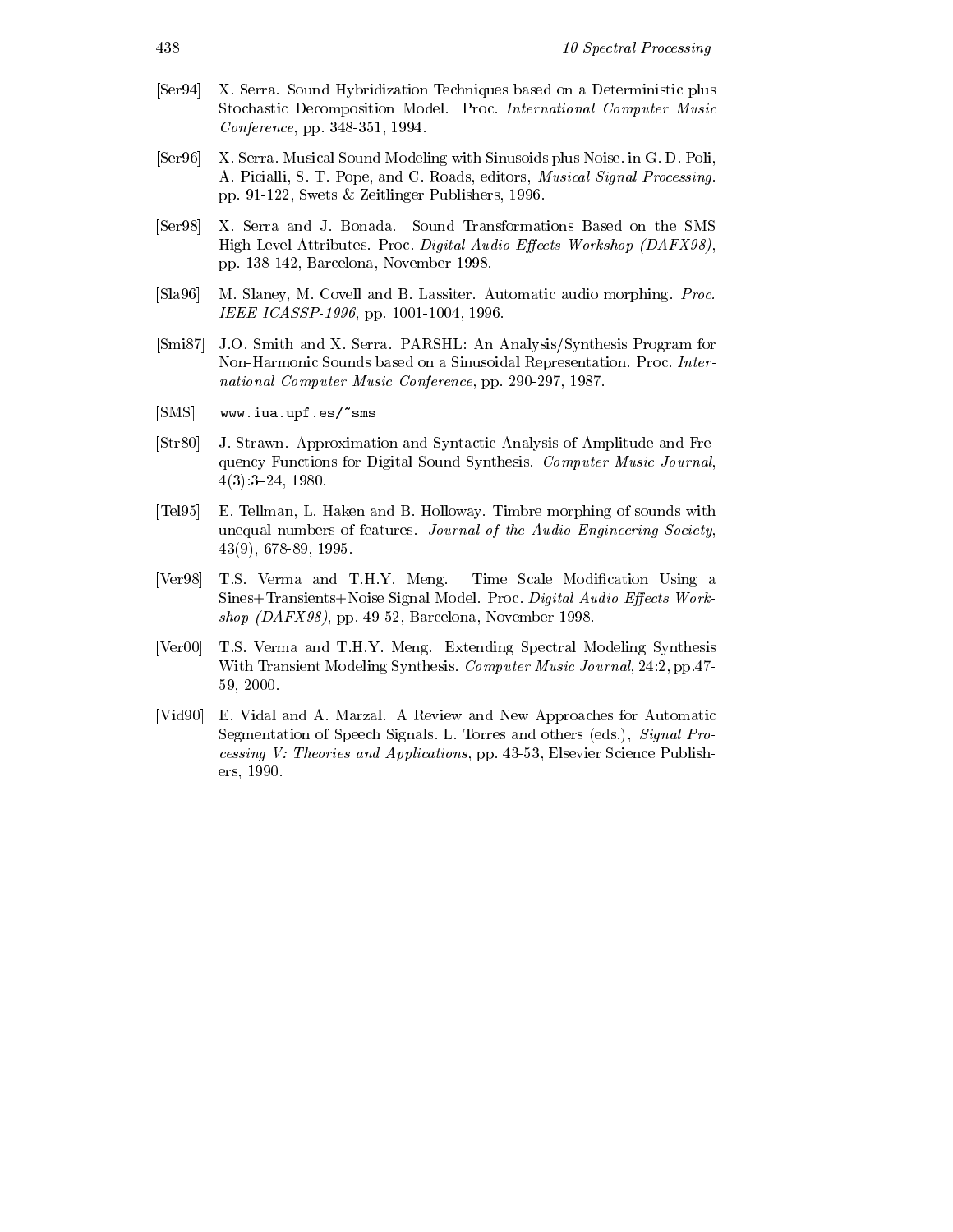[Ser94] X. Serra. Sound Hybridization Techniques based on a Deterministic plus Stochastic Decomposition Model. Proc. *International Computer Music Conference*, pp. 348-351, 1994.

[Ser96] X. Serra. Musical Sound Modeling with Sinusoids plus Noise. in G. D. Poli, A. Picialli, S. T. Pope, and C. Roads, editors, *Musical Signal Processing*. pp. 91-122, Swets & Zeitlinger Publishers, 1996.

[Ser98] X. Serra and J. Bonada. Sound Transformations Based on the SMS High Level Attributes. Proc. *Digital Audio Effects Workshop (DAFX98)*, pp. 138-142, Barcelona, November 1998.

[Sla96] M. Slaney, M. Covell and B. Lassiter. Automatic audio morphing. *Proc. IEEE ICASSP-1996*, pp. 1001-1004, 1996.

[Smi87] J.O. Smith and X. Serra. PARSHL: An Analysis/Synthesis Program for Non-Harmonic Sounds based on a Sinusoidal Representation. Proc. *International Computer Music Conference*, pp. 290-297, 1987.

[SMS] `www.iua.upf.es/~sms`

[Str80] J. Strawn. Approximation and Syntactic Analysis of Amplitude and Frequency Functions for Digital Sound Synthesis. *Computer Music Journal*, 4(3):3–24, 1980.

[Tel95] E. Tellman, L. Haken and B. Holloway. Timbre morphing of sounds with unequal numbers of features. *Journal of the Audio Engineering Society*, 43(9), 678-89, 1995.

[Ver98] T.S. Verma and T.H.Y. Meng. Time Scale Modification Using a Sines+Transients+Noise Signal Model. Proc. *Digital Audio Effects Workshop (DAFX98)*, pp. 49-52, Barcelona, November 1998.

[Ver00] T.S. Verma and T.H.Y. Meng. Extending Spectral Modeling Synthesis With Transient Modeling Synthesis. *Computer Music Journal*, 24:2, pp.47-59, 2000.

[Vid90] E. Vidal and A. Marzal. A Review and New Approaches for Automatic Segmentation of Speech Signals. L. Torres and others (eds.), *Signal Processing V: Theories and Applications*, pp. 43-53, Elsevier Science Publishers, 1990.